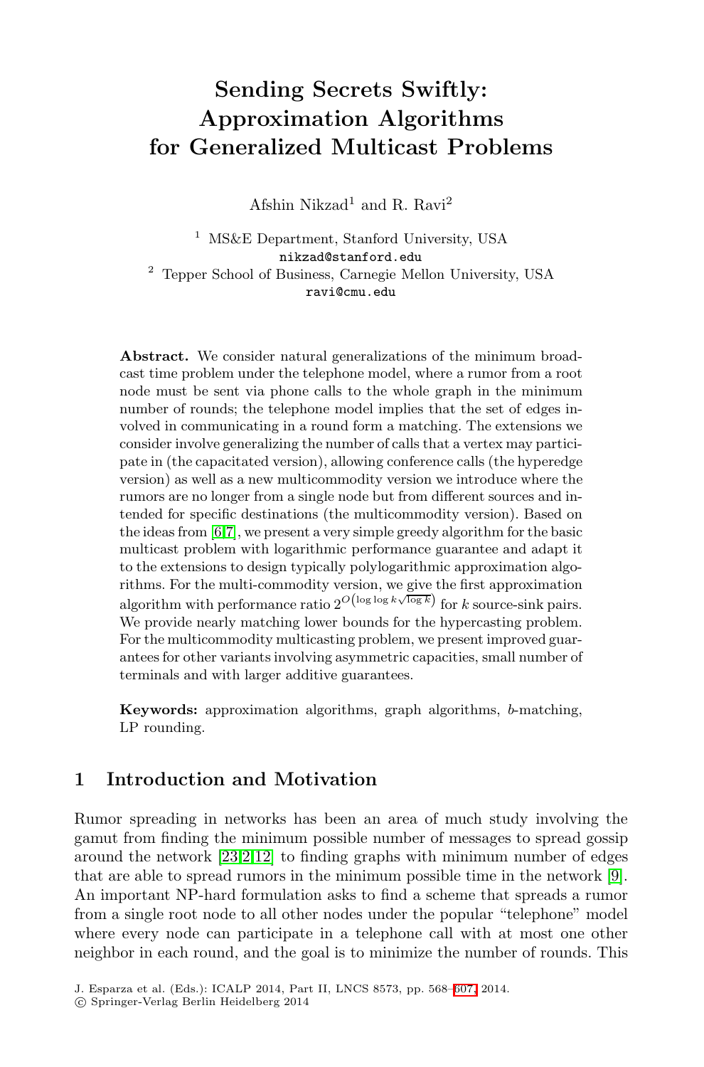# Sending Secrets Swiftly: Approximation Algorithms for Generalized Multicast Problems

Afshin Nikzad[1] and R. Ravi[2]

[1] MS&E Department, Stanford University, USA
nikzad@stanford.edu

[2] Tepper School of Business, Carnegie Mellon University, USA
ravi@cmu.edu

**Abstract.** We consider natural generalizations of the minimum broadcast time problem under the telephone model, where a rumor from a root node must be sent via phone calls to the whole graph in the minimum number of rounds; the telephone model implies that the set of edges involved in communicating in a round form a matching. The extensions we consider involve generalizing the number of calls that a vertex may participate in (the capacitated version), allowing conference calls (the hyperedge version) as well as a new multicommodity version we introduce where the rumors are no longer from a single node but from different sources and intended for specific destinations (the multicommodity version). Based on the ideas from [6,7], we present a very simple greedy algorithm for the basic multicast problem with logarithmic performance guarantee and adapt it to the extensions to design typically polylogarithmic approximation algorithms. For the multi-commodity version, we give the first approximation algorithm with performance ratio $2^{O(\log \log k \sqrt{\log k})}$ for $k$ source-sink pairs. We provide nearly matching lower bounds for the hypercasting problem. For the multicommodity multicasting problem, we present improved guarantees for other variants involving asymmetric capacities, small number of terminals and with larger additive guarantees.

**Keywords:** approximation algorithms, graph algorithms, $b$-matching, LP rounding.

## 1 Introduction and Motivation

Rumor spreading in networks has been an area of much study involving the gamut from finding the minimum possible number of messages to spread gossip around the network [23,2,12] to finding graphs with minimum number of edges that are able to spread rumors in the minimum possible time in the network [9]. An important NP-hard formulation asks to find a scheme that spreads a rumor from a single root node to all other nodes under the popular "telephone" model where every node can participate in a telephone call with at most one other neighbor in each round, and the goal is to minimize the number of rounds. This

J. Esparza et al. (Eds.): ICALP 2014, Part II, LNCS 8573, pp. 568–607, 2014.
© Springer-Verlag Berlin Heidelberg 2014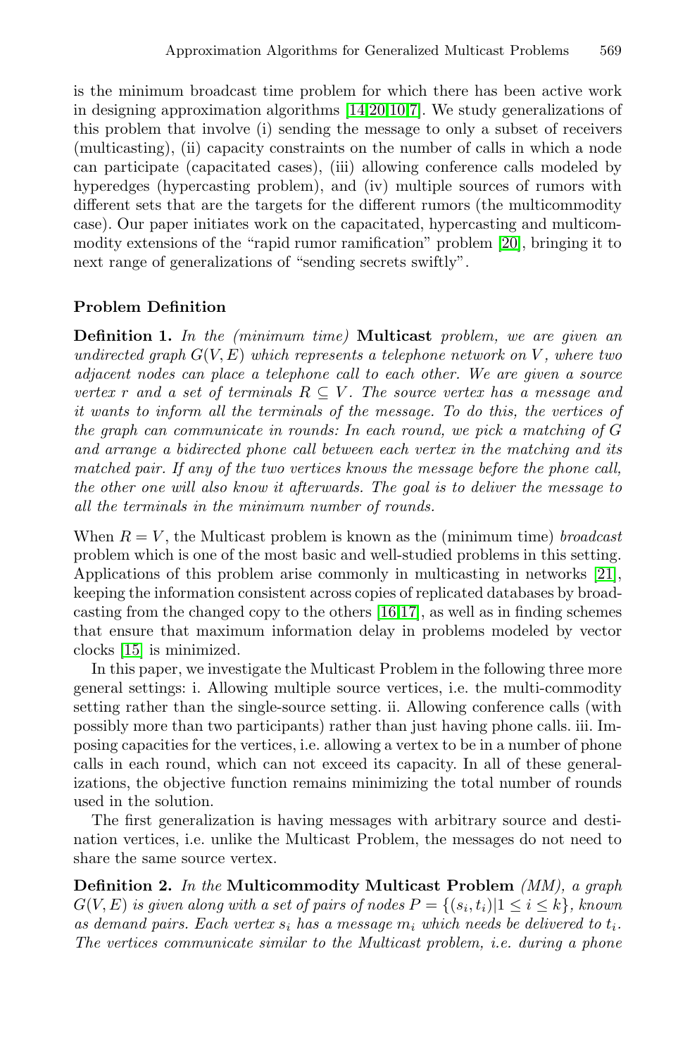is the minimum broadcast time problem for which there has been active work in designing approximation algorithms [14,20,10,7]. We study generalizations of this problem that involve (i) sending the message to only a subset of receivers (multicasting), (ii) capacity constraints on the number of calls in which a node can participate (capacitated cases), (iii) allowing conference calls modeled by hyperedges (hypercasting problem), and (iv) multiple sources of rumors with different sets that are the targets for the different rumors (the multicommodity case). Our paper initiates work on the capacitated, hypercasting and multicommodity extensions of the "rapid rumor ramification" problem [20], bringing it to next range of generalizations of "sending secrets swiftly".

**Problem Definition**

**Definition 1.** *In the (minimum time)* **Multicast** *problem, we are given an undirected graph $G(V, E)$ which represents a telephone network on $V$, where two adjacent nodes can place a telephone call to each other. We are given a source vertex $r$ and a set of terminals $R \subseteq V$. The source vertex has a message and it wants to inform all the terminals of the message. To do this, the vertices of the graph can communicate in rounds: In each round, we pick a matching of $G$ and arrange a bidirected phone call between each vertex in the matching and its matched pair. If any of the two vertices knows the message before the phone call, the other one will also know it afterwards. The goal is to deliver the message to all the terminals in the minimum number of rounds.*

When $R = V$, the Multicast problem is known as the (minimum time) *broadcast* problem which is one of the most basic and well-studied problems in this setting. Applications of this problem arise commonly in multicasting in networks [21], keeping the information consistent across copies of replicated databases by broadcasting from the changed copy to the others [16,17], as well as in finding schemes that ensure that maximum information delay in problems modeled by vector clocks [15] is minimized.

In this paper, we investigate the Multicast Problem in the following three more general settings: i. Allowing multiple source vertices, i.e. the multi-commodity setting rather than the single-source setting. ii. Allowing conference calls (with possibly more than two participants) rather than just having phone calls. iii. Imposing capacities for the vertices, i.e. allowing a vertex to be in a number of phone calls in each round, which can not exceed its capacity. In all of these generalizations, the objective function remains minimizing the total number of rounds used in the solution.

The first generalization is having messages with arbitrary source and destination vertices, i.e. unlike the Multicast Problem, the messages do not need to share the same source vertex.

**Definition 2.** *In the* **Multicommodity Multicast Problem** *(MM), a graph $G(V, E)$ is given along with a set of pairs of nodes $P = \{(s_i, t_i) | 1 \leq i \leq k\}$, known as demand pairs. Each vertex $s_i$ has a message $m_i$ which needs be delivered to $t_i$. The vertices communicate similar to the Multicast problem, i.e. during a phone*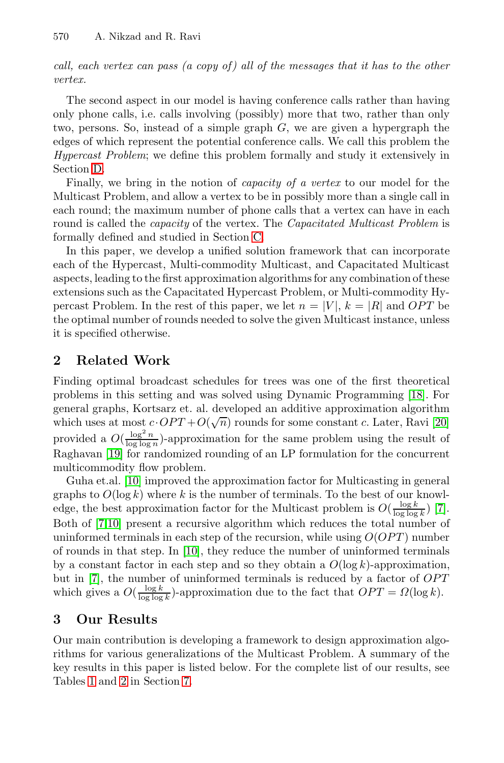*call, each vertex can pass (a copy of) all of the messages that it has to the other vertex.*

The second aspect in our model is having conference calls rather than having only phone calls, i.e. calls involving (possibly) more that two, rather than only two, persons. So, instead of a simple graph $G$, we are given a hypergraph the edges of which represent the potential conference calls. We call this problem the *Hypercast Problem*; we define this problem formally and study it extensively in Section D.

Finally, we bring in the notion of *capacity of a vertex* to our model for the Multicast Problem, and allow a vertex to be in possibly more than a single call in each round; the maximum number of phone calls that a vertex can have in each round is called the *capacity* of the vertex. The *Capacitated Multicast Problem* is formally defined and studied in Section C.

In this paper, we develop a unified solution framework that can incorporate each of the Hypercast, Multi-commodity Multicast, and Capacitated Multicast aspects, leading to the first approximation algorithms for any combination of these extensions such as the Capacitated Hypercast Problem, or Multi-commodity Hypercast Problem. In the rest of this paper, we let $n = |V|$, $k = |R|$ and $OPT$ be the optimal number of rounds needed to solve the given Multicast instance, unless it is specified otherwise.

## 2 Related Work

Finding optimal broadcast schedules for trees was one of the first theoretical problems in this setting and was solved using Dynamic Programming [18]. For general graphs, Kortsarz et. al. developed an additive approximation algorithm which uses at most $c \cdot OPT + O(\sqrt{n})$ rounds for some constant $c$. Later, Ravi [20] provided a $O(\frac{\log^2 n}{\log \log n})$-approximation for the same problem using the result of Raghavan [19] for randomized rounding of an LP formulation for the concurrent multicommodity flow problem.

Guha et.al. [10] improved the approximation factor for Multicasting in general graphs to $O(\log k)$ where $k$ is the number of terminals. To the best of our knowledge, the best approximation factor for the Multicast problem is $O(\frac{\log k}{\log \log k})$ [7]. Both of [7,10] present a recursive algorithm which reduces the total number of uninformed terminals in each step of the recursion, while using $O(OPT)$ number of rounds in that step. In [10], they reduce the number of uninformed terminals by a constant factor in each step and so they obtain a $O(\log k)$-approximation, but in [7], the number of uninformed terminals is reduced by a factor of $OPT$ which gives a $O(\frac{\log k}{\log \log k})$-approximation due to the fact that $OPT = \Omega(\log k)$.

## 3 Our Results

Our main contribution is developing a framework to design approximation algorithms for various generalizations of the Multicast Problem. A summary of the key results in this paper is listed below. For the complete list of our results, see Tables 1 and 2 in Section 7.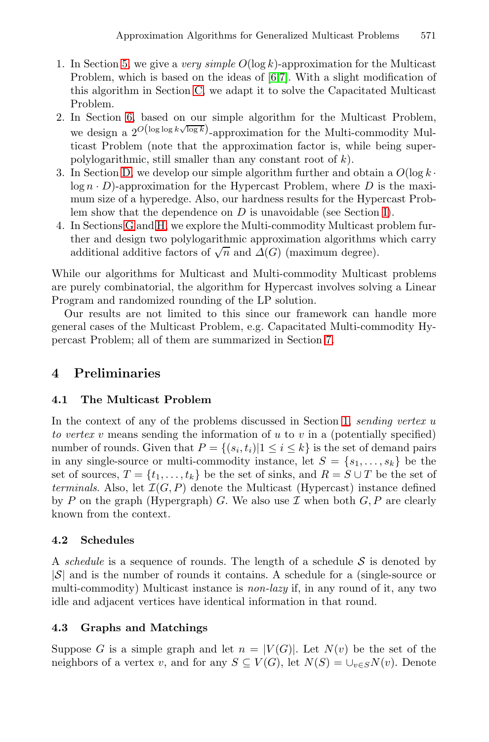1. In Section 5, we give a *very simple* $O(\log k)$-approximation for the Multicast Problem, which is based on the ideas of [6,7]. With a slight modification of this algorithm in Section C, we adapt it to solve the Capacitated Multicast Problem.
2. In Section 6, based on our simple algorithm for the Multicast Problem, we design a $2^{O(\log\log k\sqrt{\log k})}$-approximation for the Multi-commodity Multicast Problem (note that the approximation factor is, while being super-polylogarithmic, still smaller than any constant root of $k$).
3. In Section D, we develop our simple algorithm further and obtain a $O(\log k \cdot \log n \cdot D)$-approximation for the Hypercast Problem, where $D$ is the maximum size of a hyperedge. Also, our hardness results for the Hypercast Problem show that the dependence on $D$ is unavoidable (see Section I).
4. In Sections G and H, we explore the Multi-commodity Multicast problem further and design two polylogarithmic approximation algorithms which carry additional additive factors of $\sqrt{n}$ and $\Delta(G)$ (maximum degree).

While our algorithms for Multicast and Multi-commodity Multicast problems are purely combinatorial, the algorithm for Hypercast involves solving a Linear Program and randomized rounding of the LP solution.

Our results are not limited to this since our framework can handle more general cases of the Multicast Problem, e.g. Capacitated Multi-commodity Hypercast Problem; all of them are summarized in Section 7.

# 4 Preliminaries

## 4.1 The Multicast Problem

In the context of any of the problems discussed in Section 1, *sending vertex $u$ to vertex $v$* means sending the information of $u$ to $v$ in a (potentially specified) number of rounds. Given that $P = \{(s_i, t_i) | 1 \leq i \leq k\}$ is the set of demand pairs in any single-source or multi-commodity instance, let $S = \{s_1, \ldots, s_k\}$ be the set of sources, $T = \{t_1, \ldots, t_k\}$ be the set of sinks, and $R = S \cup T$ be the set of *terminals*. Also, let $\mathcal{I}(G, P)$ denote the Multicast (Hypercast) instance defined by $P$ on the graph (Hypergraph) $G$. We also use $\mathcal{I}$ when both $G, P$ are clearly known from the context.

## 4.2 Schedules

A *schedule* is a sequence of rounds. The length of a schedule $\mathcal{S}$ is denoted by $|\mathcal{S}|$ and is the number of rounds it contains. A schedule for a (single-source or multi-commodity) Multicast instance is *non-lazy* if, in any round of it, any two idle and adjacent vertices have identical information in that round.

## 4.3 Graphs and Matchings

Suppose $G$ is a simple graph and let $n = |V(G)|$. Let $N(v)$ be the set of the neighbors of a vertex $v$, and for any $S \subseteq V(G)$, let $N(S) = \cup_{v \in S} N(v)$. Denote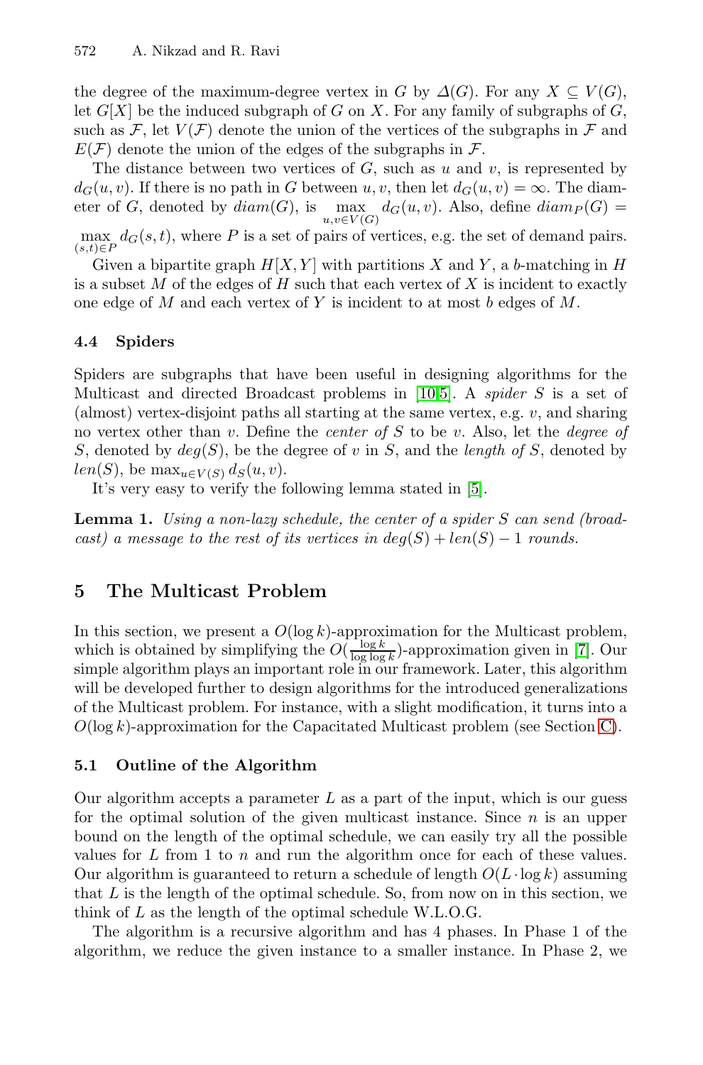the degree of the maximum-degree vertex in $G$ by $\Delta(G)$. For any $X \subseteq V(G)$, let $G[X]$ be the induced subgraph of $G$ on $X$. For any family of subgraphs of $G$, such as $\mathcal{F}$, let $V(\mathcal{F})$ denote the union of the vertices of the subgraphs in $\mathcal{F}$ and $E(\mathcal{F})$ denote the union of the edges of the subgraphs in $\mathcal{F}$.

The distance between two vertices of $G$, such as $u$ and $v$, is represented by $d_G(u, v)$. If there is no path in $G$ between $u, v$, then let $d_G(u, v) = \infty$. The diameter of $G$, denoted by $diam(G)$, is $\max_{u,v \in V(G)} d_G(u, v)$. Also, define $diam_P(G) = \max_{(s,t) \in P} d_G(s, t)$, where $P$ is a set of pairs of vertices, e.g. the set of demand pairs.

Given a bipartite graph $H[X, Y]$ with partitions $X$ and $Y$, a $b$-matching in $H$ is a subset $M$ of the edges of $H$ such that each vertex of $X$ is incident to exactly one edge of $M$ and each vertex of $Y$ is incident to at most $b$ edges of $M$.

### 4.4 Spiders

Spiders are subgraphs that have been useful in designing algorithms for the Multicast and directed Broadcast problems in [10,5]. A *spider* $S$ is a set of (almost) vertex-disjoint paths all starting at the same vertex, e.g. $v$, and sharing no vertex other than $v$. Define the *center of* $S$ to be $v$. Also, let the *degree of* $S$, denoted by $deg(S)$, be the degree of $v$ in $S$, and the *length of* $S$, denoted by $len(S)$, be $\max_{u \in V(S)} d_S(u, v)$.

It's very easy to verify the following lemma stated in [5].

**Lemma 1.** *Using a non-lazy schedule, the center of a spider* $S$ *can send (broadcast) a message to the rest of its vertices in* $deg(S) + len(S) - 1$ *rounds.*

## 5 The Multicast Problem

In this section, we present a $O(\log k)$-approximation for the Multicast problem, which is obtained by simplifying the $O(\frac{\log k}{\log \log k})$-approximation given in [7]. Our simple algorithm plays an important role in our framework. Later, this algorithm will be developed further to design algorithms for the introduced generalizations of the Multicast problem. For instance, with a slight modification, it turns into a $O(\log k)$-approximation for the Capacitated Multicast problem (see Section C).

### 5.1 Outline of the Algorithm

Our algorithm accepts a parameter $L$ as a part of the input, which is our guess for the optimal solution of the given multicast instance. Since $n$ is an upper bound on the length of the optimal schedule, we can easily try all the possible values for $L$ from 1 to $n$ and run the algorithm once for each of these values. Our algorithm is guaranteed to return a schedule of length $O(L \cdot \log k)$ assuming that $L$ is the length of the optimal schedule. So, from now on in this section, we think of $L$ as the length of the optimal schedule W.L.O.G.

The algorithm is a recursive algorithm and has 4 phases. In Phase 1 of the algorithm, we reduce the given instance to a smaller instance. In Phase 2, we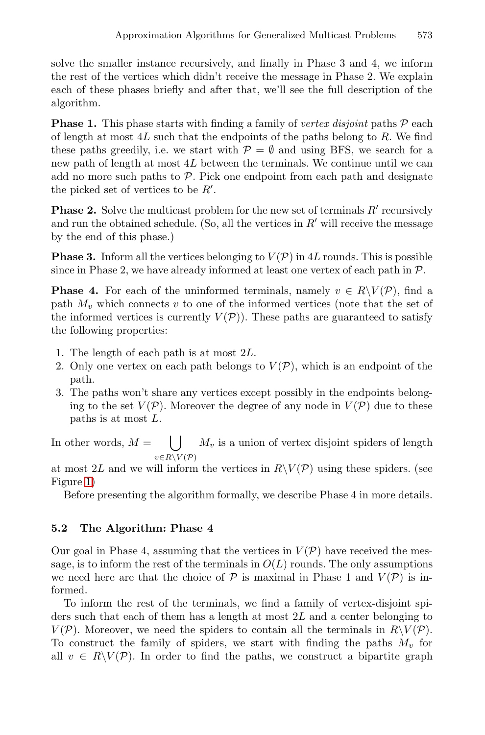solve the smaller instance recursively, and finally in Phase 3 and 4, we inform the rest of the vertices which didn't receive the message in Phase 2. We explain each of these phases briefly and after that, we'll see the full description of the algorithm.

**Phase 1.** This phase starts with finding a family of *vertex disjoint* paths $\mathcal{P}$ each of length at most $4L$ such that the endpoints of the paths belong to $R$. We find these paths greedily, i.e. we start with $\mathcal{P} = \emptyset$ and using BFS, we search for a new path of length at most $4L$ between the terminals. We continue until we can add no more such paths to $\mathcal{P}$. Pick one endpoint from each path and designate the picked set of vertices to be $R'$.

**Phase 2.** Solve the multicast problem for the new set of terminals $R'$ recursively and run the obtained schedule. (So, all the vertices in $R'$ will receive the message by the end of this phase.)

**Phase 3.** Inform all the vertices belonging to $V(\mathcal{P})$ in $4L$ rounds. This is possible since in Phase 2, we have already informed at least one vertex of each path in $\mathcal{P}$.

**Phase 4.** For each of the uninformed terminals, namely $v \in R \backslash V(\mathcal{P})$, find a path $M_v$ which connects $v$ to one of the informed vertices (note that the set of the informed vertices is currently $V(\mathcal{P})$). These paths are guaranteed to satisfy the following properties:

1. The length of each path is at most $2L$.
2. Only one vertex on each path belongs to $V(\mathcal{P})$, which is an endpoint of the path.
3. The paths won't share any vertices except possibly in the endpoints belonging to the set $V(\mathcal{P})$. Moreover the degree of any node in $V(\mathcal{P})$ due to these paths is at most $L$.

In other words, $M = \bigcup_{v \in R \backslash V(\mathcal{P})} M_v$ is a union of vertex disjoint spiders of length at most $2L$ and we will inform the vertices in $R \backslash V(\mathcal{P})$ using these spiders. (see Figure 1)

Before presenting the algorithm formally, we describe Phase 4 in more details.

### 5.2 The Algorithm: Phase 4

Our goal in Phase 4, assuming that the vertices in $V(\mathcal{P})$ have received the message, is to inform the rest of the terminals in $O(L)$ rounds. The only assumptions we need here are that the choice of $\mathcal{P}$ is maximal in Phase 1 and $V(\mathcal{P})$ is informed.

To inform the rest of the terminals, we find a family of vertex-disjoint spiders such that each of them has a length at most $2L$ and a center belonging to $V(\mathcal{P})$. Moreover, we need the spiders to contain all the terminals in $R \backslash V(\mathcal{P})$. To construct the family of spiders, we start with finding the paths $M_v$ for all $v \in R \backslash V(\mathcal{P})$. In order to find the paths, we construct a bipartite graph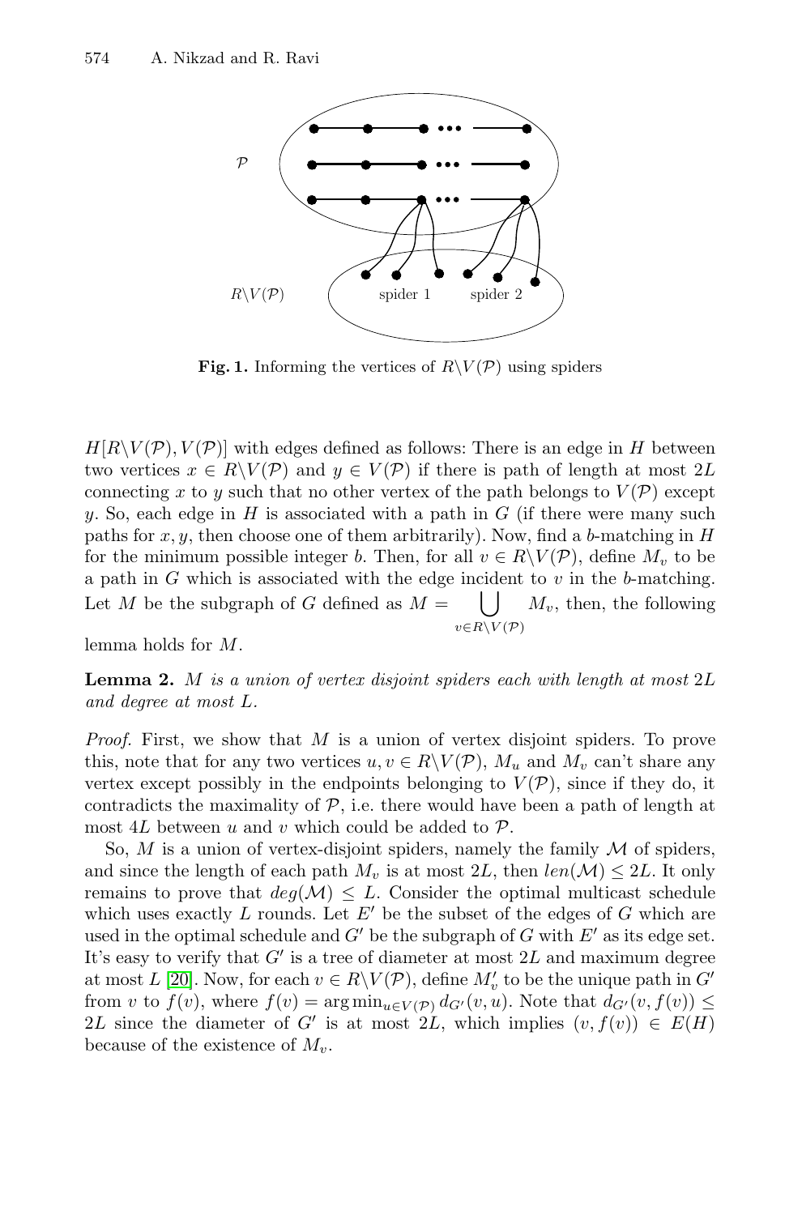$\mathcal{P}$

$R \backslash V(\mathcal{P})$

spider 1

spider 2

**Fig. 1.** Informing the vertices of $R\backslash V(\mathcal{P})$ using spiders

$H[R\backslash V(\mathcal{P}), V(\mathcal{P})]$ with edges defined as follows: There is an edge in $H$ between two vertices $x \in R\backslash V(\mathcal{P})$ and $y \in V(\mathcal{P})$ if there is path of length at most $2L$ connecting $x$ to $y$ such that no other vertex of the path belongs to $V(\mathcal{P})$ except $y$. So, each edge in $H$ is associated with a path in $G$ (if there were many such paths for $x, y$, then choose one of them arbitrarily). Now, find a $b$-matching in $H$ for the minimum possible integer $b$. Then, for all $v \in R\backslash V(\mathcal{P})$, define $M_v$ to be a path in $G$ which is associated with the edge incident to $v$ in the $b$-matching. Let $M$ be the subgraph of $G$ defined as $M = \bigcup_{v \in R\backslash V(\mathcal{P})} M_v$, then, the following lemma holds for $M$.

**Lemma 2.** *$M$ is a union of vertex disjoint spiders each with length at most $2L$ and degree at most $L$.*

*Proof.* First, we show that $M$ is a union of vertex disjoint spiders. To prove this, note that for any two vertices $u, v \in R\backslash V(\mathcal{P})$, $M_u$ and $M_v$ can't share any vertex except possibly in the endpoints belonging to $V(\mathcal{P})$, since if they do, it contradicts the maximality of $\mathcal{P}$, i.e. there would have been a path of length at most $4L$ between $u$ and $v$ which could be added to $\mathcal{P}$.

So, $M$ is a union of vertex-disjoint spiders, namely the family $\mathcal{M}$ of spiders, and since the length of each path $M_v$ is at most $2L$, then $len(\mathcal{M}) \leq 2L$. It only remains to prove that $deg(\mathcal{M}) \leq L$. Consider the optimal multicast schedule which uses exactly $L$ rounds. Let $E'$ be the subset of the edges of $G$ which are used in the optimal schedule and $G'$ be the subgraph of $G$ with $E'$ as its edge set. It's easy to verify that $G'$ is a tree of diameter at most $2L$ and maximum degree at most $L$ [20]. Now, for each $v \in R\backslash V(\mathcal{P})$, define $M'_v$ to be the unique path in $G'$ from $v$ to $f(v)$, where $f(v) = \arg\min_{u \in V(\mathcal{P})} d_{G'}(v, u)$. Note that $d_{G'}(v, f(v)) \leq 2L$ since the diameter of $G'$ is at most $2L$, which implies $(v, f(v)) \in E(H)$ because of the existence of $M_v$.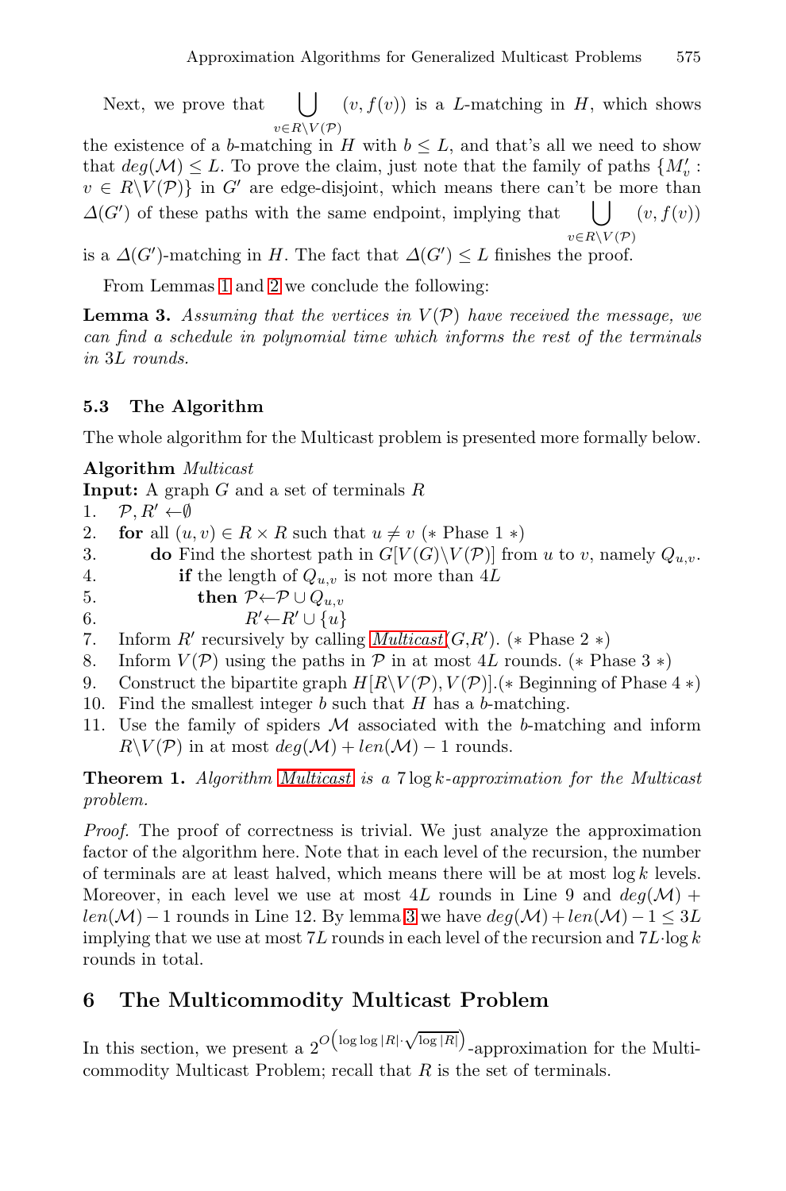Next, we prove that $\bigcup_{v \in R \setminus V(\mathcal{P})} (v, f(v))$ is a $L$-matching in $H$, which shows the existence of a $b$-matching in $H$ with $b \leq L$, and that's all we need to show that $deg(\mathcal{M}) \leq L$. To prove the claim, just note that the family of paths $\{M'_v : v \in R \setminus V(\mathcal{P})\}$ in $G'$ are edge-disjoint, which means there can't be more than $\Delta(G')$ of these paths with the same endpoint, implying that $\bigcup_{v \in R \setminus V(\mathcal{P})} (v, f(v))$ is a $\Delta(G')$-matching in $H$. The fact that $\Delta(G') \leq L$ finishes the proof.

From Lemmas 1 and 2 we conclude the following:

**Lemma 3.** *Assuming that the vertices in $V(\mathcal{P})$ have received the message, we can find a schedule in polynomial time which informs the rest of the terminals in $3L$ rounds.*

### 5.3 The Algorithm

The whole algorithm for the Multicast problem is presented more formally below.

**Algorithm** *Multicast*
**Input:** A graph $G$ and a set of terminals $R$

1. $\mathcal{P}, R' \leftarrow \emptyset$
2. **for** all $(u, v) \in R \times R$ such that $u \neq v$ (∗ Phase 1 ∗)
3. **do** Find the shortest path in $G[V(G) \setminus V(\mathcal{P})]$ from $u$ to $v$, namely $Q_{u,v}$.
4. **if** the length of $Q_{u,v}$ is not more than $4L$
5. **then** $\mathcal{P} \leftarrow \mathcal{P} \cup Q_{u,v}$
6. $R' \leftarrow R' \cup \{u\}$
7. Inform $R'$ recursively by calling *Multicast*$(G, R')$. (∗ Phase 2 ∗)
8. Inform $V(\mathcal{P})$ using the paths in $\mathcal{P}$ in at most $4L$ rounds. (∗ Phase 3 ∗)
9. Construct the bipartite graph $H[R \setminus V(\mathcal{P}), V(\mathcal{P})]$.(∗ Beginning of Phase 4 ∗)
10. Find the smallest integer $b$ such that $H$ has a $b$-matching.
11. Use the family of spiders $\mathcal{M}$ associated with the $b$-matching and inform $R \setminus V(\mathcal{P})$ in at most $deg(\mathcal{M}) + len(\mathcal{M}) - 1$ rounds.

**Theorem 1.** *Algorithm Multicast is a $7 \log k$-approximation for the Multicast problem.*

*Proof.* The proof of correctness is trivial. We just analyze the approximation factor of the algorithm here. Note that in each level of the recursion, the number of terminals are at least halved, which means there will be at most $\log k$ levels. Moreover, in each level we use at most $4L$ rounds in Line 9 and $deg(\mathcal{M}) + len(\mathcal{M}) - 1$ rounds in Line 12. By lemma 3 we have $deg(\mathcal{M}) + len(\mathcal{M}) - 1 \leq 3L$ implying that we use at most $7L$ rounds in each level of the recursion and $7L \cdot \log k$ rounds in total.

## 6 The Multicommodity Multicast Problem

In this section, we present a $2^{O\left(\log \log |R| \cdot \sqrt{\log |R|}\right)}$-approximation for the Multicommodity Multicast Problem; recall that $R$ is the set of terminals.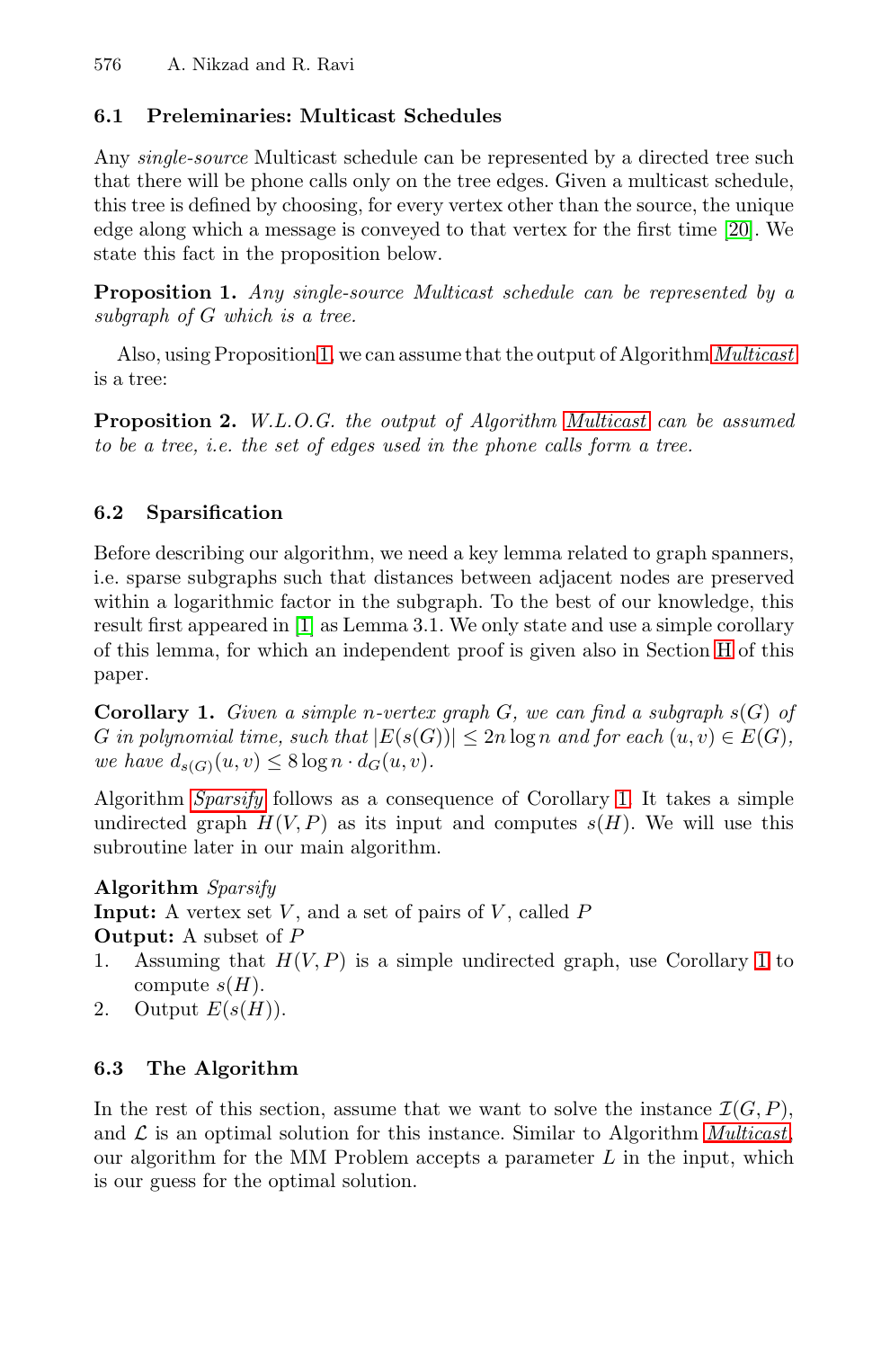### 6.1 Preleminaries: Multicast Schedules

Any *single-source* Multicast schedule can be represented by a directed tree such that there will be phone calls only on the tree edges. Given a multicast schedule, this tree is defined by choosing, for every vertex other than the source, the unique edge along which a message is conveyed to that vertex for the first time [20]. We state this fact in the proposition below.

**Proposition 1.** *Any single-source Multicast schedule can be represented by a subgraph of $G$ which is a tree.*

Also, using Proposition 1, we can assume that the output of Algorithm *Multicast* is a tree:

**Proposition 2.** *W.L.O.G. the output of Algorithm Multicast can be assumed to be a tree, i.e. the set of edges used in the phone calls form a tree.*

### 6.2 Sparsification

Before describing our algorithm, we need a key lemma related to graph spanners, i.e. sparse subgraphs such that distances between adjacent nodes are preserved within a logarithmic factor in the subgraph. To the best of our knowledge, this result first appeared in [1] as Lemma 3.1. We only state and use a simple corollary of this lemma, for which an independent proof is given also in Section H of this paper.

**Corollary 1.** *Given a simple $n$-vertex graph $G$, we can find a subgraph $s(G)$ of $G$ in polynomial time, such that $|E(s(G))| \leq 2n \log n$ and for each $(u, v) \in E(G)$, we have $d_{s(G)}(u, v) \leq 8 \log n \cdot d_G(u, v)$.*

Algorithm *Sparsify* follows as a consequence of Corollary 1. It takes a simple undirected graph $H(V, P)$ as its input and computes $s(H)$. We will use this subroutine later in our main algorithm.

**Algorithm** *Sparsify*
**Input:** A vertex set $V$, and a set of pairs of $V$, called $P$
**Output:** A subset of $P$

1. Assuming that $H(V, P)$ is a simple undirected graph, use Corollary 1 to compute $s(H)$.
2. Output $E(s(H))$.

### 6.3 The Algorithm

In the rest of this section, assume that we want to solve the instance $\mathcal{I}(G, P)$, and $\mathcal{L}$ is an optimal solution for this instance. Similar to Algorithm *Multicast*, our algorithm for the MM Problem accepts a parameter $L$ in the input, which is our guess for the optimal solution.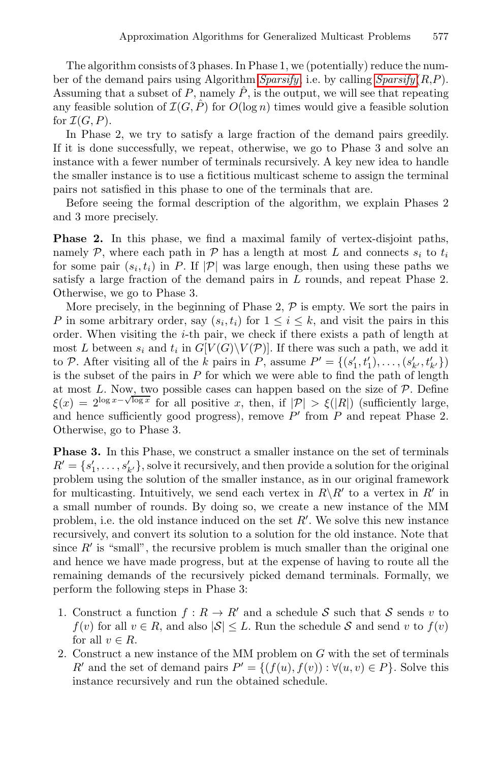The algorithm consists of 3 phases. In Phase 1, we (potentially) reduce the number of the demand pairs using Algorithm *Sparsify*, i.e. by calling *Sparsify*$(R,P)$. Assuming that a subset of $P$, namely $\hat{P}$, is the output, we will see that repeating any feasible solution of $\mathcal{I}(G, \hat{P})$ for $O(\log n)$ times would give a feasible solution for $\mathcal{I}(G, P)$.

In Phase 2, we try to satisfy a large fraction of the demand pairs greedily. If it is done successfully, we repeat, otherwise, we go to Phase 3 and solve an instance with a fewer number of terminals recursively. A key new idea to handle the smaller instance is to use a fictitious multicast scheme to assign the terminal pairs not satisfied in this phase to one of the terminals that are.

Before seeing the formal description of the algorithm, we explain Phases 2 and 3 more precisely.

**Phase 2.** In this phase, we find a maximal family of vertex-disjoint paths, namely $\mathcal{P}$, where each path in $\mathcal{P}$ has a length at most $L$ and connects $s_i$ to $t_i$ for some pair $(s_i, t_i)$ in $P$. If $|\mathcal{P}|$ was large enough, then using these paths we satisfy a large fraction of the demand pairs in $L$ rounds, and repeat Phase 2. Otherwise, we go to Phase 3.

More precisely, in the beginning of Phase 2, $\mathcal{P}$ is empty. We sort the pairs in $P$ in some arbitrary order, say $(s_i, t_i)$ for $1 \le i \le k$, and visit the pairs in this order. When visiting the $i$-th pair, we check if there exists a path of length at most $L$ between $s_i$ and $t_i$ in $G[V(G)\backslash V(\mathcal{P})]$. If there was such a path, we add it to $\mathcal{P}$. After visiting all of the $k$ pairs in $P$, assume $P' = \{(s'_1, t'_1), \ldots, (s'_{k'}, t'_{k'}\})$ is the subset of the pairs in $P$ for which we were able to find the path of length at most $L$. Now, two possible cases can happen based on the size of $\mathcal{P}$. Define $\xi(x) = 2^{\log x - \sqrt{\log x}}$ for all positive $x$, then, if $|\mathcal{P}| > \xi(|R|)$ (sufficiently large, and hence sufficiently good progress), remove $P'$ from $P$ and repeat Phase 2. Otherwise, go to Phase 3.

**Phase 3.** In this Phase, we construct a smaller instance on the set of terminals $R' = \{s'_1, \ldots, s'_{k'}\}$, solve it recursively, and then provide a solution for the original problem using the solution of the smaller instance, as in our original framework for multicasting. Intuitively, we send each vertex in $R\backslash R'$ to a vertex in $R'$ in a small number of rounds. By doing so, we create a new instance of the MM problem, i.e. the old instance induced on the set $R'$. We solve this new instance recursively, and convert its solution to a solution for the old instance. Note that since $R'$ is "small", the recursive problem is much smaller than the original one and hence we have made progress, but at the expense of having to route all the remaining demands of the recursively picked demand terminals. Formally, we perform the following steps in Phase 3:

1. Construct a function $f : R \to R'$ and a schedule $\mathcal{S}$ such that $\mathcal{S}$ sends $v$ to $f(v)$ for all $v \in R$, and also $|\mathcal{S}| \le L$. Run the schedule $\mathcal{S}$ and send $v$ to $f(v)$ for all $v \in R$.
2. Construct a new instance of the MM problem on $G$ with the set of terminals $R'$ and the set of demand pairs $P' = \{(f(u), f(v)) : \forall (u, v) \in P\}$. Solve this instance recursively and run the obtained schedule.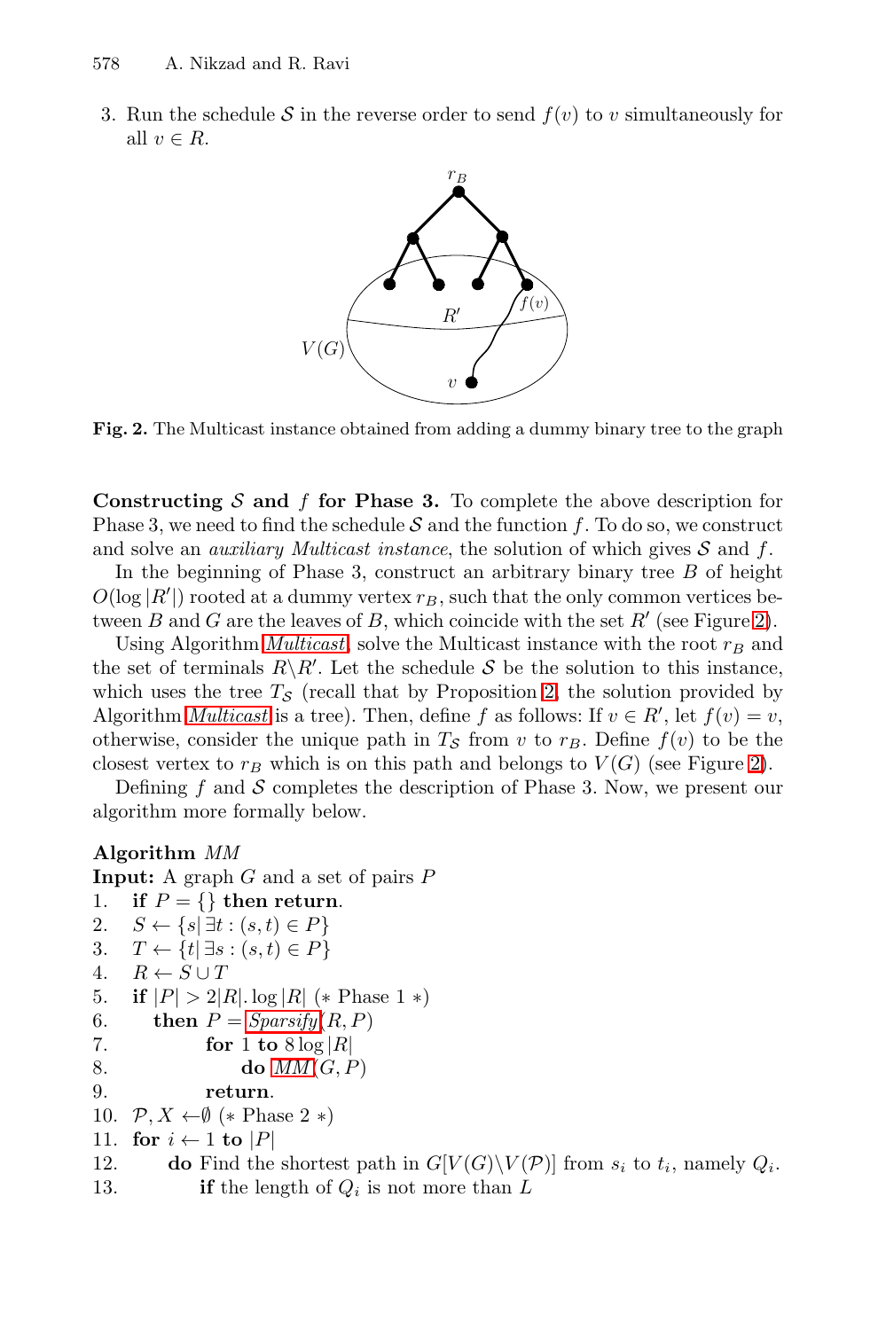3. Run the schedule $\mathcal{S}$ in the reverse order to send $f(v)$ to $v$ simultaneously for all $v \in R$.

$r_B$

$f(v)$

$R'$

$V(G)$

$v$

**Fig. 2.** The Multicast instance obtained from adding a dummy binary tree to the graph

**Constructing $\mathcal{S}$ and $f$ for Phase 3.** To complete the above description for Phase 3, we need to find the schedule $\mathcal{S}$ and the function $f$. To do so, we construct and solve an *auxiliary Multicast instance*, the solution of which gives $\mathcal{S}$ and $f$.

In the beginning of Phase 3, construct an arbitrary binary tree $B$ of height $O(\log |R'|)$ rooted at a dummy vertex $r_B$, such that the only common vertices between $B$ and $G$ are the leaves of $B$, which coincide with the set $R'$ (see Figure 2).

Using Algorithm *Multicast*, solve the Multicast instance with the root $r_B$ and the set of terminals $R \backslash R'$. Let the schedule $\mathcal{S}$ be the solution to this instance, which uses the tree $T_{\mathcal{S}}$ (recall that by Proposition 2, the solution provided by Algorithm *Multicast* is a tree). Then, define $f$ as follows: If $v \in R'$, let $f(v) = v$, otherwise, consider the unique path in $T_{\mathcal{S}}$ from $v$ to $r_B$. Define $f(v)$ to be the closest vertex to $r_B$ which is on this path and belongs to $V(G)$ (see Figure 2).

Defining $f$ and $\mathcal{S}$ completes the description of Phase 3. Now, we present our algorithm more formally below.

**Algorithm** *MM*
**Input:** A graph $G$ and a set of pairs $P$

```
1.   if P = {} then return.
2.   S ← {s | ∃t : (s,t) ∈ P}
3.   T ← {t | ∃s : (s,t) ∈ P}
4.   R ← S ∪ T
5.   if |P| > 2|R|. log |R| (∗ Phase 1 ∗)
6.      then P = Sparsify(R, P)
7.           for 1 to 8 log |R|
8.                do MM(G, P)
9.           return.
10.  𝒫, X ← ∅ (∗ Phase 2 ∗)
11.  for i ← 1 to |P|
12.      do Find the shortest path in G[V(G)\V(𝒫)] from s_i to t_i, namely Q_i.
13.         if the length of Q_i is not more than L
```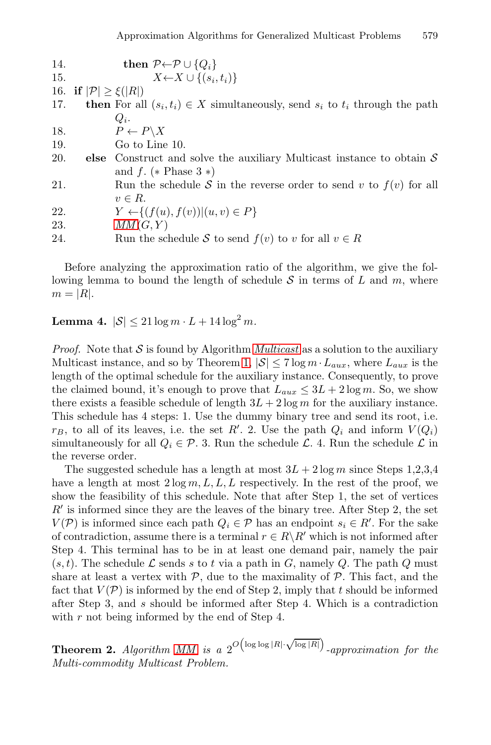14. **then** $\mathcal{P} \leftarrow \mathcal{P} \cup \{Q_i\}$
15. $X \leftarrow X \cup \{(s_i, t_i)\}$
16. **if** $|\mathcal{P}| \geq \xi(|R|)$
17. **then** For all $(s_i, t_i) \in X$ simultaneously, send $s_i$ to $t_i$ through the path $Q_i$.
18. $P \leftarrow P \backslash X$
19. Go to Line 10.
20. **else** Construct and solve the auxiliary Multicast instance to obtain $\mathcal{S}$ and $f$. (* Phase 3 *)
21. Run the schedule $\mathcal{S}$ in the reverse order to send $v$ to $f(v)$ for all $v \in R$.
22. $Y \leftarrow \{(f(u), f(v)) | (u, v) \in P\}$
23. *MM*$(G, Y)$
24. Run the schedule $\mathcal{S}$ to send $f(v)$ to $v$ for all $v \in R$

Before analyzing the approximation ratio of the algorithm, we give the following lemma to bound the length of schedule $\mathcal{S}$ in terms of $L$ and $m$, where $m = |R|$.

**Lemma 4.** $|\mathcal{S}| \leq 21 \log m \cdot L + 14 \log^2 m$.

*Proof.* Note that $\mathcal{S}$ is found by Algorithm *Multicast* as a solution to the auxiliary Multicast instance, and so by Theorem 1, $|\mathcal{S}| \leq 7 \log m \cdot L_{aux}$, where $L_{aux}$ is the length of the optimal schedule for the auxiliary instance. Consequently, to prove the claimed bound, it's enough to prove that $L_{aux} \leq 3L + 2 \log m$. So, we show there exists a feasible schedule of length $3L + 2 \log m$ for the auxiliary instance. This schedule has 4 steps: 1. Use the dummy binary tree and send its root, i.e. $r_B$, to all of its leaves, i.e. the set $R'$. 2. Use the path $Q_i$ and inform $V(Q_i)$ simultaneously for all $Q_i \in \mathcal{P}$. 3. Run the schedule $\mathcal{L}$. 4. Run the schedule $\mathcal{L}$ in the reverse order.

The suggested schedule has a length at most $3L + 2 \log m$ since Steps 1,2,3,4 have a length at most $2 \log m, L, L, L$ respectively. In the rest of the proof, we show the feasibility of this schedule. Note that after Step 1, the set of vertices $R'$ is informed since they are the leaves of the binary tree. After Step 2, the set $V(\mathcal{P})$ is informed since each path $Q_i \in \mathcal{P}$ has an endpoint $s_i \in R'$. For the sake of contradiction, assume there is a terminal $r \in R \backslash R'$ which is not informed after Step 4. This terminal has to be in at least one demand pair, namely the pair $(s, t)$. The schedule $\mathcal{L}$ sends $s$ to $t$ via a path in $G$, namely $Q$. The path $Q$ must share at least a vertex with $\mathcal{P}$, due to the maximality of $\mathcal{P}$. This fact, and the fact that $V(\mathcal{P})$ is informed by the end of Step 2, imply that $t$ should be informed after Step 3, and $s$ should be informed after Step 4. Which is a contradiction with $r$ not being informed by the end of Step 4.

**Theorem 2.** *Algorithm MM is a* $2^{O\left(\log \log |R| \cdot \sqrt{\log |R|}\right)}$*-approximation for the Multi-commodity Multicast Problem.*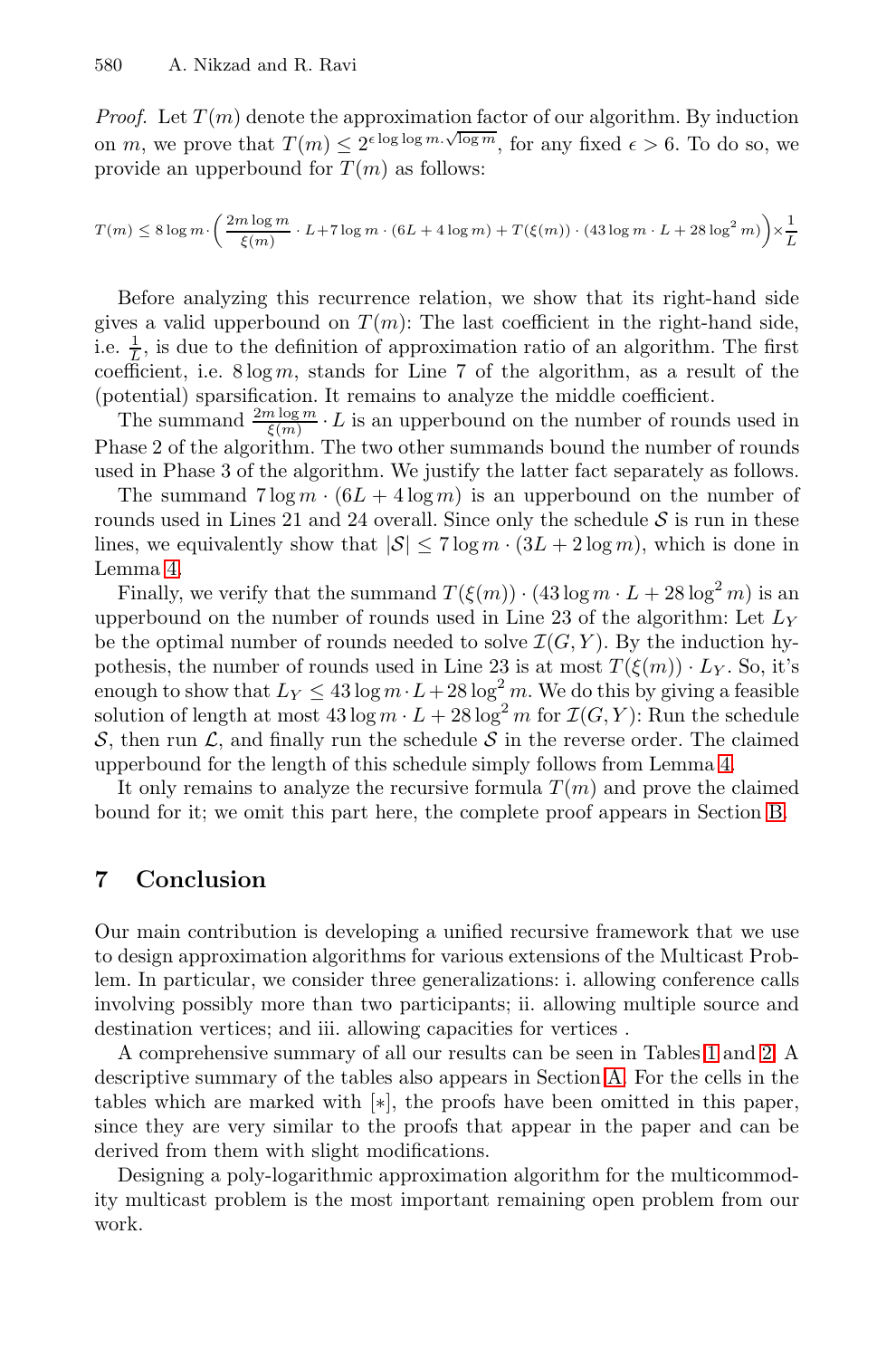*Proof.* Let $T(m)$ denote the approximation factor of our algorithm. By induction on $m$, we prove that $T(m) \leq 2^{\epsilon \log\log m . \sqrt{\log m}}$, for any fixed $\epsilon > 6$. To do so, we provide an upperbound for $T(m)$ as follows:

$$T(m) \leq 8\log m \cdot \left( \frac{2m\log m}{\xi(m)} \cdot L + 7\log m \cdot (6L + 4\log m) + T(\xi(m)) \cdot (43\log m \cdot L + 28\log^2 m) \right) \times \frac{1}{L}$$

Before analyzing this recurrence relation, we show that its right-hand side gives a valid upperbound on $T(m)$: The last coefficient in the right-hand side, i.e. $\frac{1}{L}$, is due to the definition of approximation ratio of an algorithm. The first coefficient, i.e. $8\log m$, stands for Line 7 of the algorithm, as a result of the (potential) sparsification. It remains to analyze the middle coefficient.

The summand $\frac{2m\log m}{\xi(m)} \cdot L$ is an upperbound on the number of rounds used in Phase 2 of the algorithm. The two other summands bound the number of rounds used in Phase 3 of the algorithm. We justify the latter fact separately as follows.

The summand $7\log m \cdot (6L + 4\log m)$ is an upperbound on the number of rounds used in Lines 21 and 24 overall. Since only the schedule $\mathcal{S}$ is run in these lines, we equivalently show that $|\mathcal{S}| \leq 7\log m \cdot (3L + 2\log m)$, which is done in Lemma 4.

Finally, we verify that the summand $T(\xi(m)) \cdot (43\log m \cdot L + 28\log^2 m)$ is an upperbound on the number of rounds used in Line 23 of the algorithm: Let $L_Y$ be the optimal number of rounds needed to solve $\mathcal{I}(G, Y)$. By the induction hypothesis, the number of rounds used in Line 23 is at most $T(\xi(m)) \cdot L_Y$. So, it's enough to show that $L_Y \leq 43\log m \cdot L + 28\log^2 m$. We do this by giving a feasible solution of length at most $43\log m \cdot L + 28\log^2 m$ for $\mathcal{I}(G, Y)$: Run the schedule $\mathcal{S}$, then run $\mathcal{L}$, and finally run the schedule $\mathcal{S}$ in the reverse order. The claimed upperbound for the length of this schedule simply follows from Lemma 4.

It only remains to analyze the recursive formula $T(m)$ and prove the claimed bound for it; we omit this part here, the complete proof appears in Section B.

## 7 Conclusion

Our main contribution is developing a unified recursive framework that we use to design approximation algorithms for various extensions of the Multicast Problem. In particular, we consider three generalizations: i. allowing conference calls involving possibly more than two participants; ii. allowing multiple source and destination vertices; and iii. allowing capacities for vertices .

A comprehensive summary of all our results can be seen in Tables 1 and 2. A descriptive summary of the tables also appears in Section A. For the cells in the tables which are marked with [∗], the proofs have been omitted in this paper, since they are very similar to the proofs that appear in the paper and can be derived from them with slight modifications.

Designing a poly-logarithmic approximation algorithm for the multicommodity multicast problem is the most important remaining open problem from our work.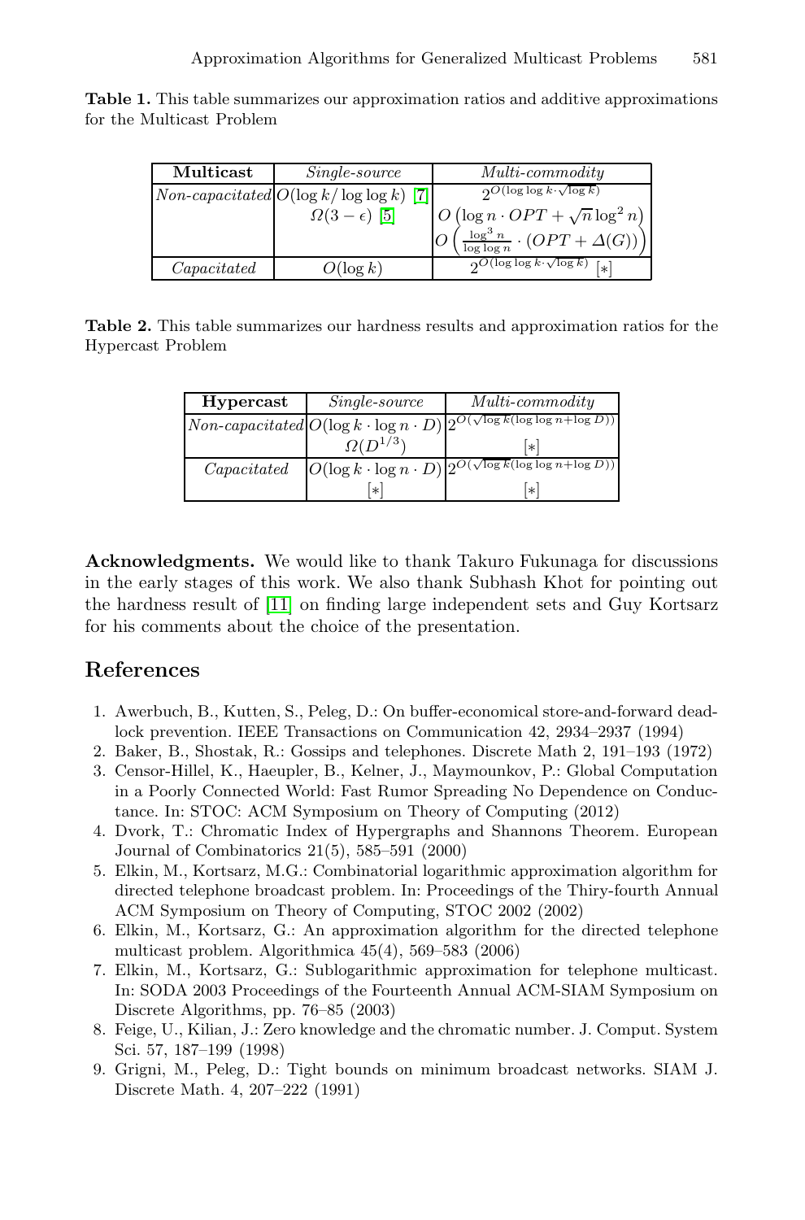**Table 1.** This table summarizes our approximation ratios and additive approximations for the Multicast Problem

| **Multicast** | *Single-source* | *Multi-commodity* |
|---|---|---|
| *Non-capacitated* | $O(\log k/\log\log k)$ [7] <br> $\Omega(3-\epsilon)$ [5] | $2^{O(\log\log k\cdot\sqrt{\log k})}$ <br> $O\left(\log n\cdot OPT+\sqrt{n}\log^2 n\right)$ <br> $O\left(\frac{\log^3 n}{\log\log n}\cdot(OPT+\Delta(G))\right)$ |
| *Capacitated* | $O(\log k)$ | $2^{O(\log\log k\cdot\sqrt{\log k})}$ [*] |

**Table 2.** This table summarizes our hardness results and approximation ratios for the Hypercast Problem

| **Hypercast** | *Single-source* | *Multi-commodity* |
|---|---|---|
| *Non-capacitated* | $O(\log k\cdot\log n\cdot D)$ <br> $\Omega(D^{1/3})$ | $2^{O(\sqrt{\log k}(\log\log n+\log D))}$ <br> [*] |
| *Capacitated* | $O(\log k\cdot\log n\cdot D)$ <br> [*] | $2^{O(\sqrt{\log k}(\log\log n+\log D))}$ <br> [*] |

**Acknowledgments.** We would like to thank Takuro Fukunaga for discussions in the early stages of this work. We also thank Subhash Khot for pointing out the hardness result of [11] on finding large independent sets and Guy Kortsarz for his comments about the choice of the presentation.

## References

1. Awerbuch, B., Kutten, S., Peleg, D.: On buffer-economical store-and-forward deadlock prevention. IEEE Transactions on Communication 42, 2934–2937 (1994)
2. Baker, B., Shostak, R.: Gossips and telephones. Discrete Math 2, 191–193 (1972)
3. Censor-Hillel, K., Haeupler, B., Kelner, J., Maymounkov, P.: Global Computation in a Poorly Connected World: Fast Rumor Spreading No Dependence on Conductance. In: STOC: ACM Symposium on Theory of Computing (2012)
4. Dvork, T.: Chromatic Index of Hypergraphs and Shannons Theorem. European Journal of Combinatorics 21(5), 585–591 (2000)
5. Elkin, M., Kortsarz, M.G.: Combinatorial logarithmic approximation algorithm for directed telephone broadcast problem. In: Proceedings of the Thiry-fourth Annual ACM Symposium on Theory of Computing, STOC 2002 (2002)
6. Elkin, M., Kortsarz, G.: An approximation algorithm for the directed telephone multicast problem. Algorithmica 45(4), 569–583 (2006)
7. Elkin, M., Kortsarz, G.: Sublogarithmic approximation for telephone multicast. In: SODA 2003 Proceedings of the Fourteenth Annual ACM-SIAM Symposium on Discrete Algorithms, pp. 76–85 (2003)
8. Feige, U., Kilian, J.: Zero knowledge and the chromatic number. J. Comput. System Sci. 57, 187–199 (1998)
9. Grigni, M., Peleg, D.: Tight bounds on minimum broadcast networks. SIAM J. Discrete Math. 4, 207–222 (1991)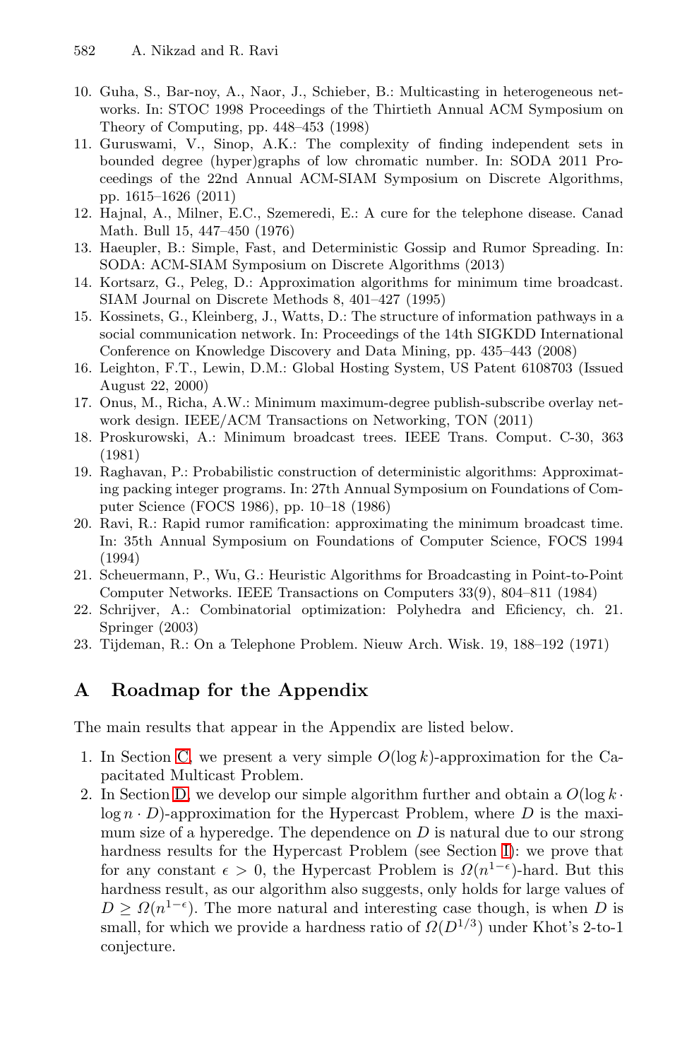10. Guha, S., Bar-noy, A., Naor, J., Schieber, B.: Multicasting in heterogeneous networks. In: STOC 1998 Proceedings of the Thirtieth Annual ACM Symposium on Theory of Computing, pp. 448–453 (1998)
11. Guruswami, V., Sinop, A.K.: The complexity of finding independent sets in bounded degree (hyper)graphs of low chromatic number. In: SODA 2011 Proceedings of the 22nd Annual ACM-SIAM Symposium on Discrete Algorithms, pp. 1615–1626 (2011)
12. Hajnal, A., Milner, E.C., Szemeredi, E.: A cure for the telephone disease. Canad Math. Bull 15, 447–450 (1976)
13. Haeupler, B.: Simple, Fast, and Deterministic Gossip and Rumor Spreading. In: SODA: ACM-SIAM Symposium on Discrete Algorithms (2013)
14. Kortsarz, G., Peleg, D.: Approximation algorithms for minimum time broadcast. SIAM Journal on Discrete Methods 8, 401–427 (1995)
15. Kossinets, G., Kleinberg, J., Watts, D.: The structure of information pathways in a social communication network. In: Proceedings of the 14th SIGKDD International Conference on Knowledge Discovery and Data Mining, pp. 435–443 (2008)
16. Leighton, F.T., Lewin, D.M.: Global Hosting System, US Patent 6108703 (Issued August 22, 2000)
17. Onus, M., Richa, A.W.: Minimum maximum-degree publish-subscribe overlay network design. IEEE/ACM Transactions on Networking, TON (2011)
18. Proskurowski, A.: Minimum broadcast trees. IEEE Trans. Comput. C-30, 363 (1981)
19. Raghavan, P.: Probabilistic construction of deterministic algorithms: Approximating packing integer programs. In: 27th Annual Symposium on Foundations of Computer Science (FOCS 1986), pp. 10–18 (1986)
20. Ravi, R.: Rapid rumor ramification: approximating the minimum broadcast time. In: 35th Annual Symposium on Foundations of Computer Science, FOCS 1994 (1994)
21. Scheuermann, P., Wu, G.: Heuristic Algorithms for Broadcasting in Point-to-Point Computer Networks. IEEE Transactions on Computers 33(9), 804–811 (1984)
22. Schrijver, A.: Combinatorial optimization: Polyhedra and Eficiency, ch. 21. Springer (2003)
23. Tijdeman, R.: On a Telephone Problem. Nieuw Arch. Wisk. 19, 188–192 (1971)

# A Roadmap for the Appendix

The main results that appear in the Appendix are listed below.

1. In Section C, we present a very simple $O(\log k)$-approximation for the Capacitated Multicast Problem.
2. In Section D, we develop our simple algorithm further and obtain a $O(\log k \cdot \log n \cdot D)$-approximation for the Hypercast Problem, where $D$ is the maximum size of a hyperedge. The dependence on $D$ is natural due to our strong hardness results for the Hypercast Problem (see Section I): we prove that for any constant $\epsilon > 0$, the Hypercast Problem is $\Omega(n^{1-\epsilon})$-hard. But this hardness result, as our algorithm also suggests, only holds for large values of $D \geq \Omega(n^{1-\epsilon})$. The more natural and interesting case though, is when $D$ is small, for which we provide a hardness ratio of $\Omega(D^{1/3})$ under Khot's 2-to-1 conjecture.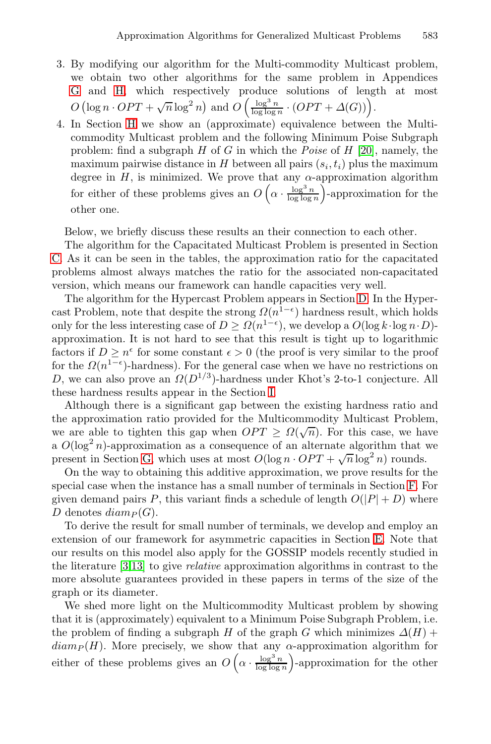3. By modifying our algorithm for the Multi-commodity Multicast problem, we obtain two other algorithms for the same problem in Appendices G and H, which respectively produce solutions of length at most $O\left(\log n \cdot OPT + \sqrt{n}\log^2 n\right)$ and $O\left(\frac{\log^3 n}{\log\log n} \cdot (OPT + \Delta(G))\right)$.
4. In Section H we show an (approximate) equivalence between the Multi-commodity Multicast problem and the following Minimum Poise Subgraph problem: find a subgraph $H$ of $G$ in which the *Poise* of $H$ [20], namely, the maximum pairwise distance in $H$ between all pairs $(s_i, t_i)$ plus the maximum degree in $H$, is minimized. We prove that any $\alpha$-approximation algorithm for either of these problems gives an $O\left(\alpha \cdot \frac{\log^3 n}{\log\log n}\right)$-approximation for the other one.

Below, we briefly discuss these results an their connection to each other.

The algorithm for the Capacitated Multicast Problem is presented in Section C. As it can be seen in the tables, the approximation ratio for the capacitated problems almost always matches the ratio for the associated non-capacitated version, which means our framework can handle capacities very well.

The algorithm for the Hypercast Problem appears in Section D. In the Hypercast Problem, note that despite the strong $\Omega(n^{1-\epsilon})$ hardness result, which holds only for the less interesting case of $D \geq \Omega(n^{1-\epsilon})$, we develop a $O(\log k \cdot \log n \cdot D)$-approximation. It is not hard to see that this result is tight up to logarithmic factors if $D \geq n^{\epsilon}$ for some constant $\epsilon > 0$ (the proof is very similar to the proof for the $\Omega(n^{1-\epsilon})$-hardness). For the general case when we have no restrictions on $D$, we can also prove an $\Omega(D^{1/3})$-hardness under Khot's 2-to-1 conjecture. All these hardness results appear in the Section I.

Although there is a significant gap between the existing hardness ratio and the approximation ratio provided for the Multicommodity Multicast Problem, we are able to tighten this gap when $OPT \geq \Omega(\sqrt{n})$. For this case, we have a $O(\log^2 n)$-approximation as a consequence of an alternate algorithm that we present in Section G, which uses at most $O(\log n \cdot OPT + \sqrt{n}\log^2 n)$ rounds.

On the way to obtaining this additive approximation, we prove results for the special case when the instance has a small number of terminals in Section F. For given demand pairs $P$, this variant finds a schedule of length $O(|P| + D)$ where $D$ denotes $diam_P(G)$.

To derive the result for small number of terminals, we develop and employ an extension of our framework for asymmetric capacities in Section E. Note that our results on this model also apply for the GOSSIP models recently studied in the literature [3,13] to give *relative* approximation algorithms in contrast to the more absolute guarantees provided in these papers in terms of the size of the graph or its diameter.

We shed more light on the Multicommodity Multicast problem by showing that it is (approximately) equivalent to a Minimum Poise Subgraph Problem, i.e. the problem of finding a subgraph $H$ of the graph $G$ which minimizes $\Delta(H) + diam_P(H)$. More precisely, we show that any $\alpha$-approximation algorithm for either of these problems gives an $O\left(\alpha \cdot \frac{\log^3 n}{\log\log n}\right)$-approximation for the other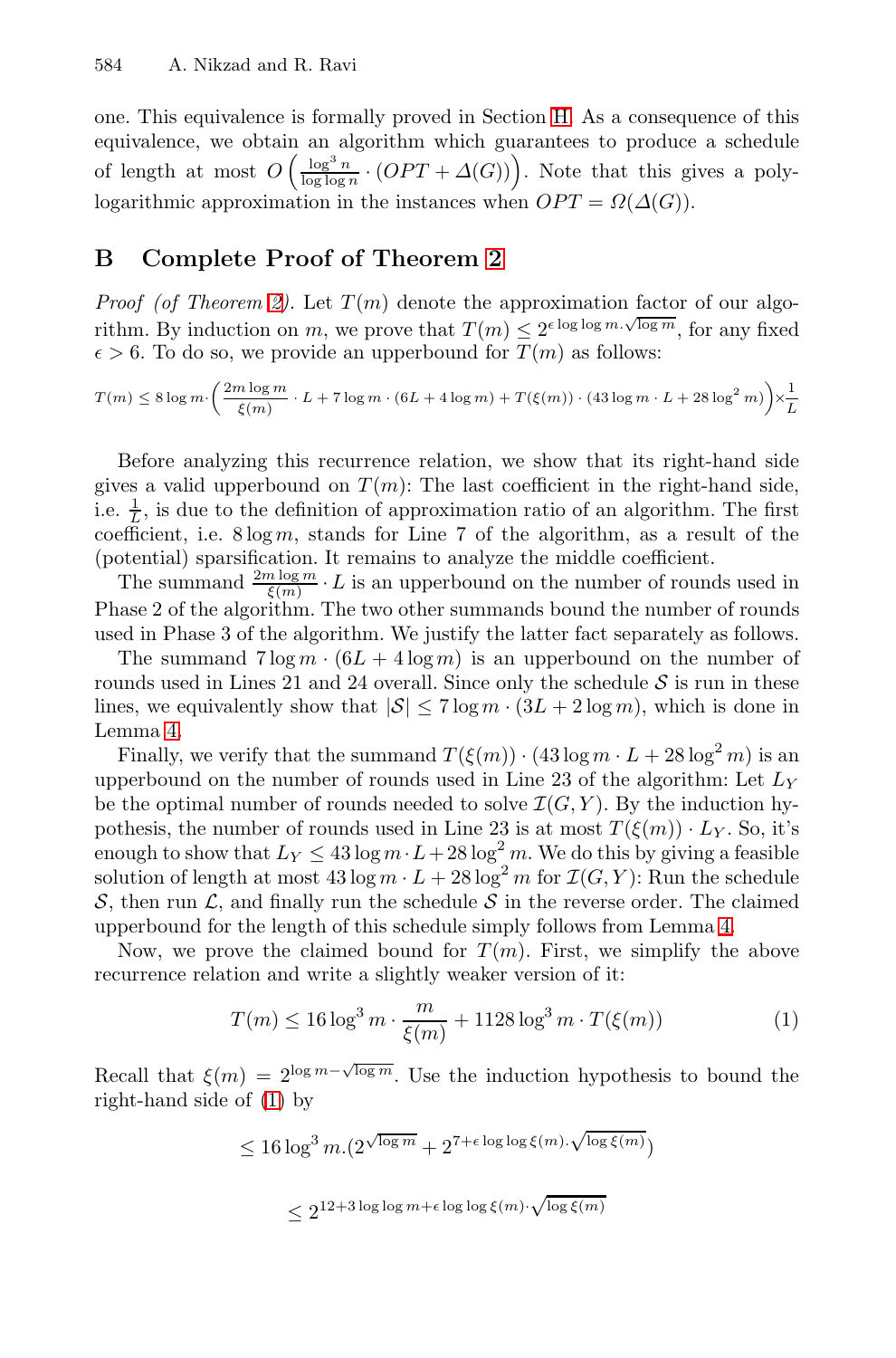one. This equivalence is formally proved in Section H. As a consequence of this equivalence, we obtain an algorithm which guarantees to produce a schedule of length at most $O\left(\frac{\log^3 n}{\log\log n} \cdot (OPT + \Delta(G))\right)$. Note that this gives a poly-logarithmic approximation in the instances when $OPT = \Omega(\Delta(G))$.

## B Complete Proof of Theorem 2

*Proof (of Theorem 2).* Let $T(m)$ denote the approximation factor of our algorithm. By induction on $m$, we prove that $T(m) \leq 2^{\epsilon \log\log m . \sqrt{\log m}}$, for any fixed $\epsilon > 6$. To do so, we provide an upperbound for $T(m)$ as follows:

$$T(m) \leq 8\log m \cdot \left(\frac{2m\log m}{\xi(m)} \cdot L + 7\log m \cdot (6L + 4\log m) + T(\xi(m)) \cdot (43\log m \cdot L + 28\log^2 m)\right) \times \frac{1}{L}$$

Before analyzing this recurrence relation, we show that its right-hand side gives a valid upperbound on $T(m)$: The last coefficient in the right-hand side, i.e. $\frac{1}{L}$, is due to the definition of approximation ratio of an algorithm. The first coefficient, i.e. $8\log m$, stands for Line 7 of the algorithm, as a result of the (potential) sparsification. It remains to analyze the middle coefficient.

The summand $\frac{2m\log m}{\xi(m)} \cdot L$ is an upperbound on the number of rounds used in Phase 2 of the algorithm. The two other summands bound the number of rounds used in Phase 3 of the algorithm. We justify the latter fact separately as follows.

The summand $7\log m \cdot (6L + 4\log m)$ is an upperbound on the number of rounds used in Lines 21 and 24 overall. Since only the schedule $\mathcal{S}$ is run in these lines, we equivalently show that $|\mathcal{S}| \leq 7\log m \cdot (3L + 2\log m)$, which is done in Lemma 4.

Finally, we verify that the summand $T(\xi(m)) \cdot (43\log m \cdot L + 28\log^2 m)$ is an upperbound on the number of rounds used in Line 23 of the algorithm: Let $L_Y$ be the optimal number of rounds needed to solve $\mathcal{I}(G, Y)$. By the induction hypothesis, the number of rounds used in Line 23 is at most $T(\xi(m)) \cdot L_Y$. So, it's enough to show that $L_Y \leq 43\log m \cdot L + 28\log^2 m$. We do this by giving a feasible solution of length at most $43\log m \cdot L + 28\log^2 m$ for $\mathcal{I}(G, Y)$: Run the schedule $\mathcal{S}$, then run $\mathcal{L}$, and finally run the schedule $\mathcal{S}$ in the reverse order. The claimed upperbound for the length of this schedule simply follows from Lemma 4.

Now, we prove the claimed bound for $T(m)$. First, we simplify the above recurrence relation and write a slightly weaker version of it:

$$T(m) \leq 16\log^3 m \cdot \frac{m}{\xi(m)} + 1128\log^3 m \cdot T(\xi(m)) \qquad (1)$$

Recall that $\xi(m) = 2^{\log m - \sqrt{\log m}}$. Use the induction hypothesis to bound the right-hand side of (1) by

$$\leq 16\log^3 m . (2^{\sqrt{\log m}} + 2^{7 + \epsilon \log\log \xi(m) . \sqrt{\log \xi(m)}})$$

$$\leq 2^{12 + 3\log\log m + \epsilon \log\log \xi(m) \cdot \sqrt{\log \xi(m)}}$$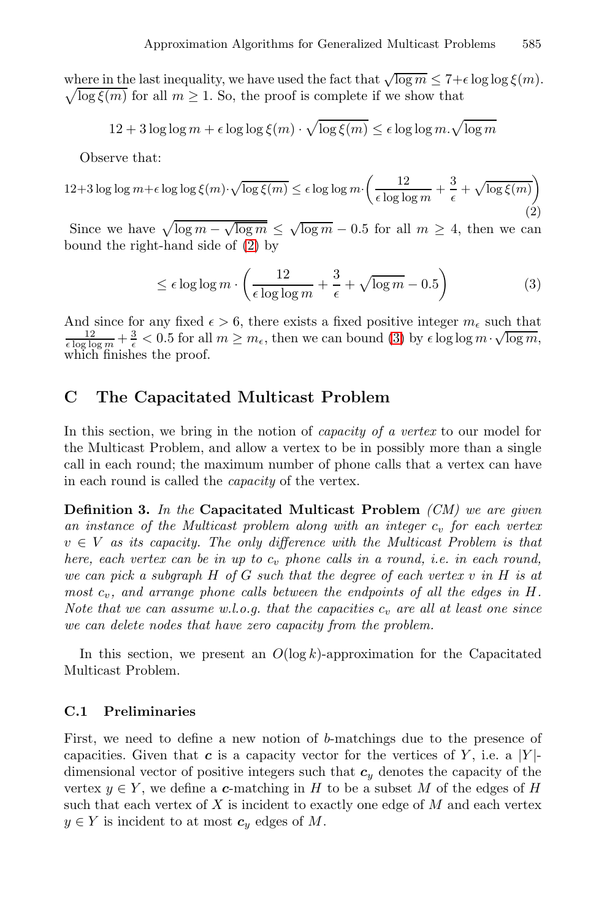where in the last inequality, we have used the fact that $\sqrt{\log m} \leq 7 + \epsilon \log\log \xi(m)$. $\sqrt{\log \xi(m)}$ for all $m \geq 1$. So, the proof is complete if we show that

$$12 + 3\log\log m + \epsilon \log\log \xi(m) \cdot \sqrt{\log \xi(m)} \leq \epsilon \log\log m . \sqrt{\log m}$$

Observe that:

$$12 + 3\log\log m + \epsilon \log\log \xi(m) \cdot \sqrt{\log \xi(m)} \leq \epsilon \log\log m \cdot \left( \frac{12}{\epsilon \log\log m} + \frac{3}{\epsilon} + \sqrt{\log \xi(m)} \right) \tag{2}$$

Since we have $\sqrt{\log m - \sqrt{\log m}} \leq \sqrt{\log m} - 0.5$ for all $m \geq 4$, then we can bound the right-hand side of (2) by

$$\leq \epsilon \log\log m \cdot \left( \frac{12}{\epsilon \log\log m} + \frac{3}{\epsilon} + \sqrt{\log m} - 0.5 \right) \tag{3}$$

And since for any fixed $\epsilon > 6$, there exists a fixed positive integer $m_\epsilon$ such that $\frac{12}{\epsilon \log\log m} + \frac{3}{\epsilon} < 0.5$ for all $m \geq m_\epsilon$, then we can bound (3) by $\epsilon \log\log m \cdot \sqrt{\log m}$, which finishes the proof.

## C The Capacitated Multicast Problem

In this section, we bring in the notion of *capacity of a vertex* to our model for the Multicast Problem, and allow a vertex to be in possibly more than a single call in each round; the maximum number of phone calls that a vertex can have in each round is called the *capacity* of the vertex.

**Definition 3.** *In the* **Capacitated Multicast Problem** *(CM) we are given an instance of the Multicast problem along with an integer $c_v$ for each vertex $v \in V$ as its capacity. The only difference with the Multicast Problem is that here, each vertex can be in up to $c_v$ phone calls in a round, i.e. in each round, we can pick a subgraph $H$ of $G$ such that the degree of each vertex $v$ in $H$ is at most $c_v$, and arrange phone calls between the endpoints of all the edges in $H$. Note that we can assume w.l.o.g. that the capacities $c_v$ are all at least one since we can delete nodes that have zero capacity from the problem.*

In this section, we present an $O(\log k)$-approximation for the Capacitated Multicast Problem.

### C.1 Preliminaries

First, we need to define a new notion of $b$-matchings due to the presence of capacities. Given that $\boldsymbol{c}$ is a capacity vector for the vertices of $Y$, i.e. a $|Y|$-dimensional vector of positive integers such that $\boldsymbol{c}_y$ denotes the capacity of the vertex $y \in Y$, we define a $\boldsymbol{c}$-matching in $H$ to be a subset $M$ of the edges of $H$ such that each vertex of $X$ is incident to exactly one edge of $M$ and each vertex $y \in Y$ is incident to at most $\boldsymbol{c}_y$ edges of $M$.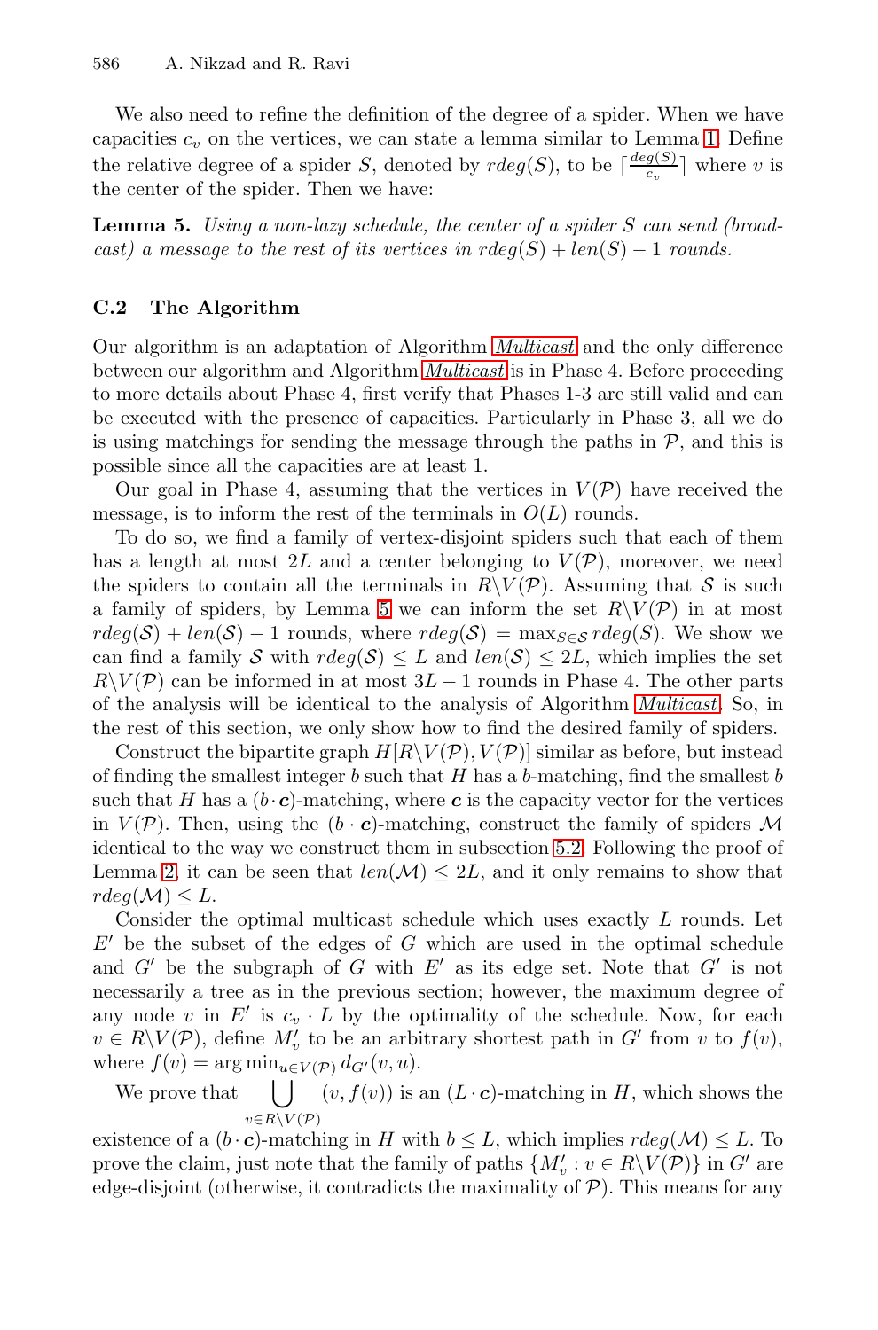We also need to refine the definition of the degree of a spider. When we have capacities $c_v$ on the vertices, we can state a lemma similar to Lemma 1. Define the relative degree of a spider $S$, denoted by $rdeg(S)$, to be $\lceil \frac{deg(S)}{c_v} \rceil$ where $v$ is the center of the spider. Then we have:

**Lemma 5.** *Using a non-lazy schedule, the center of a spider $S$ can send (broadcast) a message to the rest of its vertices in $rdeg(S) + len(S) - 1$ rounds.*

### C.2 The Algorithm

Our algorithm is an adaptation of Algorithm *Multicast* and the only difference between our algorithm and Algorithm *Multicast* is in Phase 4. Before proceeding to more details about Phase 4, first verify that Phases 1-3 are still valid and can be executed with the presence of capacities. Particularly in Phase 3, all we do is using matchings for sending the message through the paths in $\mathcal{P}$, and this is possible since all the capacities are at least 1.

Our goal in Phase 4, assuming that the vertices in $V(\mathcal{P})$ have received the message, is to inform the rest of the terminals in $O(L)$ rounds.

To do so, we find a family of vertex-disjoint spiders such that each of them has a length at most $2L$ and a center belonging to $V(\mathcal{P})$, moreover, we need the spiders to contain all the terminals in $R \backslash V(\mathcal{P})$. Assuming that $\mathcal{S}$ is such a family of spiders, by Lemma 5 we can inform the set $R \backslash V(\mathcal{P})$ in at most $rdeg(\mathcal{S}) + len(\mathcal{S}) - 1$ rounds, where $rdeg(\mathcal{S}) = \max_{S \in \mathcal{S}} rdeg(S)$. We show we can find a family $\mathcal{S}$ with $rdeg(\mathcal{S}) \leq L$ and $len(\mathcal{S}) \leq 2L$, which implies the set $R \backslash V(\mathcal{P})$ can be informed in at most $3L - 1$ rounds in Phase 4. The other parts of the analysis will be identical to the analysis of Algorithm *Multicast*. So, in the rest of this section, we only show how to find the desired family of spiders.

Construct the bipartite graph $H[R \backslash V(\mathcal{P}), V(\mathcal{P})]$ similar as before, but instead of finding the smallest integer $b$ such that $H$ has a $b$-matching, find the smallest $b$ such that $H$ has a $(b \cdot \boldsymbol{c})$-matching, where $\boldsymbol{c}$ is the capacity vector for the vertices in $V(\mathcal{P})$. Then, using the $(b \cdot \boldsymbol{c})$-matching, construct the family of spiders $\mathcal{M}$ identical to the way we construct them in subsection 5.2. Following the proof of Lemma 2, it can be seen that $len(\mathcal{M}) \leq 2L$, and it only remains to show that $rdeg(\mathcal{M}) \leq L$.

Consider the optimal multicast schedule which uses exactly $L$ rounds. Let $E'$ be the subset of the edges of $G$ which are used in the optimal schedule and $G'$ be the subgraph of $G$ with $E'$ as its edge set. Note that $G'$ is not necessarily a tree as in the previous section; however, the maximum degree of any node $v$ in $E'$ is $c_v \cdot L$ by the optimality of the schedule. Now, for each $v \in R \backslash V(\mathcal{P})$, define $M'_v$ to be an arbitrary shortest path in $G'$ from $v$ to $f(v)$, where $f(v) = \arg\min_{u \in V(\mathcal{P})} d_{G'}(v, u)$.

We prove that $\bigcup_{v \in R \backslash V(\mathcal{P})} (v, f(v))$ is an $(L \cdot \boldsymbol{c})$-matching in $H$, which shows the existence of a $(b \cdot \boldsymbol{c})$-matching in $H$ with $b \leq L$, which implies $rdeg(\mathcal{M}) \leq L$. To prove the claim, just note that the family of paths $\{M'_v : v \in R \backslash V(\mathcal{P})\}$ in $G'$ are edge-disjoint (otherwise, it contradicts the maximality of $\mathcal{P}$). This means for any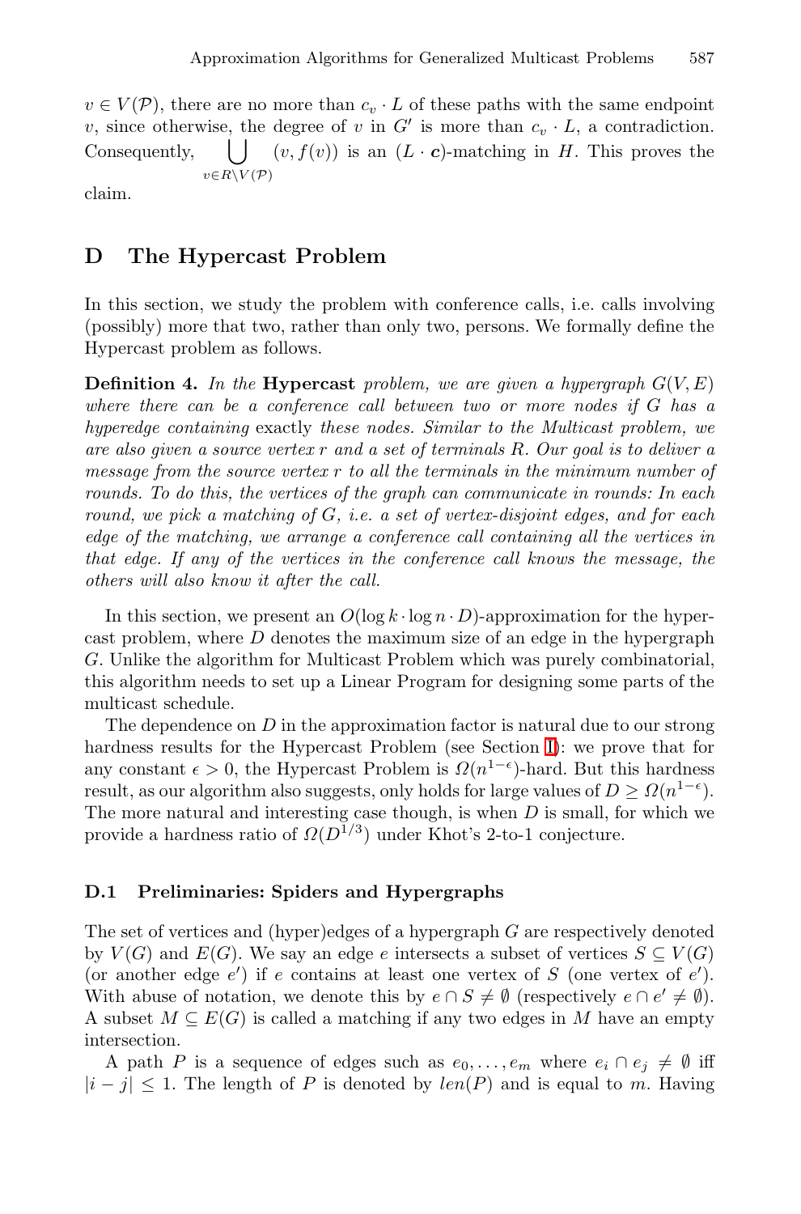$v \in V(\mathcal{P})$, there are no more than $c_v \cdot L$ of these paths with the same endpoint $v$, since otherwise, the degree of $v$ in $G'$ is more than $c_v \cdot L$, a contradiction. Consequently, $\bigcup_{v \in R \setminus V(\mathcal{P})} (v, f(v))$ is an $(L \cdot \boldsymbol{c})$-matching in $H$. This proves the claim.

## D The Hypercast Problem

In this section, we study the problem with conference calls, i.e. calls involving (possibly) more that two, rather than only two, persons. We formally define the Hypercast problem as follows.

**Definition 4.** *In the* **Hypercast** *problem, we are given a hypergraph $G(V, E)$ where there can be a conference call between two or more nodes if $G$ has a hyperedge containing* exactly *these nodes. Similar to the Multicast problem, we are also given a source vertex $r$ and a set of terminals $R$. Our goal is to deliver a message from the source vertex $r$ to all the terminals in the minimum number of rounds. To do this, the vertices of the graph can communicate in rounds: In each round, we pick a matching of $G$, i.e. a set of vertex-disjoint edges, and for each edge of the matching, we arrange a conference call containing all the vertices in that edge. If any of the vertices in the conference call knows the message, the others will also know it after the call.*

In this section, we present an $O(\log k \cdot \log n \cdot D)$-approximation for the hypercast problem, where $D$ denotes the maximum size of an edge in the hypergraph $G$. Unlike the algorithm for Multicast Problem which was purely combinatorial, this algorithm needs to set up a Linear Program for designing some parts of the multicast schedule.

The dependence on $D$ in the approximation factor is natural due to our strong hardness results for the Hypercast Problem (see Section I): we prove that for any constant $\epsilon > 0$, the Hypercast Problem is $\Omega(n^{1-\epsilon})$-hard. But this hardness result, as our algorithm also suggests, only holds for large values of $D \geq \Omega(n^{1-\epsilon})$. The more natural and interesting case though, is when $D$ is small, for which we provide a hardness ratio of $\Omega(D^{1/3})$ under Khot's 2-to-1 conjecture.

### D.1 Preliminaries: Spiders and Hypergraphs

The set of vertices and (hyper)edges of a hypergraph $G$ are respectively denoted by $V(G)$ and $E(G)$. We say an edge $e$ intersects a subset of vertices $S \subseteq V(G)$ (or another edge $e'$) if $e$ contains at least one vertex of $S$ (one vertex of $e'$). With abuse of notation, we denote this by $e \cap S \neq \emptyset$ (respectively $e \cap e' \neq \emptyset$). A subset $M \subseteq E(G)$ is called a matching if any two edges in $M$ have an empty intersection.

A path $P$ is a sequence of edges such as $e_0, \ldots, e_m$ where $e_i \cap e_j \neq \emptyset$ iff $|i - j| \leq 1$. The length of $P$ is denoted by $len(P)$ and is equal to $m$. Having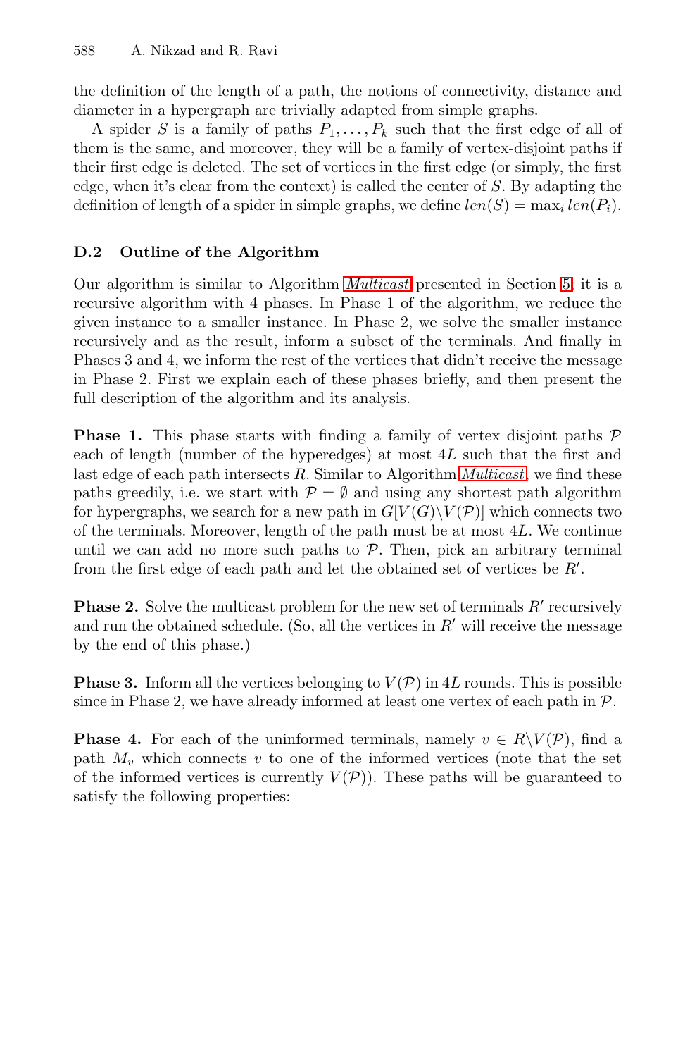the definition of the length of a path, the notions of connectivity, distance and diameter in a hypergraph are trivially adapted from simple graphs.

A spider $S$ is a family of paths $P_1, \ldots, P_k$ such that the first edge of all of them is the same, and moreover, they will be a family of vertex-disjoint paths if their first edge is deleted. The set of vertices in the first edge (or simply, the first edge, when it's clear from the context) is called the center of $S$. By adapting the definition of length of a spider in simple graphs, we define $len(S) = \max_i len(P_i)$.

### D.2 Outline of the Algorithm

Our algorithm is similar to Algorithm *Multicast* presented in Section 5; it is a recursive algorithm with 4 phases. In Phase 1 of the algorithm, we reduce the given instance to a smaller instance. In Phase 2, we solve the smaller instance recursively and as the result, inform a subset of the terminals. And finally in Phases 3 and 4, we inform the rest of the vertices that didn't receive the message in Phase 2. First we explain each of these phases briefly, and then present the full description of the algorithm and its analysis.

**Phase 1.** This phase starts with finding a family of vertex disjoint paths $\mathcal{P}$ each of length (number of the hyperedges) at most $4L$ such that the first and last edge of each path intersects $R$. Similar to Algorithm *Multicast*, we find these paths greedily, i.e. we start with $\mathcal{P} = \emptyset$ and using any shortest path algorithm for hypergraphs, we search for a new path in $G[V(G)\backslash V(\mathcal{P})]$ which connects two of the terminals. Moreover, length of the path must be at most $4L$. We continue until we can add no more such paths to $\mathcal{P}$. Then, pick an arbitrary terminal from the first edge of each path and let the obtained set of vertices be $R'$.

**Phase 2.** Solve the multicast problem for the new set of terminals $R'$ recursively and run the obtained schedule. (So, all the vertices in $R'$ will receive the message by the end of this phase.)

**Phase 3.** Inform all the vertices belonging to $V(\mathcal{P})$ in $4L$ rounds. This is possible since in Phase 2, we have already informed at least one vertex of each path in $\mathcal{P}$.

**Phase 4.** For each of the uninformed terminals, namely $v \in R\backslash V(\mathcal{P})$, find a path $M_v$ which connects $v$ to one of the informed vertices (note that the set of the informed vertices is currently $V(\mathcal{P})$). These paths will be guaranteed to satisfy the following properties: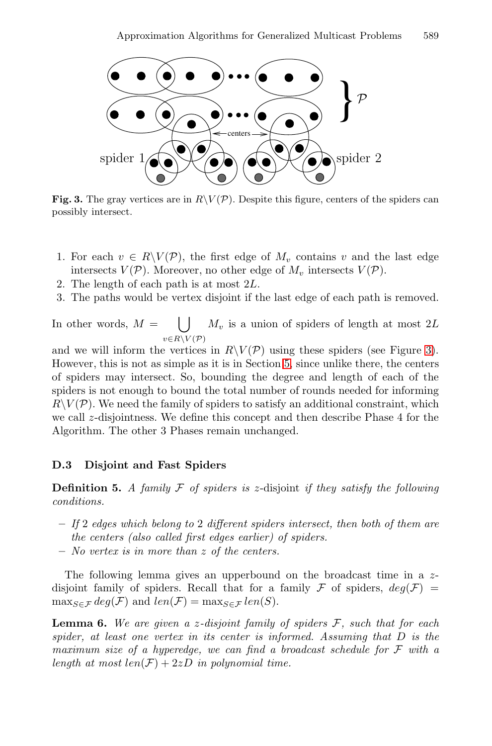𝒫

centers

spider 1

spider 2

**Fig. 3.** The gray vertices are in $R\backslash V(\mathcal{P})$. Despite this figure, centers of the spiders can possibly intersect.

1. For each $v \in R\backslash V(\mathcal{P})$, the first edge of $M_v$ contains $v$ and the last edge intersects $V(\mathcal{P})$. Moreover, no other edge of $M_v$ intersects $V(\mathcal{P})$.
2. The length of each path is at most $2L$.
3. The paths would be vertex disjoint if the last edge of each path is removed.

In other words, $M = \bigcup_{v\in R\backslash V(\mathcal{P})} M_v$ is a union of spiders of length at most $2L$ and we will inform the vertices in $R\backslash V(\mathcal{P})$ using these spiders (see Figure 3). However, this is not as simple as it is in Section 5, since unlike there, the centers of spiders may intersect. So, bounding the degree and length of each of the spiders is not enough to bound the total number of rounds needed for informing $R\backslash V(\mathcal{P})$. We need the family of spiders to satisfy an additional constraint, which we call $z$-disjointness. We define this concept and then describe Phase 4 for the Algorithm. The other 3 Phases remain unchanged.

### D.3 Disjoint and Fast Spiders

**Definition 5.** *A family $\mathcal{F}$ of spiders is $z$-*disjoint *if they satisfy the following conditions.*

- *If 2 edges which belong to 2 different spiders intersect, then both of them are the centers (also called first edges earlier) of spiders.*
- *No vertex is in more than $z$ of the centers.*

The following lemma gives an upperbound on the broadcast time in a $z$-disjoint family of spiders. Recall that for a family $\mathcal{F}$ of spiders, $deg(\mathcal{F}) = \max_{S\in\mathcal{F}} deg(\mathcal{F})$ and $len(\mathcal{F}) = \max_{S\in\mathcal{F}} len(S)$.

**Lemma 6.** *We are given a $z$-disjoint family of spiders $\mathcal{F}$, such that for each spider, at least one vertex in its center is informed. Assuming that $D$ is the maximum size of a hyperedge, we can find a broadcast schedule for $\mathcal{F}$ with a length at most $len(\mathcal{F}) + 2zD$ in polynomial time.*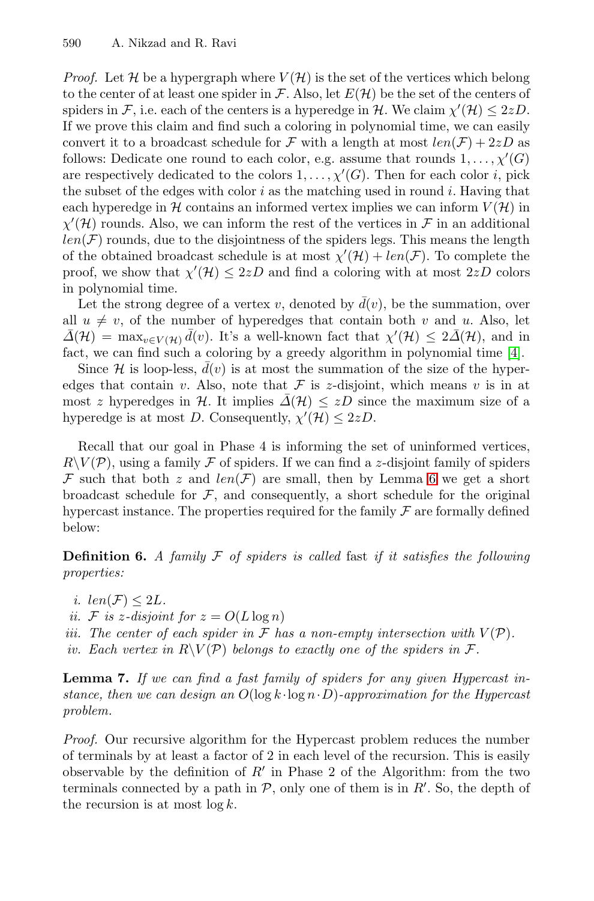*Proof.* Let $\mathcal{H}$ be a hypergraph where $V(\mathcal{H})$ is the set of the vertices which belong to the center of at least one spider in $\mathcal{F}$. Also, let $E(\mathcal{H})$ be the set of the centers of spiders in $\mathcal{F}$, i.e. each of the centers is a hyperedge in $\mathcal{H}$. We claim $\chi'(\mathcal{H}) \leq 2zD$. If we prove this claim and find such a coloring in polynomial time, we can easily convert it to a broadcast schedule for $\mathcal{F}$ with a length at most $len(\mathcal{F}) + 2zD$ as follows: Dedicate one round to each color, e.g. assume that rounds $1, \dots, \chi'(G)$ are respectively dedicated to the colors $1, \dots, \chi'(G)$. Then for each color $i$, pick the subset of the edges with color $i$ as the matching used in round $i$. Having that each hyperedge in $\mathcal{H}$ contains an informed vertex implies we can inform $V(\mathcal{H})$ in $\chi'(\mathcal{H})$ rounds. Also, we can inform the rest of the vertices in $\mathcal{F}$ in an additional $len(\mathcal{F})$ rounds, due to the disjointness of the spiders legs. This means the length of the obtained broadcast schedule is at most $\chi'(\mathcal{H}) + len(\mathcal{F})$. To complete the proof, we show that $\chi'(\mathcal{H}) \leq 2zD$ and find a coloring with at most $2zD$ colors in polynomial time.

Let the strong degree of a vertex $v$, denoted by $\bar{d}(v)$, be the summation, over all $u \neq v$, of the number of hyperedges that contain both $v$ and $u$. Also, let $\bar{\Delta}(\mathcal{H}) = \max_{v \in V(\mathcal{H})} \bar{d}(v)$. It's a well-known fact that $\chi'(\mathcal{H}) \leq 2\bar{\Delta}(\mathcal{H})$, and in fact, we can find such a coloring by a greedy algorithm in polynomial time [4].

Since $\mathcal{H}$ is loop-less, $\bar{d}(v)$ is at most the summation of the size of the hyperedges that contain $v$. Also, note that $\mathcal{F}$ is $z$-disjoint, which means $v$ is in at most $z$ hyperedges in $\mathcal{H}$. It implies $\bar{\Delta}(\mathcal{H}) \leq zD$ since the maximum size of a hyperedge is at most $D$. Consequently, $\chi'(\mathcal{H}) \leq 2zD$.

Recall that our goal in Phase 4 is informing the set of uninformed vertices, $R \backslash V(\mathcal{P})$, using a family $\mathcal{F}$ of spiders. If we can find a $z$-disjoint family of spiders $\mathcal{F}$ such that both $z$ and $len(\mathcal{F})$ are small, then by Lemma 6 we get a short broadcast schedule for $\mathcal{F}$, and consequently, a short schedule for the original hypercast instance. The properties required for the family $\mathcal{F}$ are formally defined below:

**Definition 6.** *A family $\mathcal{F}$ of spiders is called* fast *if it satisfies the following properties:*

*i.* $len(\mathcal{F}) \leq 2L$.
*ii.* $\mathcal{F}$ *is $z$-disjoint for* $z = O(L \log n)$
*iii.* *The center of each spider in $\mathcal{F}$ has a non-empty intersection with* $V(\mathcal{P})$.
*iv.* *Each vertex in $R \backslash V(\mathcal{P})$ belongs to exactly one of the spiders in $\mathcal{F}$.*

**Lemma 7.** *If we can find a fast family of spiders for any given Hypercast instance, then we can design an $O(\log k \cdot \log n \cdot D)$-approximation for the Hypercast problem.*

*Proof.* Our recursive algorithm for the Hypercast problem reduces the number of terminals by at least a factor of 2 in each level of the recursion. This is easily observable by the definition of $R'$ in Phase 2 of the Algorithm: from the two terminals connected by a path in $\mathcal{P}$, only one of them is in $R'$. So, the depth of the recursion is at most $\log k$.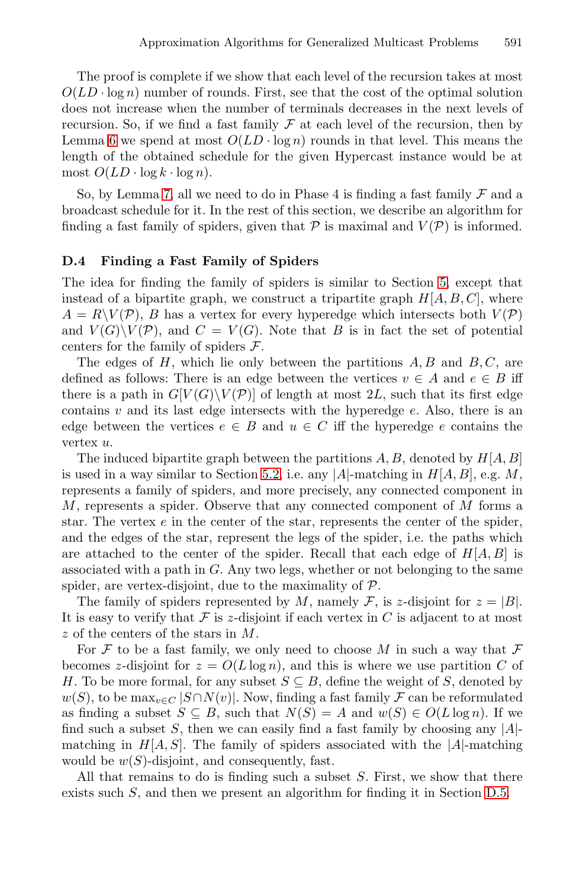The proof is complete if we show that each level of the recursion takes at most $O(LD \cdot \log n)$ number of rounds. First, see that the cost of the optimal solution does not increase when the number of terminals decreases in the next levels of recursion. So, if we find a fast family $\mathcal{F}$ at each level of the recursion, then by Lemma 6 we spend at most $O(LD \cdot \log n)$ rounds in that level. This means the length of the obtained schedule for the given Hypercast instance would be at most $O(LD \cdot \log k \cdot \log n)$.

So, by Lemma 7, all we need to do in Phase 4 is finding a fast family $\mathcal{F}$ and a broadcast schedule for it. In the rest of this section, we describe an algorithm for finding a fast family of spiders, given that $\mathcal{P}$ is maximal and $V(\mathcal{P})$ is informed.

### D.4 Finding a Fast Family of Spiders

The idea for finding the family of spiders is similar to Section 5, except that instead of a bipartite graph, we construct a tripartite graph $H[A, B, C]$, where $A = R \backslash V(\mathcal{P})$, $B$ has a vertex for every hyperedge which intersects both $V(\mathcal{P})$ and $V(G) \backslash V(\mathcal{P})$, and $C = V(G)$. Note that $B$ is in fact the set of potential centers for the family of spiders $\mathcal{F}$.

The edges of $H$, which lie only between the partitions $A, B$ and $B, C$, are defined as follows: There is an edge between the vertices $v \in A$ and $e \in B$ iff there is a path in $G[V(G) \backslash V(\mathcal{P})]$ of length at most $2L$, such that its first edge contains $v$ and its last edge intersects with the hyperedge $e$. Also, there is an edge between the vertices $e \in B$ and $u \in C$ iff the hyperedge $e$ contains the vertex $u$.

The induced bipartite graph between the partitions $A, B$, denoted by $H[A, B]$ is used in a way similar to Section 5.2, i.e. any $|A|$-matching in $H[A, B]$, e.g. $M$, represents a family of spiders, and more precisely, any connected component in $M$, represents a spider. Observe that any connected component of $M$ forms a star. The vertex $e$ in the center of the star, represents the center of the spider, and the edges of the star, represent the legs of the spider, i.e. the paths which are attached to the center of the spider. Recall that each edge of $H[A, B]$ is associated with a path in $G$. Any two legs, whether or not belonging to the same spider, are vertex-disjoint, due to the maximality of $\mathcal{P}$.

The family of spiders represented by $M$, namely $\mathcal{F}$, is $z$-disjoint for $z = |B|$. It is easy to verify that $\mathcal{F}$ is $z$-disjoint if each vertex in $C$ is adjacent to at most $z$ of the centers of the stars in $M$.

For $\mathcal{F}$ to be a fast family, we only need to choose $M$ in such a way that $\mathcal{F}$ becomes $z$-disjoint for $z = O(L \log n)$, and this is where we use partition $C$ of $H$. To be more formal, for any subset $S \subseteq B$, define the weight of $S$, denoted by $w(S)$, to be $\max_{v \in C} |S \cap N(v)|$. Now, finding a fast family $\mathcal{F}$ can be reformulated as finding a subset $S \subseteq B$, such that $N(S) = A$ and $w(S) \in O(L \log n)$. If we find such a subset $S$, then we can easily find a fast family by choosing any $|A|$-matching in $H[A, S]$. The family of spiders associated with the $|A|$-matching would be $w(S)$-disjoint, and consequently, fast.

All that remains to do is finding such a subset $S$. First, we show that there exists such $S$, and then we present an algorithm for finding it in Section D.5.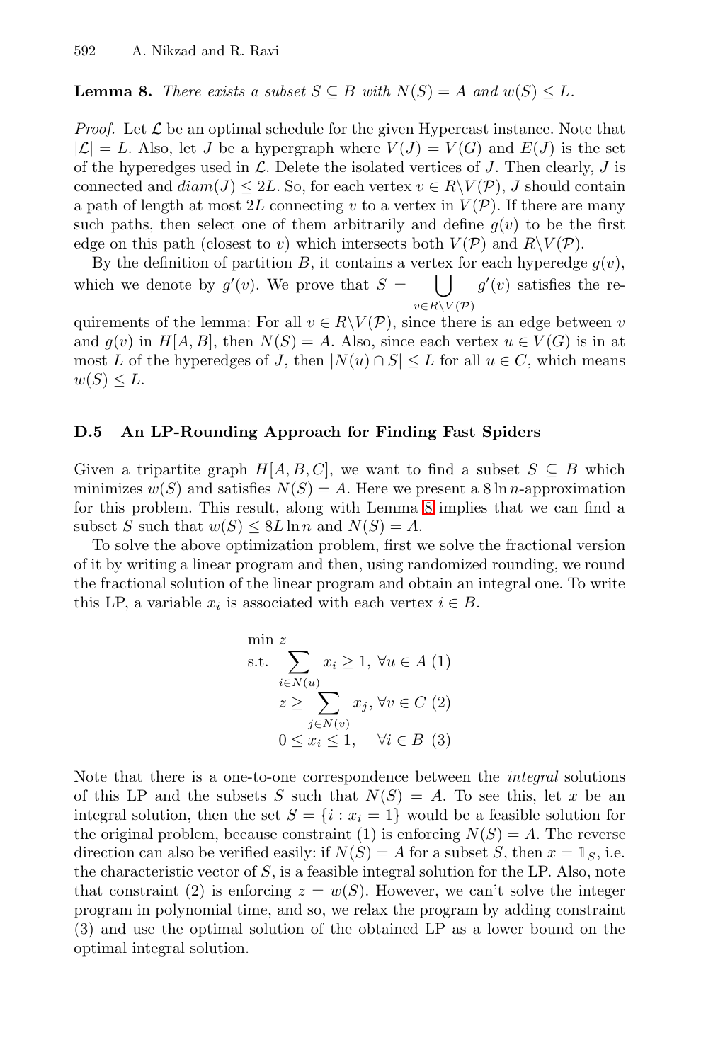**Lemma 8.** *There exists a subset $S \subseteq B$ with $N(S) = A$ and $w(S) \leq L$.*

*Proof.* Let $\mathcal{L}$ be an optimal schedule for the given Hypercast instance. Note that $|\mathcal{L}| = L$. Also, let $J$ be a hypergraph where $V(J) = V(G)$ and $E(J)$ is the set of the hyperedges used in $\mathcal{L}$. Delete the isolated vertices of $J$. Then clearly, $J$ is connected and $diam(J) \leq 2L$. So, for each vertex $v \in R \backslash V(\mathcal{P})$, $J$ should contain a path of length at most $2L$ connecting $v$ to a vertex in $V(\mathcal{P})$. If there are many such paths, then select one of them arbitrarily and define $g(v)$ to be the first edge on this path (closest to $v$) which intersects both $V(\mathcal{P})$ and $R \backslash V(\mathcal{P})$.

By the definition of partition $B$, it contains a vertex for each hyperedge $g(v)$, which we denote by $g'(v)$. We prove that $S = \bigcup_{v \in R \backslash V(\mathcal{P})} g'(v)$ satisfies the requirements of the lemma: For all $v \in R \backslash V(\mathcal{P})$, since there is an edge between $v$ and $g(v)$ in $H[A, B]$, then $N(S) = A$. Also, since each vertex $u \in V(G)$ is in at most $L$ of the hyperedges of $J$, then $|N(u) \cap S| \leq L$ for all $u \in C$, which means $w(S) \leq L$.

### D.5 An LP-Rounding Approach for Finding Fast Spiders

Given a tripartite graph $H[A, B, C]$, we want to find a subset $S \subseteq B$ which minimizes $w(S)$ and satisfies $N(S) = A$. Here we present a $8 \ln n$-approximation for this problem. This result, along with Lemma 8 implies that we can find a subset $S$ such that $w(S) \leq 8L \ln n$ and $N(S) = A$.

To solve the above optimization problem, first we solve the fractional version of it by writing a linear program and then, using randomized rounding, we round the fractional solution of the linear program and obtain an integral one. To write this LP, a variable $x_i$ is associated with each vertex $i \in B$.

$$\begin{aligned} \min\ & z \\ \text{s.t.}\ & \sum_{i \in N(u)} x_i \geq 1,\ \forall u \in A\ (1) \\ & z \geq \sum_{j \in N(v)} x_j,\ \forall v \in C\ (2) \\ & 0 \leq x_i \leq 1, \quad \forall i \in B\ (3) \end{aligned}$$

Note that there is a one-to-one correspondence between the *integral* solutions of this LP and the subsets $S$ such that $N(S) = A$. To see this, let $x$ be an integral solution, then the set $S = \{i : x_i = 1\}$ would be a feasible solution for the original problem, because constraint (1) is enforcing $N(S) = A$. The reverse direction can also be verified easily: if $N(S) = A$ for a subset $S$, then $x = \mathbb{1}_S$, i.e. the characteristic vector of $S$, is a feasible integral solution for the LP. Also, note that constraint (2) is enforcing $z = w(S)$. However, we can't solve the integer program in polynomial time, and so, we relax the program by adding constraint (3) and use the optimal solution of the obtained LP as a lower bound on the optimal integral solution.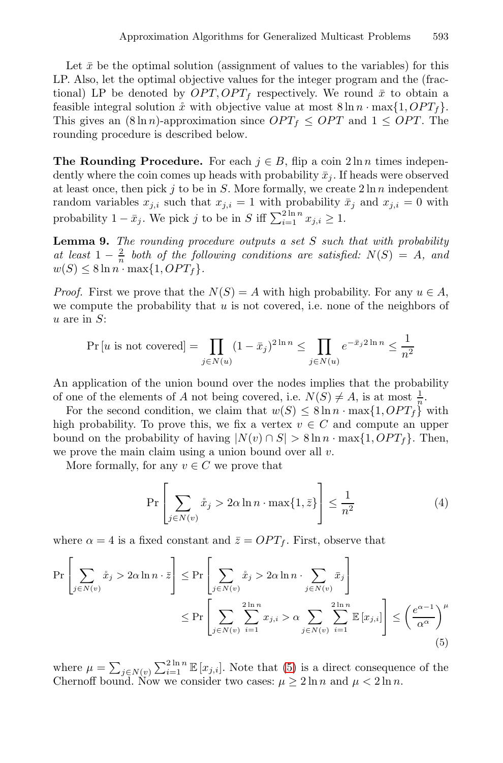Let $\bar{x}$ be the optimal solution (assignment of values to the variables) for this LP. Also, let the optimal objective values for the integer program and the (fractional) LP be denoted by $OPT, OPT_f$ respectively. We round $\bar{x}$ to obtain a feasible integral solution $\mathring{x}$ with objective value at most $8 \ln n \cdot \max\{1, OPT_f\}$. This gives an $(8 \ln n)$-approximation since $OPT_f \leq OPT$ and $1 \leq OPT$. The rounding procedure is described below.

**The Rounding Procedure.** For each $j \in B$, flip a coin $2 \ln n$ times independently where the coin comes up heads with probability $\bar{x}_j$. If heads were observed at least once, then pick $j$ to be in $S$. More formally, we create $2 \ln n$ independent random variables $x_{j,i}$ such that $x_{j,i} = 1$ with probability $\bar{x}_j$ and $x_{j,i} = 0$ with probability $1 - \bar{x}_j$. We pick $j$ to be in $S$ iff $\sum_{i=1}^{2 \ln n} x_{j,i} \geq 1$.

**Lemma 9.** *The rounding procedure outputs a set $S$ such that with probability at least $1 - \frac{2}{n}$ both of the following conditions are satisfied: $N(S) = A$, and $w(S) \leq 8 \ln n \cdot \max\{1, OPT_f\}$.*

*Proof.* First we prove that the $N(S) = A$ with high probability. For any $u \in A$, we compute the probability that $u$ is not covered, i.e. none of the neighbors of $u$ are in $S$:

$$\Pr[u \text{ is not covered}] = \prod_{j \in N(u)} (1 - \bar{x}_j)^{2 \ln n} \leq \prod_{j \in N(u)} e^{-\bar{x}_j 2 \ln n} \leq \frac{1}{n^2}$$

An application of the union bound over the nodes implies that the probability of one of the elements of $A$ not being covered, i.e. $N(S) \neq A$, is at most $\frac{1}{n}$.

For the second condition, we claim that $w(S) \leq 8 \ln n \cdot \max\{1, OPT_f\}$ with high probability. To prove this, we fix a vertex $v \in C$ and compute an upper bound on the probability of having $|N(v) \cap S| > 8 \ln n \cdot \max\{1, OPT_f\}$. Then, we prove the main claim using a union bound over all $v$.

More formally, for any $v \in C$ we prove that

$$\Pr\left[\sum_{j \in N(v)} \mathring{x}_j > 2\alpha \ln n \cdot \max\{1, \bar{z}\}\right] \leq \frac{1}{n^2} \tag{4}$$

where $\alpha = 4$ is a fixed constant and $\bar{z} = OPT_f$. First, observe that

$$\begin{aligned}
\Pr\left[\sum_{j \in N(v)} \mathring{x}_j > 2\alpha \ln n \cdot \bar{z}\right] &\leq \Pr\left[\sum_{j \in N(v)} \mathring{x}_j > 2\alpha \ln n \cdot \sum_{j \in N(v)} \bar{x}_j\right] \\
&\leq \Pr\left[\sum_{j \in N(v)} \sum_{i=1}^{2 \ln n} x_{j,i} > \alpha \sum_{j \in N(v)} \sum_{i=1}^{2 \ln n} \mathbb{E}[x_{j,i}]\right] \leq \left(\frac{e^{\alpha - 1}}{\alpha^\alpha}\right)^\mu
\end{aligned} \tag{5}$$

where $\mu = \sum_{j \in N(v)} \sum_{i=1}^{2 \ln n} \mathbb{E}[x_{j,i}]$. Note that (5) is a direct consequence of the Chernoff bound. Now we consider two cases: $\mu \geq 2 \ln n$ and $\mu < 2 \ln n$.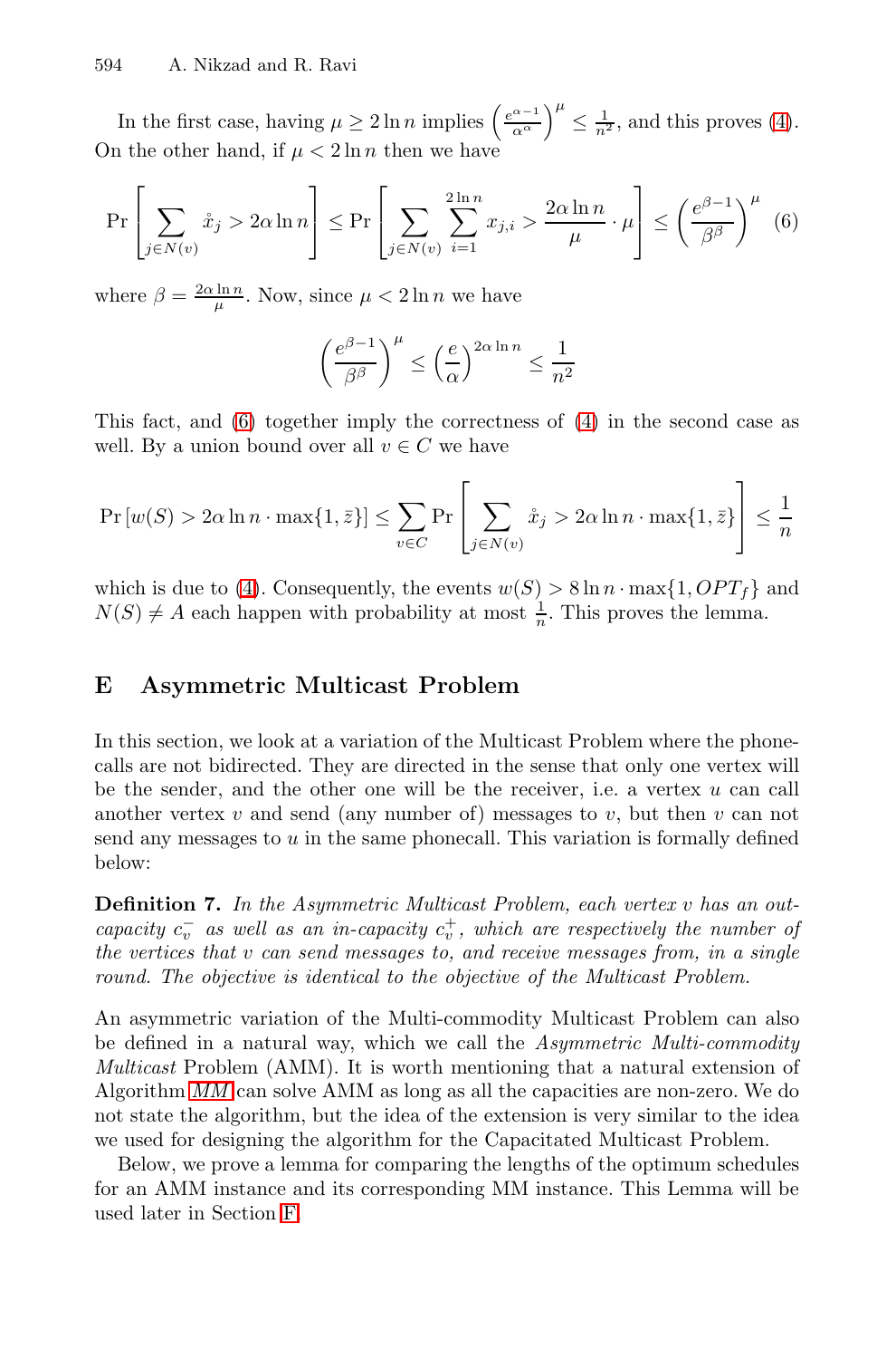In the first case, having $\mu \geq 2\ln n$ implies $\left(\frac{e^{\alpha-1}}{\alpha^\alpha}\right)^\mu \leq \frac{1}{n^2}$, and this proves (4). On the other hand, if $\mu < 2\ln n$ then we have

$$\Pr\left[\sum_{j\in N(v)} \mathring{x}_j > 2\alpha \ln n\right] \leq \Pr\left[\sum_{j\in N(v)} \sum_{i=1}^{2\ln n} x_{j,i} > \frac{2\alpha \ln n}{\mu}\cdot \mu\right] \leq \left(\frac{e^{\beta-1}}{\beta^\beta}\right)^\mu \quad (6)$$

where $\beta = \frac{2\alpha \ln n}{\mu}$. Now, since $\mu < 2\ln n$ we have

$$\left(\frac{e^{\beta-1}}{\beta^\beta}\right)^\mu \leq \left(\frac{e}{\alpha}\right)^{2\alpha \ln n} \leq \frac{1}{n^2}$$

This fact, and (6) together imply the correctness of (4) in the second case as well. By a union bound over all $v \in C$ we have

$$\Pr\left[w(S) > 2\alpha \ln n \cdot \max\{1, \bar{z}\}\right] \leq \sum_{v\in C} \Pr\left[\sum_{j\in N(v)} \mathring{x}_j > 2\alpha \ln n \cdot \max\{1, \bar{z}\}\right] \leq \frac{1}{n}$$

which is due to (4). Consequently, the events $w(S) > 8\ln n \cdot \max\{1, OPT_f\}$ and $N(S) \neq A$ each happen with probability at most $\frac{1}{n}$. This proves the lemma.

## E Asymmetric Multicast Problem

In this section, we look at a variation of the Multicast Problem where the phone-calls are not bidirected. They are directed in the sense that only one vertex will be the sender, and the other one will be the receiver, i.e. a vertex $u$ can call another vertex $v$ and send (any number of) messages to $v$, but then $v$ can not send any messages to $u$ in the same phonecall. This variation is formally defined below:

**Definition 7.** *In the Asymmetric Multicast Problem, each vertex $v$ has an out-capacity $c_v^-$ as well as an in-capacity $c_v^+$, which are respectively the number of the vertices that $v$ can send messages to, and receive messages from, in a single round. The objective is identical to the objective of the Multicast Problem.*

An asymmetric variation of the Multi-commodity Multicast Problem can also be defined in a natural way, which we call the *Asymmetric Multi-commodity Multicast* Problem (AMM). It is worth mentioning that a natural extension of Algorithm *MM* can solve AMM as long as all the capacities are non-zero. We do not state the algorithm, but the idea of the extension is very similar to the idea we used for designing the algorithm for the Capacitated Multicast Problem.

Below, we prove a lemma for comparing the lengths of the optimum schedules for an AMM instance and its corresponding MM instance. This Lemma will be used later in Section F.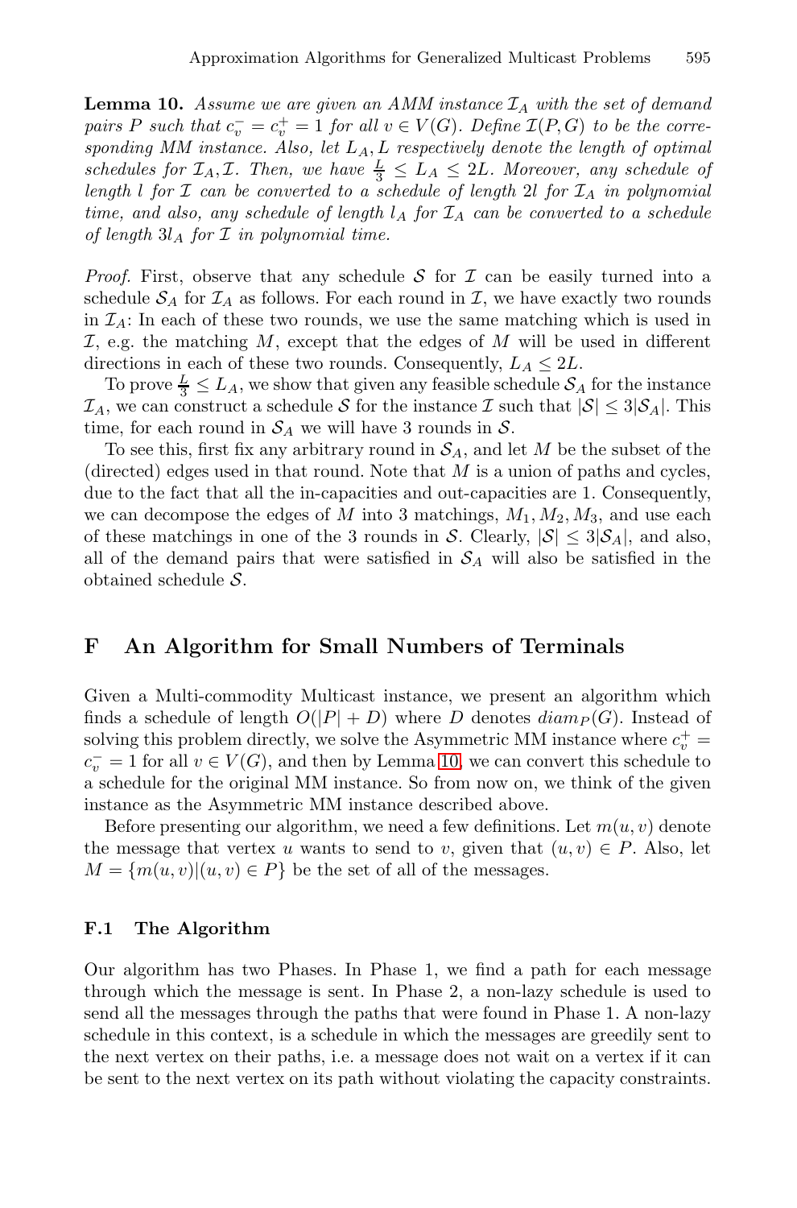**Lemma 10.** *Assume we are given an AMM instance $\mathcal{I}_A$ with the set of demand pairs $P$ such that $c_v^- = c_v^+ = 1$ for all $v \in V(G)$. Define $\mathcal{I}(P, G)$ to be the corresponding MM instance. Also, let $L_A, L$ respectively denote the length of optimal schedules for $\mathcal{I}_A, \mathcal{I}$. Then, we have $\frac{L}{3} \leq L_A \leq 2L$. Moreover, any schedule of length $l$ for $\mathcal{I}$ can be converted to a schedule of length $2l$ for $\mathcal{I}_A$ in polynomial time, and also, any schedule of length $l_A$ for $\mathcal{I}_A$ can be converted to a schedule of length $3l_A$ for $\mathcal{I}$ in polynomial time.*

*Proof.* First, observe that any schedule $\mathcal{S}$ for $\mathcal{I}$ can be easily turned into a schedule $\mathcal{S}_A$ for $\mathcal{I}_A$ as follows. For each round in $\mathcal{I}$, we have exactly two rounds in $\mathcal{I}_A$: In each of these two rounds, we use the same matching which is used in $\mathcal{I}$, e.g. the matching $M$, except that the edges of $M$ will be used in different directions in each of these two rounds. Consequently, $L_A \leq 2L$.

To prove $\frac{L}{3} \leq L_A$, we show that given any feasible schedule $\mathcal{S}_A$ for the instance $\mathcal{I}_A$, we can construct a schedule $\mathcal{S}$ for the instance $\mathcal{I}$ such that $|\mathcal{S}| \leq 3|\mathcal{S}_A|$. This time, for each round in $\mathcal{S}_A$ we will have 3 rounds in $\mathcal{S}$.

To see this, first fix any arbitrary round in $\mathcal{S}_A$, and let $M$ be the subset of the (directed) edges used in that round. Note that $M$ is a union of paths and cycles, due to the fact that all the in-capacities and out-capacities are 1. Consequently, we can decompose the edges of $M$ into 3 matchings, $M_1, M_2, M_3$, and use each of these matchings in one of the 3 rounds in $\mathcal{S}$. Clearly, $|\mathcal{S}| \leq 3|\mathcal{S}_A|$, and also, all of the demand pairs that were satisfied in $\mathcal{S}_A$ will also be satisfied in the obtained schedule $\mathcal{S}$.

## F An Algorithm for Small Numbers of Terminals

Given a Multi-commodity Multicast instance, we present an algorithm which finds a schedule of length $O(|P| + D)$ where $D$ denotes $diam_P(G)$. Instead of solving this problem directly, we solve the Asymmetric MM instance where $c_v^+ = c_v^- = 1$ for all $v \in V(G)$, and then by Lemma 10, we can convert this schedule to a schedule for the original MM instance. So from now on, we think of the given instance as the Asymmetric MM instance described above.

Before presenting our algorithm, we need a few definitions. Let $m(u, v)$ denote the message that vertex $u$ wants to send to $v$, given that $(u, v) \in P$. Also, let $M = \{m(u, v) | (u, v) \in P\}$ be the set of all of the messages.

### F.1 The Algorithm

Our algorithm has two Phases. In Phase 1, we find a path for each message through which the message is sent. In Phase 2, a non-lazy schedule is used to send all the messages through the paths that were found in Phase 1. A non-lazy schedule in this context, is a schedule in which the messages are greedily sent to the next vertex on their paths, i.e. a message does not wait on a vertex if it can be sent to the next vertex on its path without violating the capacity constraints.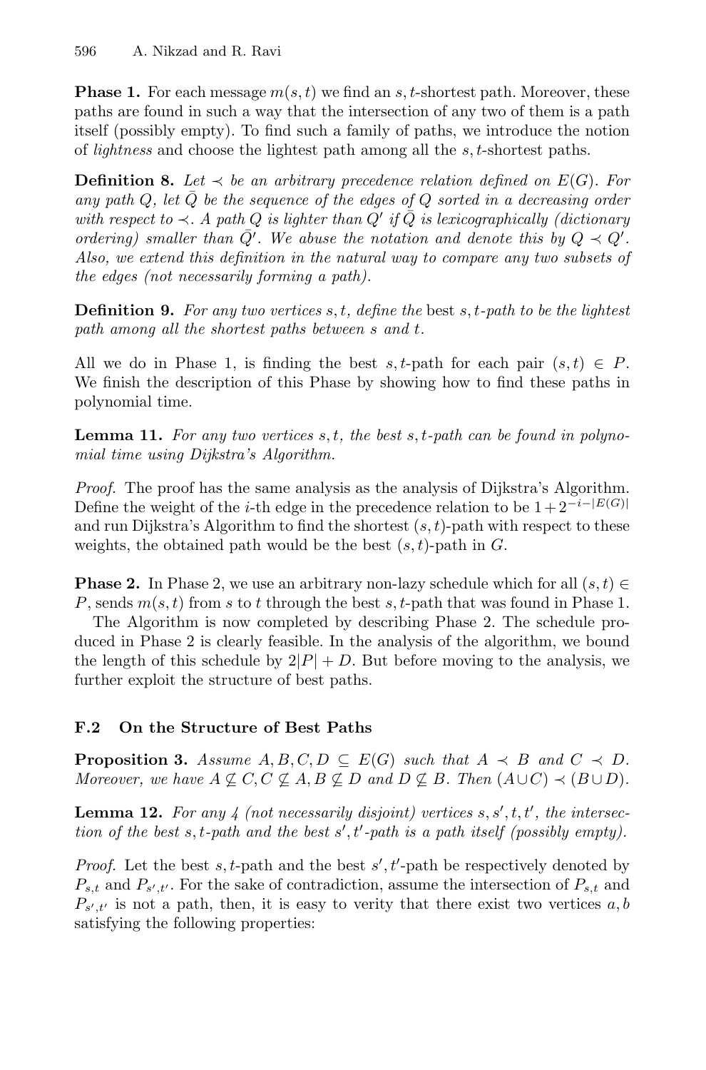**Phase 1.** For each message $m(s,t)$ we find an $s,t$-shortest path. Moreover, these paths are found in such a way that the intersection of any two of them is a path itself (possibly empty). To find such a family of paths, we introduce the notion of *lightness* and choose the lightest path among all the $s,t$-shortest paths.

**Definition 8.** *Let $\prec$ be an arbitrary precedence relation defined on $E(G)$. For any path $Q$, let $\bar{Q}$ be the sequence of the edges of $Q$ sorted in a decreasing order with respect to $\prec$. A path $Q$ is lighter than $Q'$ if $\bar{Q}$ is lexicographically (dictionary ordering) smaller than $\bar{Q}'$. We abuse the notation and denote this by $Q \prec Q'$. Also, we extend this definition in the natural way to compare any two subsets of the edges (not necessarily forming a path).*

**Definition 9.** *For any two vertices $s,t$, define the* best *$s,t$-path to be the lightest path among all the shortest paths between $s$ and $t$.*

All we do in Phase 1, is finding the best $s,t$-path for each pair $(s,t) \in P$. We finish the description of this Phase by showing how to find these paths in polynomial time.

**Lemma 11.** *For any two vertices $s,t$, the best $s,t$-path can be found in polynomial time using Dijkstra's Algorithm.*

*Proof.* The proof has the same analysis as the analysis of Dijkstra's Algorithm. Define the weight of the $i$-th edge in the precedence relation to be $1+2^{-i-|E(G)|}$ and run Dijkstra's Algorithm to find the shortest $(s,t)$-path with respect to these weights, the obtained path would be the best $(s,t)$-path in $G$.

**Phase 2.** In Phase 2, we use an arbitrary non-lazy schedule which for all $(s,t) \in P$, sends $m(s,t)$ from $s$ to $t$ through the best $s,t$-path that was found in Phase 1.

The Algorithm is now completed by describing Phase 2. The schedule produced in Phase 2 is clearly feasible. In the analysis of the algorithm, we bound the length of this schedule by $2|P|+D$. But before moving to the analysis, we further exploit the structure of best paths.

## F.2 On the Structure of Best Paths

**Proposition 3.** *Assume $A,B,C,D \subseteq E(G)$ such that $A \prec B$ and $C \prec D$. Moreover, we have $A \not\subseteq C, C \not\subseteq A, B \not\subseteq D$ and $D \not\subseteq B$. Then $(A \cup C) \prec (B \cup D)$.*

**Lemma 12.** *For any 4 (not necessarily disjoint) vertices $s,s',t,t'$, the intersection of the best $s,t$-path and the best $s',t'$-path is a path itself (possibly empty).*

*Proof.* Let the best $s,t$-path and the best $s',t'$-path be respectively denoted by $P_{s,t}$ and $P_{s',t'}$. For the sake of contradiction, assume the intersection of $P_{s,t}$ and $P_{s',t'}$ is not a path, then, it is easy to verity that there exist two vertices $a,b$ satisfying the following properties: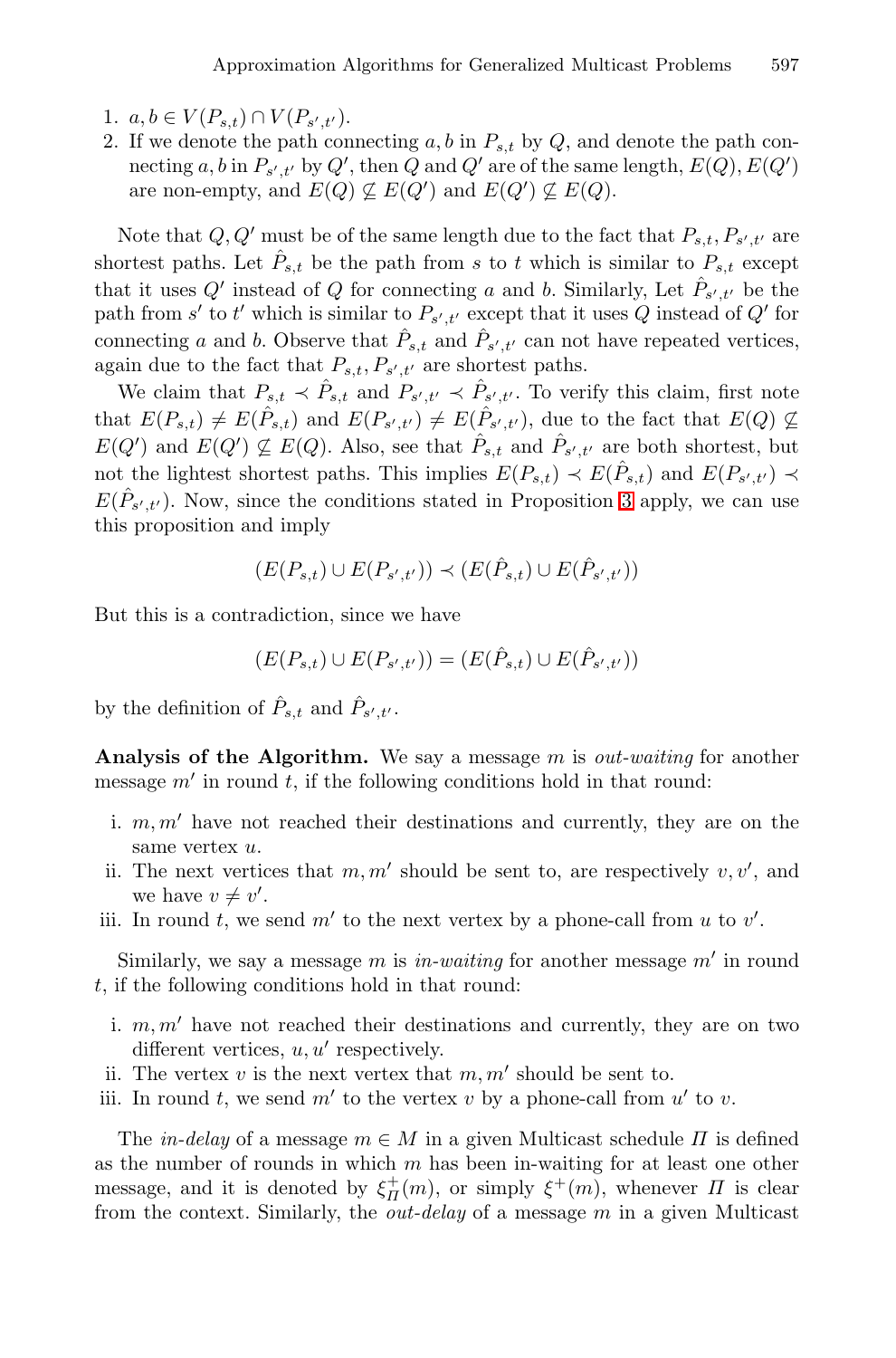1. $a, b \in V(P_{s,t}) \cap V(P_{s',t'})$.
2. If we denote the path connecting $a, b$ in $P_{s,t}$ by $Q$, and denote the path connecting $a, b$ in $P_{s',t'}$ by $Q'$, then $Q$ and $Q'$ are of the same length, $E(Q), E(Q')$ are non-empty, and $E(Q) \not\subseteq E(Q')$ and $E(Q') \not\subseteq E(Q)$.

Note that $Q, Q'$ must be of the same length due to the fact that $P_{s,t}, P_{s',t'}$ are shortest paths. Let $\hat{P}_{s,t}$ be the path from $s$ to $t$ which is similar to $P_{s,t}$ except that it uses $Q'$ instead of $Q$ for connecting $a$ and $b$. Similarly, Let $\hat{P}_{s',t'}$ be the path from $s'$ to $t'$ which is similar to $P_{s',t'}$ except that it uses $Q$ instead of $Q'$ for connecting $a$ and $b$. Observe that $\hat{P}_{s,t}$ and $\hat{P}_{s',t'}$ can not have repeated vertices, again due to the fact that $P_{s,t}, P_{s',t'}$ are shortest paths.

We claim that $P_{s,t} \prec \hat{P}_{s,t}$ and $P_{s',t'} \prec \hat{P}_{s',t'}$. To verify this claim, first note that $E(P_{s,t}) \neq E(\hat{P}_{s,t})$ and $E(P_{s',t'}) \neq E(\hat{P}_{s',t'})$, due to the fact that $E(Q) \not\subseteq E(Q')$ and $E(Q') \not\subseteq E(Q)$. Also, see that $\hat{P}_{s,t}$ and $\hat{P}_{s',t'}$ are both shortest, but not the lightest shortest paths. This implies $E(P_{s,t}) \prec E(\hat{P}_{s,t})$ and $E(P_{s',t'}) \prec E(\hat{P}_{s',t'})$. Now, since the conditions stated in Proposition 3 apply, we can use this proposition and imply

$$(E(P_{s,t}) \cup E(P_{s',t'})) \prec (E(\hat{P}_{s,t}) \cup E(\hat{P}_{s',t'}))$$

But this is a contradiction, since we have

$$(E(P_{s,t}) \cup E(P_{s',t'})) = (E(\hat{P}_{s,t}) \cup E(\hat{P}_{s',t'}))$$

by the definition of $\hat{P}_{s,t}$ and $\hat{P}_{s',t'}$.

**Analysis of the Algorithm.** We say a message $m$ is *out-waiting* for another message $m'$ in round $t$, if the following conditions hold in that round:

i. $m, m'$ have not reached their destinations and currently, they are on the same vertex $u$.
ii. The next vertices that $m, m'$ should be sent to, are respectively $v, v'$, and we have $v \neq v'$.
iii. In round $t$, we send $m'$ to the next vertex by a phone-call from $u$ to $v'$.

Similarly, we say a message $m$ is *in-waiting* for another message $m'$ in round $t$, if the following conditions hold in that round:

i. $m, m'$ have not reached their destinations and currently, they are on two different vertices, $u, u'$ respectively.
ii. The vertex $v$ is the next vertex that $m, m'$ should be sent to.
iii. In round $t$, we send $m'$ to the vertex $v$ by a phone-call from $u'$ to $v$.

The *in-delay* of a message $m \in M$ in a given Multicast schedule $\Pi$ is defined as the number of rounds in which $m$ has been in-waiting for at least one other message, and it is denoted by $\xi^+_{\Pi}(m)$, or simply $\xi^+(m)$, whenever $\Pi$ is clear from the context. Similarly, the *out-delay* of a message $m$ in a given Multicast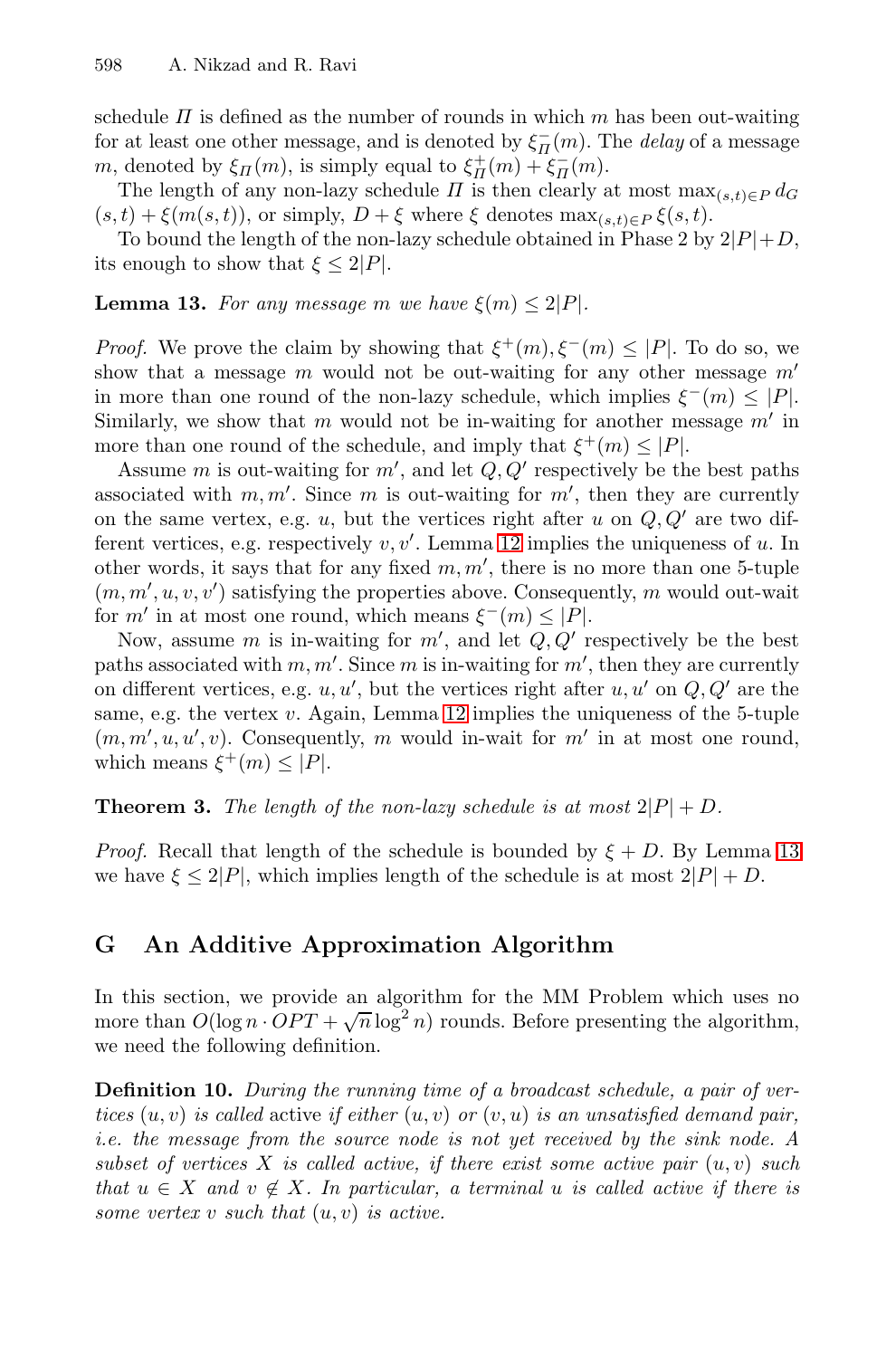schedule $\Pi$ is defined as the number of rounds in which $m$ has been out-waiting for at least one other message, and is denoted by $\xi^-_\Pi(m)$. The *delay* of a message $m$, denoted by $\xi_\Pi(m)$, is simply equal to $\xi^+_\Pi(m) + \xi^-_\Pi(m)$.

The length of any non-lazy schedule $\Pi$ is then clearly at most $\max_{(s,t)\in P} d_G(s,t) + \xi(m(s,t))$, or simply, $D + \xi$ where $\xi$ denotes $\max_{(s,t)\in P} \xi(s,t)$.

To bound the length of the non-lazy schedule obtained in Phase 2 by $2|P|+D$, its enough to show that $\xi \leq 2|P|$.

**Lemma 13.** *For any message $m$ we have $\xi(m) \leq 2|P|$.*

*Proof.* We prove the claim by showing that $\xi^+(m), \xi^-(m) \leq |P|$. To do so, we show that a message $m$ would not be out-waiting for any other message $m'$ in more than one round of the non-lazy schedule, which implies $\xi^-(m) \leq |P|$. Similarly, we show that $m$ would not be in-waiting for another message $m'$ in more than one round of the schedule, and imply that $\xi^+(m) \leq |P|$.

Assume $m$ is out-waiting for $m'$, and let $Q, Q'$ respectively be the best paths associated with $m, m'$. Since $m$ is out-waiting for $m'$, then they are currently on the same vertex, e.g. $u$, but the vertices right after $u$ on $Q, Q'$ are two different vertices, e.g. respectively $v, v'$. Lemma 12 implies the uniqueness of $u$. In other words, it says that for any fixed $m, m'$, there is no more than one 5-tuple $(m, m', u, v, v')$ satisfying the properties above. Consequently, $m$ would out-wait for $m'$ in at most one round, which means $\xi^-(m) \leq |P|$.

Now, assume $m$ is in-waiting for $m'$, and let $Q, Q'$ respectively be the best paths associated with $m, m'$. Since $m$ is in-waiting for $m'$, then they are currently on different vertices, e.g. $u, u'$, but the vertices right after $u, u'$ on $Q, Q'$ are the same, e.g. the vertex $v$. Again, Lemma 12 implies the uniqueness of the 5-tuple $(m, m', u, u', v)$. Consequently, $m$ would in-wait for $m'$ in at most one round, which means $\xi^+(m) \leq |P|$.

**Theorem 3.** *The length of the non-lazy schedule is at most $2|P| + D$.*

*Proof.* Recall that length of the schedule is bounded by $\xi + D$. By Lemma 13 we have $\xi \leq 2|P|$, which implies length of the schedule is at most $2|P| + D$.

## G An Additive Approximation Algorithm

In this section, we provide an algorithm for the MM Problem which uses no more than $O(\log n \cdot OPT + \sqrt{n} \log^2 n)$ rounds. Before presenting the algorithm, we need the following definition.

**Definition 10.** *During the running time of a broadcast schedule, a pair of vertices $(u, v)$ is called* active *if either $(u, v)$ or $(v, u)$ is an unsatisfied demand pair, i.e. the message from the source node is not yet received by the sink node. A subset of vertices $X$ is called active, if there exist some active pair $(u, v)$ such that $u \in X$ and $v \notin X$. In particular, a terminal $u$ is called active if there is some vertex $v$ such that $(u, v)$ is active.*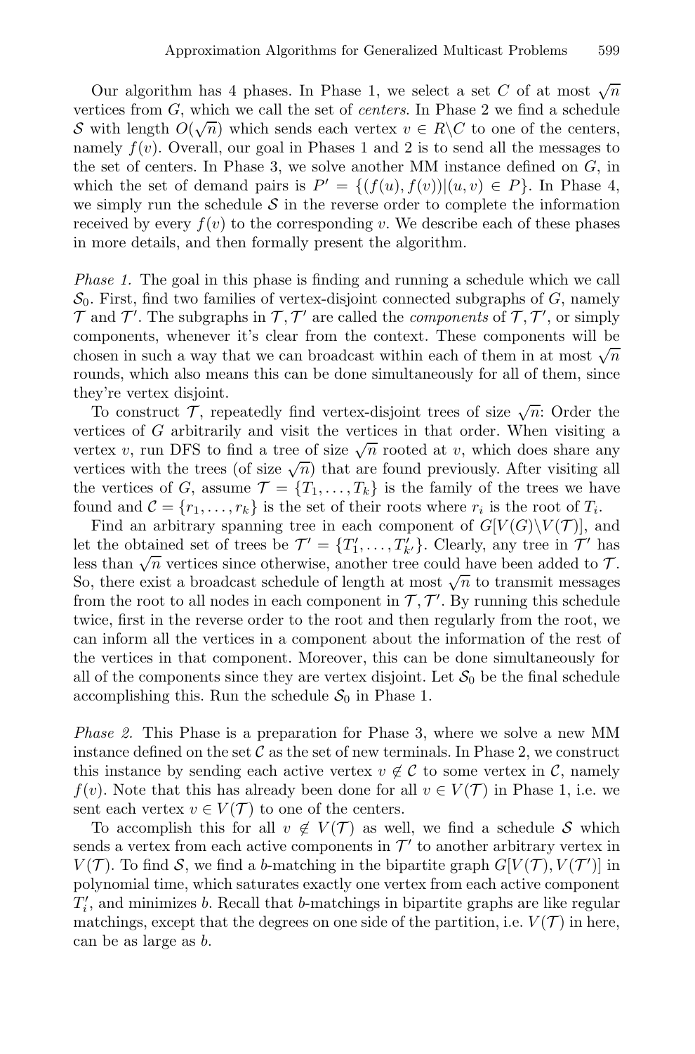Our algorithm has 4 phases. In Phase 1, we select a set $C$ of at most $\sqrt{n}$ vertices from $G$, which we call the set of *centers*. In Phase 2 we find a schedule $\mathcal{S}$ with length $O(\sqrt{n})$ which sends each vertex $v \in R \backslash C$ to one of the centers, namely $f(v)$. Overall, our goal in Phases 1 and 2 is to send all the messages to the set of centers. In Phase 3, we solve another MM instance defined on $G$, in which the set of demand pairs is $P' = \{(f(u), f(v)) | (u, v) \in P\}$. In Phase 4, we simply run the schedule $\mathcal{S}$ in the reverse order to complete the information received by every $f(v)$ to the corresponding $v$. We describe each of these phases in more details, and then formally present the algorithm.

*Phase 1.* The goal in this phase is finding and running a schedule which we call $\mathcal{S}_0$. First, find two families of vertex-disjoint connected subgraphs of $G$, namely $\mathcal{T}$ and $\mathcal{T}'$. The subgraphs in $\mathcal{T}, \mathcal{T}'$ are called the *components* of $\mathcal{T}, \mathcal{T}'$, or simply components, whenever it's clear from the context. These components will be chosen in such a way that we can broadcast within each of them in at most $\sqrt{n}$ rounds, which also means this can be done simultaneously for all of them, since they're vertex disjoint.

To construct $\mathcal{T}$, repeatedly find vertex-disjoint trees of size $\sqrt{n}$: Order the vertices of $G$ arbitrarily and visit the vertices in that order. When visiting a vertex $v$, run DFS to find a tree of size $\sqrt{n}$ rooted at $v$, which does share any vertices with the trees (of size $\sqrt{n}$) that are found previously. After visiting all the vertices of $G$, assume $\mathcal{T} = \{T_1, \ldots, T_k\}$ is the family of the trees we have found and $\mathcal{C} = \{r_1, \ldots, r_k\}$ is the set of their roots where $r_i$ is the root of $T_i$.

Find an arbitrary spanning tree in each component of $G[V(G) \backslash V(\mathcal{T})]$, and let the obtained set of trees be $\mathcal{T}' = \{T'_1, \ldots, T'_{k'}\}$. Clearly, any tree in $\mathcal{T}'$ has less than $\sqrt{n}$ vertices since otherwise, another tree could have been added to $\mathcal{T}$. So, there exist a broadcast schedule of length at most $\sqrt{n}$ to transmit messages from the root to all nodes in each component in $\mathcal{T}, \mathcal{T}'$. By running this schedule twice, first in the reverse order to the root and then regularly from the root, we can inform all the vertices in a component about the information of the rest of the vertices in that component. Moreover, this can be done simultaneously for all of the components since they are vertex disjoint. Let $\mathcal{S}_0$ be the final schedule accomplishing this. Run the schedule $\mathcal{S}_0$ in Phase 1.

*Phase 2.* This Phase is a preparation for Phase 3, where we solve a new MM instance defined on the set $\mathcal{C}$ as the set of new terminals. In Phase 2, we construct this instance by sending each active vertex $v \notin \mathcal{C}$ to some vertex in $\mathcal{C}$, namely $f(v)$. Note that this has already been done for all $v \in V(\mathcal{T})$ in Phase 1, i.e. we sent each vertex $v \in V(\mathcal{T})$ to one of the centers.

To accomplish this for all $v \notin V(\mathcal{T})$ as well, we find a schedule $\mathcal{S}$ which sends a vertex from each active components in $\mathcal{T}'$ to another arbitrary vertex in $V(\mathcal{T})$. To find $\mathcal{S}$, we find a $b$-matching in the bipartite graph $G[V(\mathcal{T}), V(\mathcal{T}')]$ in polynomial time, which saturates exactly one vertex from each active component $T'_i$, and minimizes $b$. Recall that $b$-matchings in bipartite graphs are like regular matchings, except that the degrees on one side of the partition, i.e. $V(\mathcal{T})$ in here, can be as large as $b$.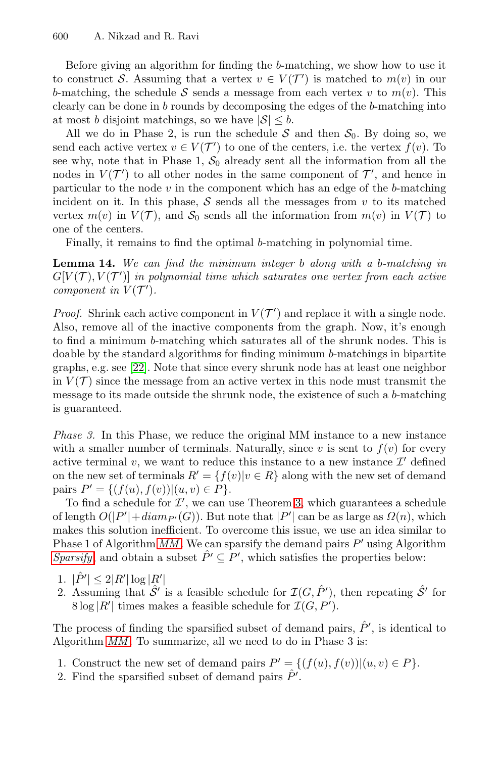Before giving an algorithm for finding the $b$-matching, we show how to use it to construct $\mathcal{S}$. Assuming that a vertex $v \in V(\mathcal{T}')$ is matched to $m(v)$ in our $b$-matching, the schedule $\mathcal{S}$ sends a message from each vertex $v$ to $m(v)$. This clearly can be done in $b$ rounds by decomposing the edges of the $b$-matching into at most $b$ disjoint matchings, so we have $|\mathcal{S}| \leq b$.

All we do in Phase 2, is run the schedule $\mathcal{S}$ and then $\mathcal{S}_0$. By doing so, we send each active vertex $v \in V(\mathcal{T}')$ to one of the centers, i.e. the vertex $f(v)$. To see why, note that in Phase 1, $\mathcal{S}_0$ already sent all the information from all the nodes in $V(\mathcal{T}')$ to all other nodes in the same component of $\mathcal{T}'$, and hence in particular to the node $v$ in the component which has an edge of the $b$-matching incident on it. In this phase, $\mathcal{S}$ sends all the messages from $v$ to its matched vertex $m(v)$ in $V(\mathcal{T})$, and $\mathcal{S}_0$ sends all the information from $m(v)$ in $V(\mathcal{T})$ to one of the centers.

Finally, it remains to find the optimal $b$-matching in polynomial time.

**Lemma 14.** *We can find the minimum integer $b$ along with a $b$-matching in $G[V(\mathcal{T}), V(\mathcal{T}')]$ in polynomial time which saturates one vertex from each active component in $V(\mathcal{T}')$.*

*Proof.* Shrink each active component in $V(\mathcal{T}')$ and replace it with a single node. Also, remove all of the inactive components from the graph. Now, it's enough to find a minimum $b$-matching which saturates all of the shrunk nodes. This is doable by the standard algorithms for finding minimum $b$-matchings in bipartite graphs, e.g. see [22]. Note that since every shrunk node has at least one neighbor in $V(\mathcal{T})$ since the message from an active vertex in this node must transmit the message to its made outside the shrunk node, the existence of such a $b$-matching is guaranteed.

*Phase 3.* In this Phase, we reduce the original MM instance to a new instance with a smaller number of terminals. Naturally, since $v$ is sent to $f(v)$ for every active terminal $v$, we want to reduce this instance to a new instance $\mathcal{I}'$ defined on the new set of terminals $R' = \{f(v)|v \in R\}$ along with the new set of demand pairs $P' = \{(f(u), f(v))|(u, v) \in P\}$.

To find a schedule for $\mathcal{I}'$, we can use Theorem 3, which guarantees a schedule of length $O(|P'| + diam_{P'}(G))$. But note that $|P'|$ can be as large as $\Omega(n)$, which makes this solution inefficient. To overcome this issue, we use an idea similar to Phase 1 of Algorithm *MM*. We can sparsify the demand pairs $P'$ using Algorithm *Sparsify*, and obtain a subset $\hat{P}' \subseteq P'$, which satisfies the properties below:

1. $|\hat{P}'| \leq 2|R'| \log |R'|$
2. Assuming that $\hat{\mathcal{S}}'$ is a feasible schedule for $\mathcal{I}(G, \hat{P}')$, then repeating $\hat{\mathcal{S}}'$ for $8 \log |R'|$ times makes a feasible schedule for $\mathcal{I}(G, P')$.

The process of finding the sparsified subset of demand pairs, $\hat{P}'$, is identical to Algorithm *MM*. To summarize, all we need to do in Phase 3 is:

1. Construct the new set of demand pairs $P' = \{(f(u), f(v))|(u, v) \in P\}$.
2. Find the sparsified subset of demand pairs $\hat{P}'$.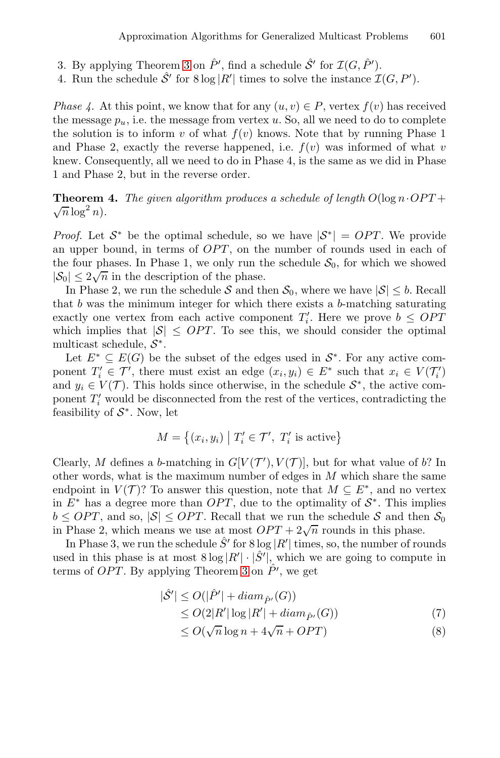3. By applying Theorem 3 on $\hat{P}'$, find a schedule $\hat{\mathcal{S}}'$ for $\mathcal{I}(G, \hat{P}')$.
4. Run the schedule $\hat{\mathcal{S}}'$ for $8 \log |R'|$ times to solve the instance $\mathcal{I}(G, P')$.

*Phase 4.* At this point, we know that for any $(u, v) \in P$, vertex $f(v)$ has received the message $p_u$, i.e. the message from vertex $u$. So, all we need to do to complete the solution is to inform $v$ of what $f(v)$ knows. Note that by running Phase 1 and Phase 2, exactly the reverse happened, i.e. $f(v)$ was informed of what $v$ knew. Consequently, all we need to do in Phase 4, is the same as we did in Phase 1 and Phase 2, but in the reverse order.

**Theorem 4.** *The given algorithm produces a schedule of length $O(\log n \cdot OPT + \sqrt{n} \log^2 n)$.*

*Proof.* Let $\mathcal{S}^*$ be the optimal schedule, so we have $|\mathcal{S}^*| = OPT$. We provide an upper bound, in terms of $OPT$, on the number of rounds used in each of the four phases. In Phase 1, we only run the schedule $\mathcal{S}_0$, for which we showed $|\mathcal{S}_0| \leq 2\sqrt{n}$ in the description of the phase.

In Phase 2, we run the schedule $\mathcal{S}$ and then $\mathcal{S}_0$, where we have $|\mathcal{S}| \leq b$. Recall that $b$ was the minimum integer for which there exists a $b$-matching saturating exactly one vertex from each active component $T'_i$. Here we prove $b \leq OPT$ which implies that $|\mathcal{S}| \leq OPT$. To see this, we should consider the optimal multicast schedule, $\mathcal{S}^*$.

Let $E^* \subseteq E(G)$ be the subset of the edges used in $\mathcal{S}^*$. For any active component $T'_i \in \mathcal{T}'$, there must exist an edge $(x_i, y_i) \in E^*$ such that $x_i \in V(\mathcal{T}'_i)$ and $y_i \in V(\mathcal{T})$. This holds since otherwise, in the schedule $\mathcal{S}^*$, the active component $T'_i$ would be disconnected from the rest of the vertices, contradicting the feasibility of $\mathcal{S}^*$. Now, let

$$M = \{(x_i, y_i) \mid T'_i \in \mathcal{T}',\ T'_i \text{ is active}\}$$

Clearly, $M$ defines a $b$-matching in $G[V(\mathcal{T}'), V(\mathcal{T})]$, but for what value of $b$? In other words, what is the maximum number of edges in $M$ which share the same endpoint in $V(\mathcal{T})$? To answer this question, note that $M \subseteq E^*$, and no vertex in $E^*$ has a degree more than $OPT$, due to the optimality of $\mathcal{S}^*$. This implies $b \leq OPT$, and so, $|\mathcal{S}| \leq OPT$. Recall that we run the schedule $\mathcal{S}$ and then $\mathcal{S}_0$ in Phase 2, which means we use at most $OPT + 2\sqrt{n}$ rounds in this phase.

In Phase 3, we run the schedule $\hat{S}'$ for $8 \log |R'|$ times, so, the number of rounds used in this phase is at most $8 \log |R'| \cdot |\hat{S}'|$, which we are going to compute in terms of $OPT$. By applying Theorem 3 on $\hat{P}'$, we get

$$\begin{aligned}
|\hat{\mathcal{S}}'| &\leq O(|\hat{P}'| + diam_{\hat{P}'}(G)) \\
&\leq O(2|R'| \log |R'| + diam_{\hat{P}'}(G)) \qquad (7) \\
&\leq O(\sqrt{n} \log n + 4\sqrt{n} + OPT) \qquad (8)
\end{aligned}$$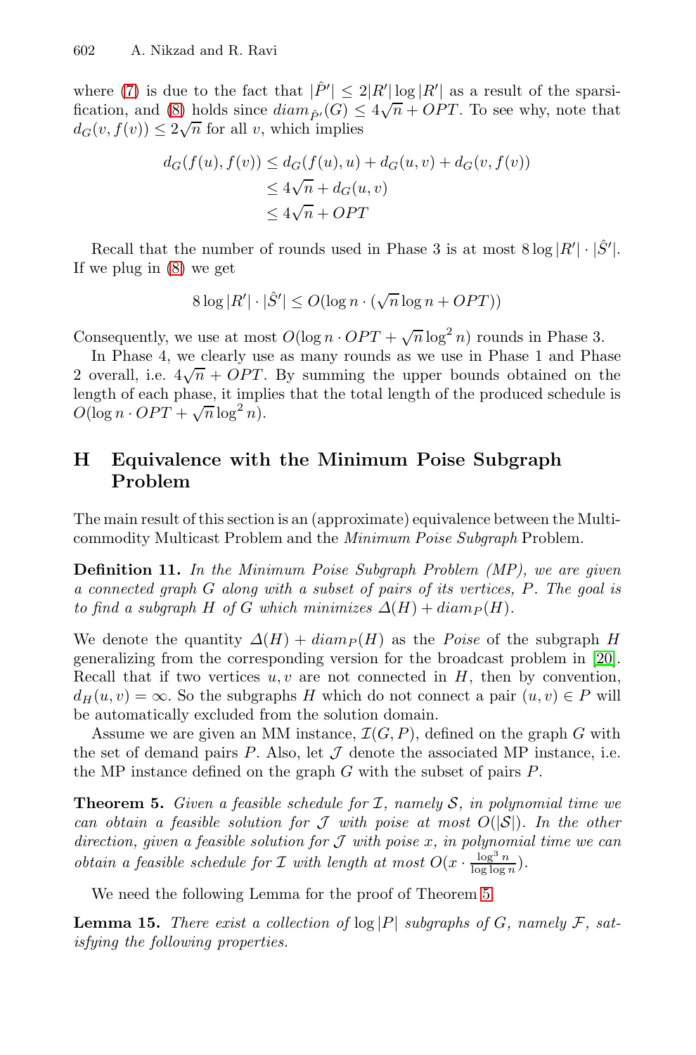where (7) is due to the fact that $|\hat{P}'| \leq 2|R'|\log|R'|$ as a result of the sparsification, and (8) holds since $diam_{\hat{P}'}(G) \leq 4\sqrt{n} + OPT$. To see why, note that $d_G(v, f(v)) \leq 2\sqrt{n}$ for all $v$, which implies

$$
\begin{aligned}
d_G(f(u), f(v)) &\leq d_G(f(u), u) + d_G(u, v) + d_G(v, f(v)) \\
&\leq 4\sqrt{n} + d_G(u, v) \\
&\leq 4\sqrt{n} + OPT
\end{aligned}
$$

Recall that the number of rounds used in Phase 3 is at most $8\log|R'| \cdot |\hat{S}'|$. If we plug in (8) we get

$$
8\log|R'| \cdot |\hat{S}'| \leq O(\log n \cdot (\sqrt{n}\log n + OPT))
$$

Consequently, we use at most $O(\log n \cdot OPT + \sqrt{n}\log^2 n)$ rounds in Phase 3.

In Phase 4, we clearly use as many rounds as we use in Phase 1 and Phase 2 overall, i.e. $4\sqrt{n} + OPT$. By summing the upper bounds obtained on the length of each phase, it implies that the total length of the produced schedule is $O(\log n \cdot OPT + \sqrt{n}\log^2 n)$.

## H Equivalence with the Minimum Poise Subgraph Problem

The main result of this section is an (approximate) equivalence between the Multicommodity Multicast Problem and the *Minimum Poise Subgraph* Problem.

**Definition 11.** *In the Minimum Poise Subgraph Problem (MP), we are given a connected graph $G$ along with a subset of pairs of its vertices, $P$. The goal is to find a subgraph $H$ of $G$ which minimizes $\Delta(H) + diam_P(H)$.*

We denote the quantity $\Delta(H) + diam_P(H)$ as the *Poise* of the subgraph $H$ generalizing from the corresponding version for the broadcast problem in [20]. Recall that if two vertices $u, v$ are not connected in $H$, then by convention, $d_H(u, v) = \infty$. So the subgraphs $H$ which do not connect a pair $(u, v) \in P$ will be automatically excluded from the solution domain.

Assume we are given an MM instance, $\mathcal{I}(G, P)$, defined on the graph $G$ with the set of demand pairs $P$. Also, let $\mathcal{J}$ denote the associated MP instance, i.e. the MP instance defined on the graph $G$ with the subset of pairs $P$.

**Theorem 5.** *Given a feasible schedule for $\mathcal{I}$, namely $\mathcal{S}$, in polynomial time we can obtain a feasible solution for $\mathcal{J}$ with poise at most $O(|\mathcal{S}|)$. In the other direction, given a feasible solution for $\mathcal{J}$ with poise $x$, in polynomial time we can obtain a feasible schedule for $\mathcal{I}$ with length at most $O(x \cdot \frac{\log^3 n}{\log\log n})$.*

We need the following Lemma for the proof of Theorem 5.

**Lemma 15.** *There exist a collection of $\log|P|$ subgraphs of $G$, namely $\mathcal{F}$, satisfying the following properties.*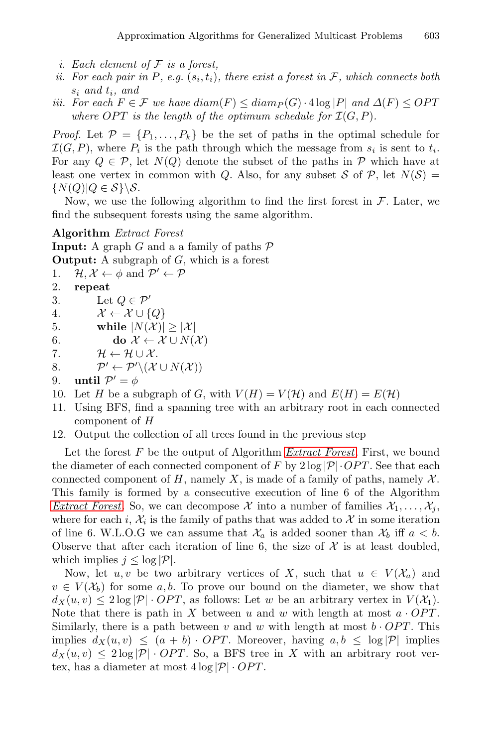*i. Each element of $\mathcal{F}$ is a forest,*

*ii. For each pair in $P$, e.g. $(s_i, t_i)$, there exist a forest in $\mathcal{F}$, which connects both $s_i$ and $t_i$, and*

*iii. For each $F \in \mathcal{F}$ we have $diam(F) \leq diam_P(G) \cdot 4 \log |P|$ and $\Delta(F) \leq OPT$ where $OPT$ is the length of the optimum schedule for $\mathcal{I}(G, P)$.*

*Proof.* Let $\mathcal{P} = \{P_1, \ldots, P_k\}$ be the set of paths in the optimal schedule for $\mathcal{I}(G, P)$, where $P_i$ is the path through which the message from $s_i$ is sent to $t_i$. For any $Q \in \mathcal{P}$, let $N(Q)$ denote the subset of the paths in $\mathcal{P}$ which have at least one vertex in common with $Q$. Also, for any subset $\mathcal{S}$ of $\mathcal{P}$, let $N(\mathcal{S}) = \{N(Q) | Q \in \mathcal{S}\} \backslash \mathcal{S}$.

Now, we use the following algorithm to find the first forest in $\mathcal{F}$. Later, we find the subsequent forests using the same algorithm.

**Algorithm** *Extract Forest*
**Input:** A graph $G$ and a a family of paths $\mathcal{P}$
**Output:** A subgraph of $G$, which is a forest

1. $\mathcal{H}, \mathcal{X} \leftarrow \phi$ and $\mathcal{P}' \leftarrow \mathcal{P}$
2. **repeat**
3. Let $Q \in \mathcal{P}'$
4. $\mathcal{X} \leftarrow \mathcal{X} \cup \{Q\}$
5. **while** $|N(\mathcal{X})| \geq |\mathcal{X}|$
6. **do** $\mathcal{X} \leftarrow \mathcal{X} \cup N(\mathcal{X})$
7. $\mathcal{H} \leftarrow \mathcal{H} \cup \mathcal{X}$.
8. $\mathcal{P}' \leftarrow \mathcal{P}' \backslash (\mathcal{X} \cup N(\mathcal{X}))$
9. **until** $\mathcal{P}' = \phi$
10. Let $H$ be a subgraph of $G$, with $V(H) = V(\mathcal{H})$ and $E(H) = E(\mathcal{H})$
11. Using BFS, find a spanning tree with an arbitrary root in each connected component of $H$
12. Output the collection of all trees found in the previous step

Let the forest $F$ be the output of Algorithm *Extract Forest*. First, we bound the diameter of each connected component of $F$ by $2 \log |\mathcal{P}| \cdot OPT$. See that each connected component of $H$, namely $X$, is made of a family of paths, namely $\mathcal{X}$. This family is formed by a consecutive execution of line 6 of the Algorithm *Extract Forest*. So, we can decompose $\mathcal{X}$ into a number of families $\mathcal{X}_1, \ldots, \mathcal{X}_j$, where for each $i$, $\mathcal{X}_i$ is the family of paths that was added to $\mathcal{X}$ in some iteration of line 6. W.L.O.G we can assume that $\mathcal{X}_a$ is added sooner than $\mathcal{X}_b$ iff $a < b$. Observe that after each iteration of line 6, the size of $\mathcal{X}$ is at least doubled, which implies $j \leq \log |\mathcal{P}|$.

Now, let $u, v$ be two arbitrary vertices of $X$, such that $u \in V(\mathcal{X}_a)$ and $v \in V(\mathcal{X}_b)$ for some $a, b$. To prove our bound on the diameter, we show that $d_X(u, v) \leq 2 \log |\mathcal{P}| \cdot OPT$, as follows: Let $w$ be an arbitrary vertex in $V(\mathcal{X}_1)$. Note that there is path in $X$ between $u$ and $w$ with length at most $a \cdot OPT$. Similarly, there is a path between $v$ and $w$ with length at most $b \cdot OPT$. This implies $d_X(u, v) \leq (a + b) \cdot OPT$. Moreover, having $a, b \leq \log |\mathcal{P}|$ implies $d_X(u, v) \leq 2 \log |\mathcal{P}| \cdot OPT$. So, a BFS tree in $X$ with an arbitrary root vertex, has a diameter at most $4 \log |\mathcal{P}| \cdot OPT$.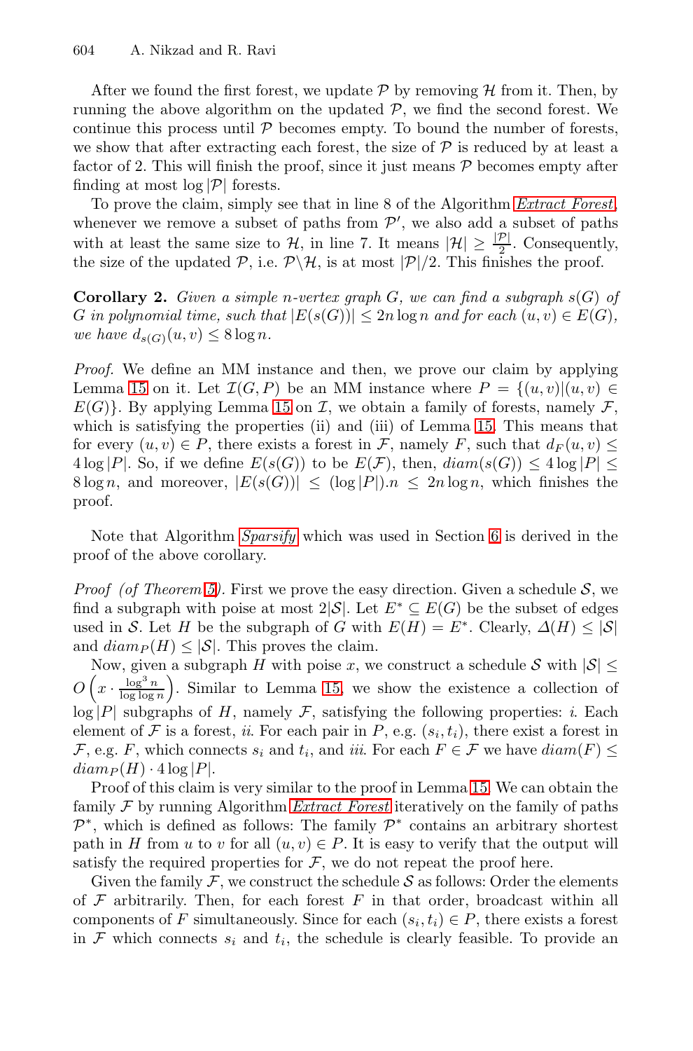After we found the first forest, we update $\mathcal{P}$ by removing $\mathcal{H}$ from it. Then, by running the above algorithm on the updated $\mathcal{P}$, we find the second forest. We continue this process until $\mathcal{P}$ becomes empty. To bound the number of forests, we show that after extracting each forest, the size of $\mathcal{P}$ is reduced by at least a factor of 2. This will finish the proof, since it just means $\mathcal{P}$ becomes empty after finding at most $\log |\mathcal{P}|$ forests.

To prove the claim, simply see that in line 8 of the Algorithm *Extract Forest*, whenever we remove a subset of paths from $\mathcal{P}'$, we also add a subset of paths with at least the same size to $\mathcal{H}$, in line 7. It means $|\mathcal{H}| \geq \frac{|\mathcal{P}|}{2}$. Consequently, the size of the updated $\mathcal{P}$, i.e. $\mathcal{P} \backslash \mathcal{H}$, is at most $|\mathcal{P}|/2$. This finishes the proof.

**Corollary 2.** *Given a simple $n$-vertex graph $G$, we can find a subgraph $s(G)$ of $G$ in polynomial time, such that $|E(s(G))| \leq 2n \log n$ and for each $(u, v) \in E(G)$, we have $d_{s(G)}(u, v) \leq 8 \log n$.*

*Proof.* We define an MM instance and then, we prove our claim by applying Lemma 15 on it. Let $\mathcal{I}(G, P)$ be an MM instance where $P = \{(u, v) | (u, v) \in E(G)\}$. By applying Lemma 15 on $\mathcal{I}$, we obtain a family of forests, namely $\mathcal{F}$, which is satisfying the properties (ii) and (iii) of Lemma 15. This means that for every $(u, v) \in P$, there exists a forest in $\mathcal{F}$, namely $F$, such that $d_F(u, v) \leq 4 \log |P|$. So, if we define $E(s(G))$ to be $E(\mathcal{F})$, then, $diam(s(G)) \leq 4 \log |P| \leq 8 \log n$, and moreover, $|E(s(G))| \leq (\log |P|).n \leq 2n \log n$, which finishes the proof.

Note that Algorithm *Sparsify* which was used in Section 6 is derived in the proof of the above corollary.

*Proof (of Theorem 5).* First we prove the easy direction. Given a schedule $\mathcal{S}$, we find a subgraph with poise at most $2|\mathcal{S}|$. Let $E^* \subseteq E(G)$ be the subset of edges used in $\mathcal{S}$. Let $H$ be the subgraph of $G$ with $E(H) = E^*$. Clearly, $\Delta(H) \leq |\mathcal{S}|$ and $diam_P(H) \leq |\mathcal{S}|$. This proves the claim.

Now, given a subgraph $H$ with poise $x$, we construct a schedule $\mathcal{S}$ with $|\mathcal{S}| \leq O\left(x \cdot \frac{\log^3 n}{\log \log n}\right)$. Similar to Lemma 15, we show the existence a collection of $\log |P|$ subgraphs of $H$, namely $\mathcal{F}$, satisfying the following properties: *i.* Each element of $\mathcal{F}$ is a forest, *ii.* For each pair in $P$, e.g. $(s_i, t_i)$, there exist a forest in $\mathcal{F}$, e.g. $F$, which connects $s_i$ and $t_i$, and *iii.* For each $F \in \mathcal{F}$ we have $diam(F) \leq diam_P(H) \cdot 4 \log |P|$.

Proof of this claim is very similar to the proof in Lemma 15. We can obtain the family $\mathcal{F}$ by running Algorithm *Extract Forest* iteratively on the family of paths $\mathcal{P}^*$, which is defined as follows: The family $\mathcal{P}^*$ contains an arbitrary shortest path in $H$ from $u$ to $v$ for all $(u, v) \in P$. It is easy to verify that the output will satisfy the required properties for $\mathcal{F}$, we do not repeat the proof here.

Given the family $\mathcal{F}$, we construct the schedule $\mathcal{S}$ as follows: Order the elements of $\mathcal{F}$ arbitrarily. Then, for each forest $F$ in that order, broadcast within all components of $F$ simultaneously. Since for each $(s_i, t_i) \in P$, there exists a forest in $\mathcal{F}$ which connects $s_i$ and $t_i$, the schedule is clearly feasible. To provide an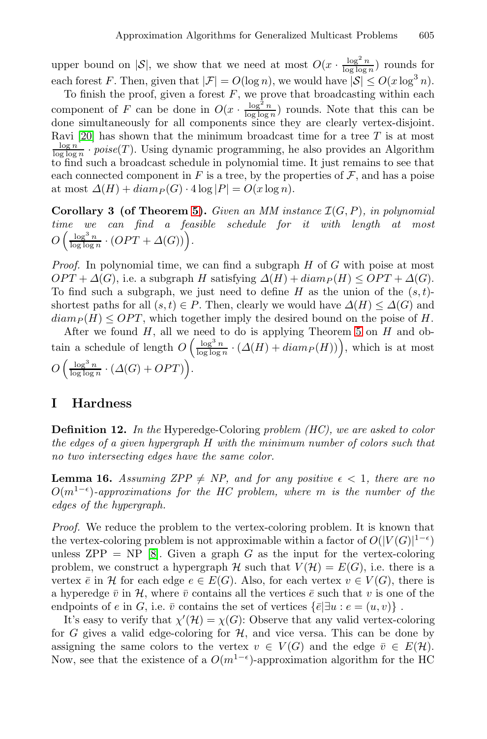upper bound on $|\mathcal{S}|$, we show that we need at most $O(x \cdot \frac{\log^2 n}{\log \log n})$ rounds for each forest $F$. Then, given that $|\mathcal{F}| = O(\log n)$, we would have $|\mathcal{S}| \leq O(x \log^3 n)$.

To finish the proof, given a forest $F$, we prove that broadcasting within each component of $F$ can be done in $O(x \cdot \frac{\log^2 n}{\log \log n})$ rounds. Note that this can be done simultaneously for all components since they are clearly vertex-disjoint. Ravi [20] has shown that the minimum broadcast time for a tree $T$ is at most $\frac{\log n}{\log \log n} \cdot poise(T)$. Using dynamic programming, he also provides an Algorithm to find such a broadcast schedule in polynomial time. It just remains to see that each connected component in $F$ is a tree, by the properties of $\mathcal{F}$, and has a poise at most $\Delta(H) + diam_P(G) \cdot 4 \log |P| = O(x \log n)$.

**Corollary 3 (of Theorem 5).** *Given an MM instance $\mathcal{I}(G, P)$, in polynomial time we can find a feasible schedule for it with length at most $O\left(\frac{\log^3 n}{\log \log n} \cdot (OPT + \Delta(G))\right)$.*

*Proof.* In polynomial time, we can find a subgraph $H$ of $G$ with poise at most $OPT + \Delta(G)$, i.e. a subgraph $H$ satisfying $\Delta(H) + diam_P(H) \leq OPT + \Delta(G)$. To find such a subgraph, we just need to define $H$ as the union of the $(s,t)$-shortest paths for all $(s,t) \in P$. Then, clearly we would have $\Delta(H) \leq \Delta(G)$ and $diam_P(H) \leq OPT$, which together imply the desired bound on the poise of $H$.

After we found $H$, all we need to do is applying Theorem 5 on $H$ and obtain a schedule of length $O\left(\frac{\log^3 n}{\log \log n} \cdot (\Delta(H) + diam_P(H))\right)$, which is at most $O\left(\frac{\log^3 n}{\log \log n} \cdot (\Delta(G) + OPT)\right)$.

# I Hardness

**Definition 12.** *In the* Hyperedge-Coloring *problem (HC), we are asked to color the edges of a given hypergraph $H$ with the minimum number of colors such that no two intersecting edges have the same color.*

**Lemma 16.** *Assuming ZPP $\neq$ NP, and for any positive $\epsilon < 1$, there are no $O(m^{1-\epsilon})$-approximations for the HC problem, where $m$ is the number of the edges of the hypergraph.*

*Proof.* We reduce the problem to the vertex-coloring problem. It is known that the vertex-coloring problem is not approximable within a factor of $O(|V(G)|^{1-\epsilon})$ unless ZPP = NP [8]. Given a graph $G$ as the input for the vertex-coloring problem, we construct a hypergraph $\mathcal{H}$ such that $V(\mathcal{H}) = E(G)$, i.e. there is a vertex $\bar{e}$ in $\mathcal{H}$ for each edge $e \in E(G)$. Also, for each vertex $v \in V(G)$, there is a hyperedge $\bar{v}$ in $\mathcal{H}$, where $\bar{v}$ contains all the vertices $\bar{e}$ such that $v$ is one of the endpoints of $e$ in $G$, i.e. $\bar{v}$ contains the set of vertices $\{\bar{e} | \exists u : e = (u, v)\}$ .

It's easy to verify that $\chi'(\mathcal{H}) = \chi(G)$: Observe that any valid vertex-coloring for $G$ gives a valid edge-coloring for $\mathcal{H}$, and vice versa. This can be done by assigning the same colors to the vertex $v \in V(G)$ and the edge $\bar{v} \in E(\mathcal{H})$. Now, see that the existence of a $O(m^{1-\epsilon})$-approximation algorithm for the HC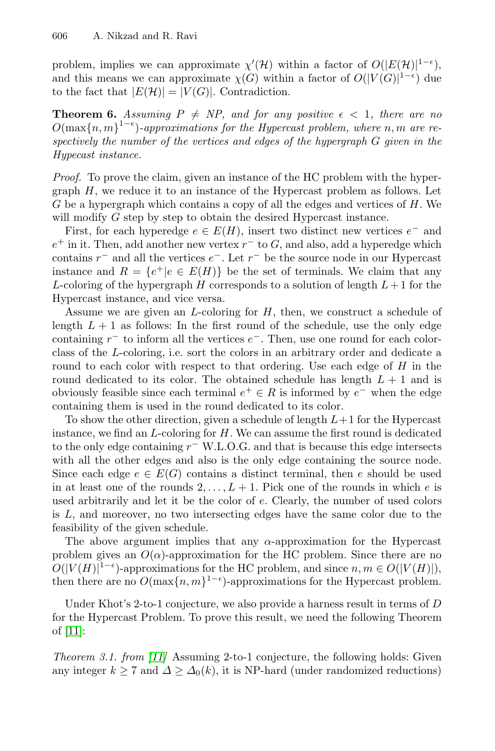problem, implies we can approximate $\chi'(\mathcal{H})$ within a factor of $O(|E(\mathcal{H})|^{1-\epsilon})$, and this means we can approximate $\chi(G)$ within a factor of $O(|V(G)|^{1-\epsilon})$ due to the fact that $|E(\mathcal{H})| = |V(G)|$. Contradiction.

**Theorem 6.** *Assuming $P \neq NP$, and for any positive $\epsilon < 1$, there are no $O(\max\{n,m\}^{1-\epsilon})$-approximations for the Hypercast problem, where $n, m$ are respectively the number of the vertices and edges of the hypergraph $G$ given in the Hypecast instance.*

*Proof.* To prove the claim, given an instance of the HC problem with the hypergraph $H$, we reduce it to an instance of the Hypercast problem as follows. Let $G$ be a hypergraph which contains a copy of all the edges and vertices of $H$. We will modify $G$ step by step to obtain the desired Hypercast instance.

First, for each hyperedge $e \in E(H)$, insert two distinct new vertices $e^-$ and $e^+$ in it. Then, add another new vertex $r^-$ to $G$, and also, add a hyperedge which contains $r^-$ and all the vertices $e^-$. Let $r^-$ be the source node in our Hypercast instance and $R = \{e^+ | e \in E(H)\}$ be the set of terminals. We claim that any $L$-coloring of the hypergraph $H$ corresponds to a solution of length $L+1$ for the Hypercast instance, and vice versa.

Assume we are given an $L$-coloring for $H$, then, we construct a schedule of length $L+1$ as follows: In the first round of the schedule, use the only edge containing $r^-$ to inform all the vertices $e^-$. Then, use one round for each color-class of the $L$-coloring, i.e. sort the colors in an arbitrary order and dedicate a round to each color with respect to that ordering. Use each edge of $H$ in the round dedicated to its color. The obtained schedule has length $L+1$ and is obviously feasible since each terminal $e^+ \in R$ is informed by $e^-$ when the edge containing them is used in the round dedicated to its color.

To show the other direction, given a schedule of length $L+1$ for the Hypercast instance, we find an $L$-coloring for $H$. We can assume the first round is dedicated to the only edge containing $r^-$ W.L.O.G. and that is because this edge intersects with all the other edges and also is the only edge containing the source node. Since each edge $e \in E(G)$ contains a distinct terminal, then $e$ should be used in at least one of the rounds $2, \ldots, L+1$. Pick one of the rounds in which $e$ is used arbitrarily and let it be the color of $e$. Clearly, the number of used colors is $L$, and moreover, no two intersecting edges have the same color due to the feasibility of the given schedule.

The above argument implies that any $\alpha$-approximation for the Hypercast problem gives an $O(\alpha)$-approximation for the HC problem. Since there are no $O(|V(H)|^{1-\epsilon})$-approximations for the HC problem, and since $n, m \in O(|V(H)|)$, then there are no $O(\max\{n,m\}^{1-\epsilon})$-approximations for the Hypercast problem.

Under Khot's 2-to-1 conjecture, we also provide a harness result in terms of $D$ for the Hypercast Problem. To prove this result, we need the following Theorem of [11]:

*Theorem 3.1. from [11]* Assuming 2-to-1 conjecture, the following holds: Given any integer $k \geq 7$ and $\Delta \geq \Delta_0(k)$, it is NP-hard (under randomized reductions)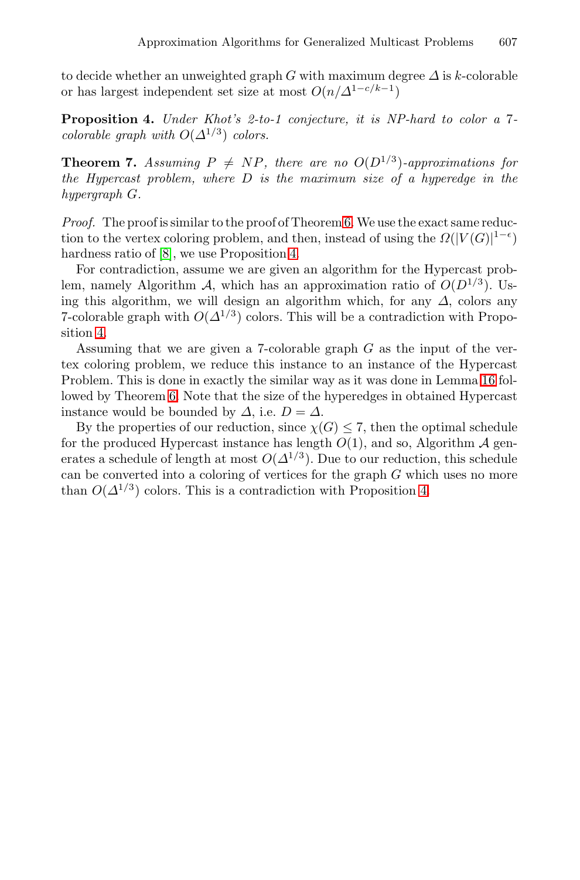to decide whether an unweighted graph $G$ with maximum degree $\Delta$ is $k$-colorable or has largest independent set size at most $O(n/\Delta^{1-c/k-1})$

**Proposition 4.** *Under Khot's 2-to-1 conjecture, it is NP-hard to color a 7-colorable graph with $O(\Delta^{1/3})$ colors.*

**Theorem 7.** *Assuming $P \neq NP$, there are no $O(D^{1/3})$-approximations for the Hypercast problem, where $D$ is the maximum size of a hyperedge in the hypergraph $G$.*

*Proof.* The proof is similar to the proof of Theorem 6. We use the exact same reduction to the vertex coloring problem, and then, instead of using the $\Omega(|V(G)|^{1-\epsilon})$ hardness ratio of [8], we use Proposition 4.

For contradiction, assume we are given an algorithm for the Hypercast problem, namely Algorithm $\mathcal{A}$, which has an approximation ratio of $O(D^{1/3})$. Using this algorithm, we will design an algorithm which, for any $\Delta$, colors any 7-colorable graph with $O(\Delta^{1/3})$ colors. This will be a contradiction with Proposition 4.

Assuming that we are given a 7-colorable graph $G$ as the input of the vertex coloring problem, we reduce this instance to an instance of the Hypercast Problem. This is done in exactly the similar way as it was done in Lemma 16 followed by Theorem 6. Note that the size of the hyperedges in obtained Hypercast instance would be bounded by $\Delta$, i.e. $D = \Delta$.

By the properties of our reduction, since $\chi(G) \leq 7$, then the optimal schedule for the produced Hypercast instance has length $O(1)$, and so, Algorithm $\mathcal{A}$ generates a schedule of length at most $O(\Delta^{1/3})$. Due to our reduction, this schedule can be converted into a coloring of vertices for the graph $G$ which uses no more than $O(\Delta^{1/3})$ colors. This is a contradiction with Proposition 4.